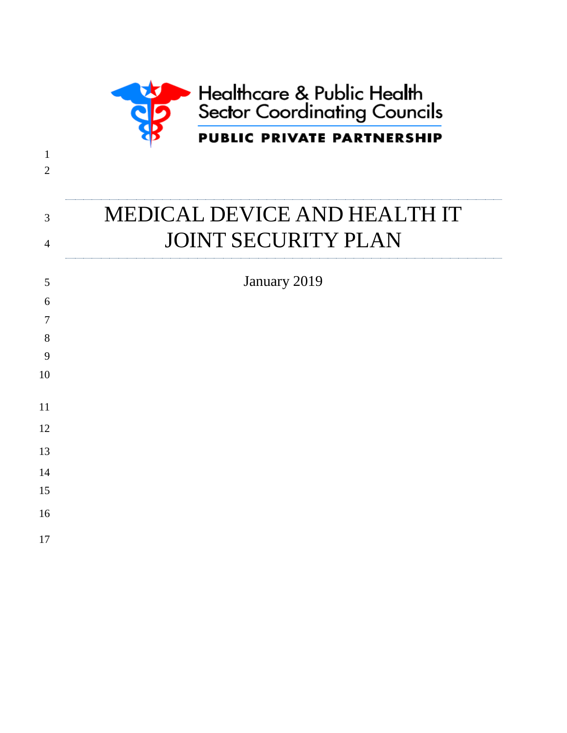Healthcare & Public Health Sector Coordinating Councils

PUBLIC PRIVATE PARTNERSHIP

# MEDICAL DEVICE AND HEALTH IT JOINT SECURITY PLAN

January 2019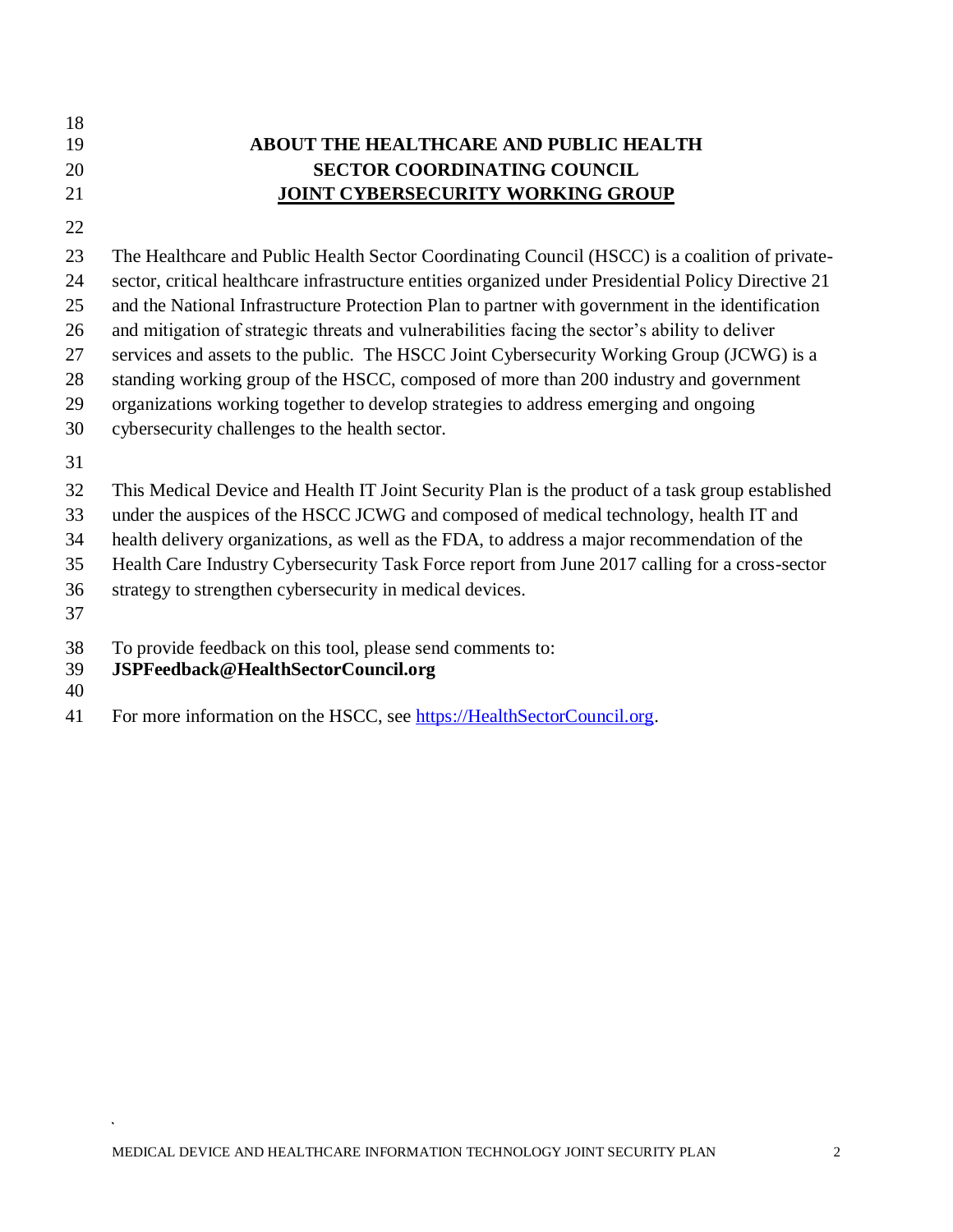# ABOUT THE HEALTHCARE AND PUBLIC HEALTH SECTOR COORDINATING COUNCIL JOINT CYBERSECURITY WORKING GROUP

The Healthcare and Public Health Sector Coordinating Council (HSCC) is a coalition of private-sector, critical healthcare infrastructure entities organized under Presidential Policy Directive 21 and the National Infrastructure Protection Plan to partner with government in the identification and mitigation of strategic threats and vulnerabilities facing the sector's ability to deliver services and assets to the public. The HSCC Joint Cybersecurity Working Group (JCWG) is a standing working group of the HSCC, composed of more than 200 industry and government organizations working together to develop strategies to address emerging and ongoing cybersecurity challenges to the health sector.

This Medical Device and Health IT Joint Security Plan is the product of a task group established under the auspices of the HSCC JCWG and composed of medical technology, health IT and health delivery organizations, as well as the FDA, to address a major recommendation of the Health Care Industry Cybersecurity Task Force report from June 2017 calling for a cross-sector strategy to strengthen cybersecurity in medical devices.

To provide feedback on this tool, please send comments to:
**JSPFeedback@HealthSectorCouncil.org**

For more information on the HSCC, see [https://HealthSectorCouncil.org](https://HealthSectorCouncil.org).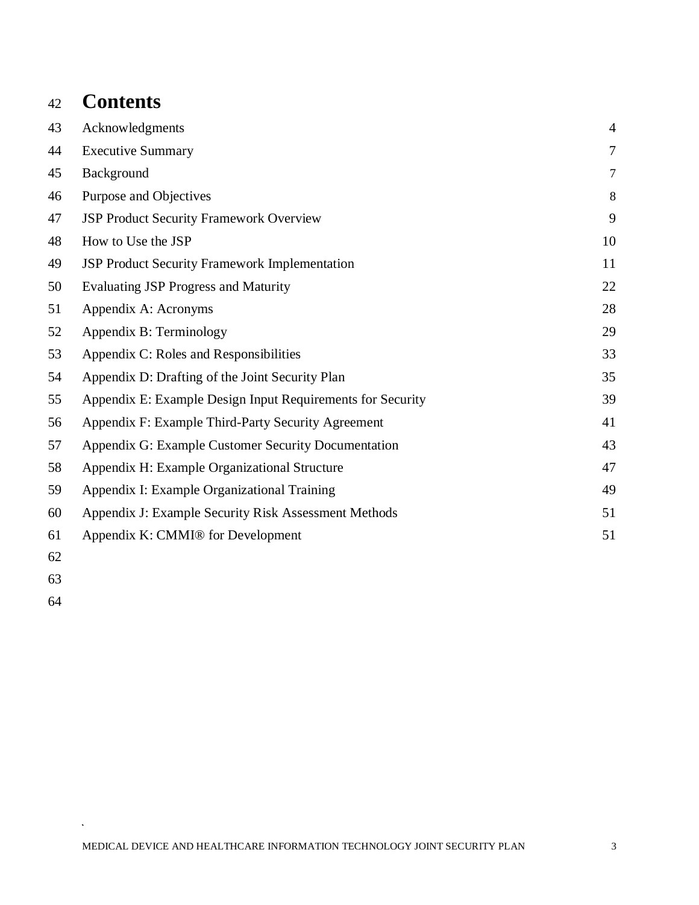# Contents

| | |
|---|---|
| Acknowledgments | 4 |
| Executive Summary | 7 |
| Background | 7 |
| Purpose and Objectives | 8 |
| JSP Product Security Framework Overview | 9 |
| How to Use the JSP | 10 |
| JSP Product Security Framework Implementation | 11 |
| Evaluating JSP Progress and Maturity | 22 |
| Appendix A: Acronyms | 28 |
| Appendix B: Terminology | 29 |
| Appendix C: Roles and Responsibilities | 33 |
| Appendix D: Drafting of the Joint Security Plan | 35 |
| Appendix E: Example Design Input Requirements for Security | 39 |
| Appendix F: Example Third-Party Security Agreement | 41 |
| Appendix G: Example Customer Security Documentation | 43 |
| Appendix H: Example Organizational Structure | 47 |
| Appendix I: Example Organizational Training | 49 |
| Appendix J: Example Security Risk Assessment Methods | 51 |
| Appendix K: CMMI® for Development | 51 |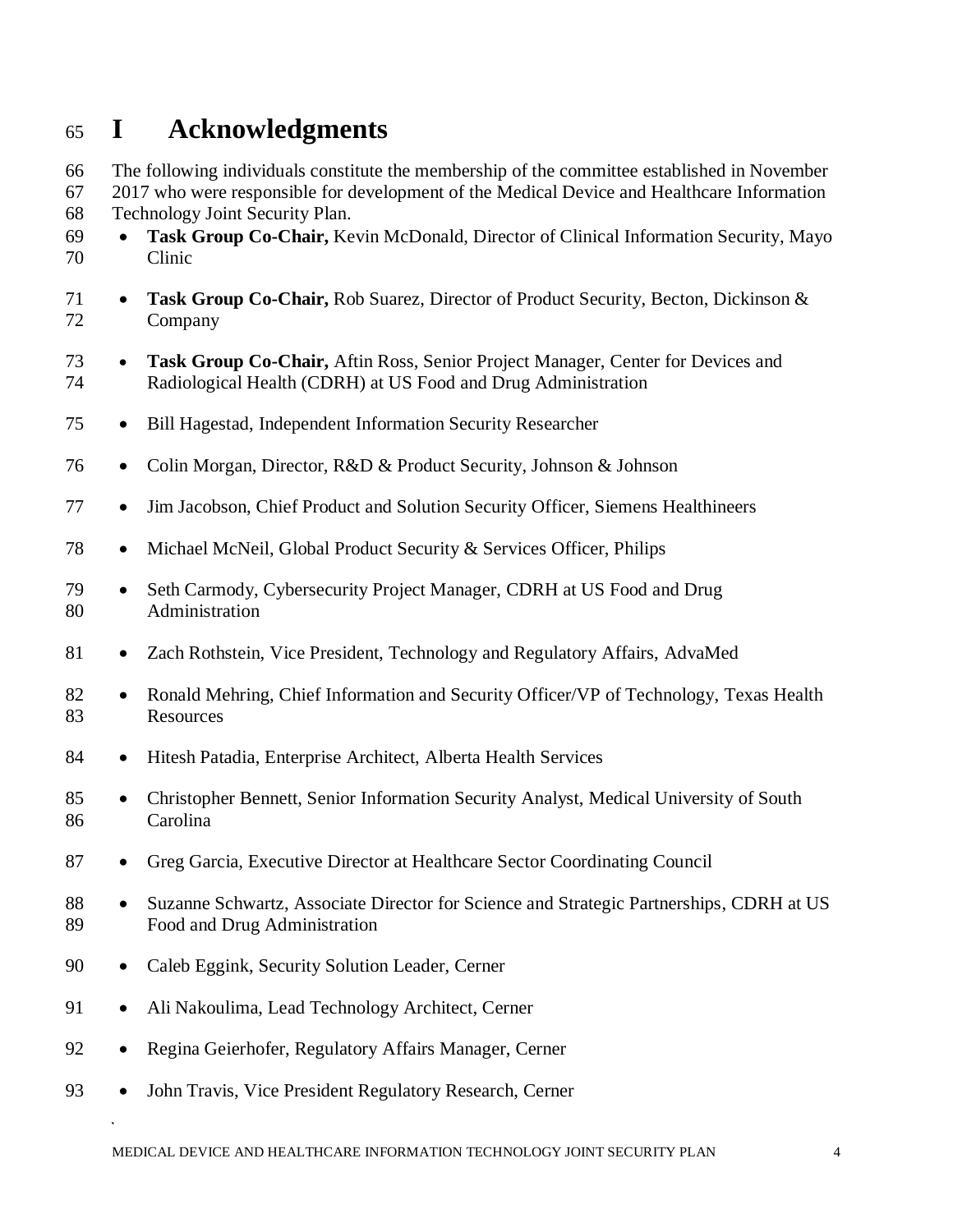# I Acknowledgments

The following individuals constitute the membership of the committee established in November 2017 who were responsible for development of the Medical Device and Healthcare Information Technology Joint Security Plan.

- **Task Group Co-Chair,** Kevin McDonald, Director of Clinical Information Security, Mayo Clinic
- **Task Group Co-Chair,** Rob Suarez, Director of Product Security, Becton, Dickinson & Company
- **Task Group Co-Chair,** Aftin Ross, Senior Project Manager, Center for Devices and Radiological Health (CDRH) at US Food and Drug Administration
- Bill Hagestad, Independent Information Security Researcher
- Colin Morgan, Director, R&D & Product Security, Johnson & Johnson
- Jim Jacobson, Chief Product and Solution Security Officer, Siemens Healthineers
- Michael McNeil, Global Product Security & Services Officer, Philips
- Seth Carmody, Cybersecurity Project Manager, CDRH at US Food and Drug Administration
- Zach Rothstein, Vice President, Technology and Regulatory Affairs, AdvaMed
- Ronald Mehring, Chief Information and Security Officer/VP of Technology, Texas Health Resources
- Hitesh Patadia, Enterprise Architect, Alberta Health Services
- Christopher Bennett, Senior Information Security Analyst, Medical University of South Carolina
- Greg Garcia, Executive Director at Healthcare Sector Coordinating Council
- Suzanne Schwartz, Associate Director for Science and Strategic Partnerships, CDRH at US Food and Drug Administration
- Caleb Eggink, Security Solution Leader, Cerner
- Ali Nakoulima, Lead Technology Architect, Cerner
- Regina Geierhofer, Regulatory Affairs Manager, Cerner
- John Travis, Vice President Regulatory Research, Cerner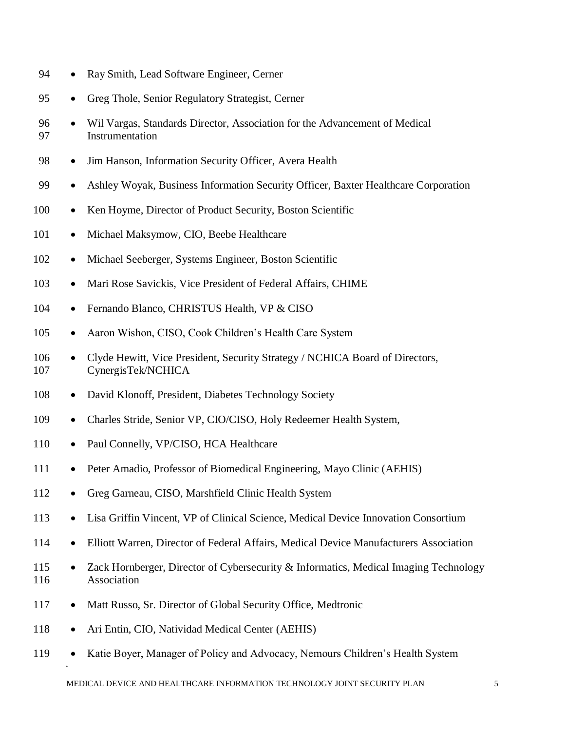- Ray Smith, Lead Software Engineer, Cerner
- Greg Thole, Senior Regulatory Strategist, Cerner
- Wil Vargas, Standards Director, Association for the Advancement of Medical Instrumentation
- Jim Hanson, Information Security Officer, Avera Health
- Ashley Woyak, Business Information Security Officer, Baxter Healthcare Corporation
- Ken Hoyme, Director of Product Security, Boston Scientific
- Michael Maksymow, CIO, Beebe Healthcare
- Michael Seeberger, Systems Engineer, Boston Scientific
- Mari Rose Savickis, Vice President of Federal Affairs, CHIME
- Fernando Blanco, CHRISTUS Health, VP & CISO
- Aaron Wishon, CISO, Cook Children's Health Care System
- Clyde Hewitt, Vice President, Security Strategy / NCHICA Board of Directors, CynergisTek/NCHICA
- David Klonoff, President, Diabetes Technology Society
- Charles Stride, Senior VP, CIO/CISO, Holy Redeemer Health System,
- Paul Connelly, VP/CISO, HCA Healthcare
- Peter Amadio, Professor of Biomedical Engineering, Mayo Clinic (AEHIS)
- Greg Garneau, CISO, Marshfield Clinic Health System
- Lisa Griffin Vincent, VP of Clinical Science, Medical Device Innovation Consortium
- Elliott Warren, Director of Federal Affairs, Medical Device Manufacturers Association
- Zack Hornberger, Director of Cybersecurity & Informatics, Medical Imaging Technology Association
- Matt Russo, Sr. Director of Global Security Office, Medtronic
- Ari Entin, CIO, Natividad Medical Center (AEHIS)
- Katie Boyer, Manager of Policy and Advocacy, Nemours Children's Health System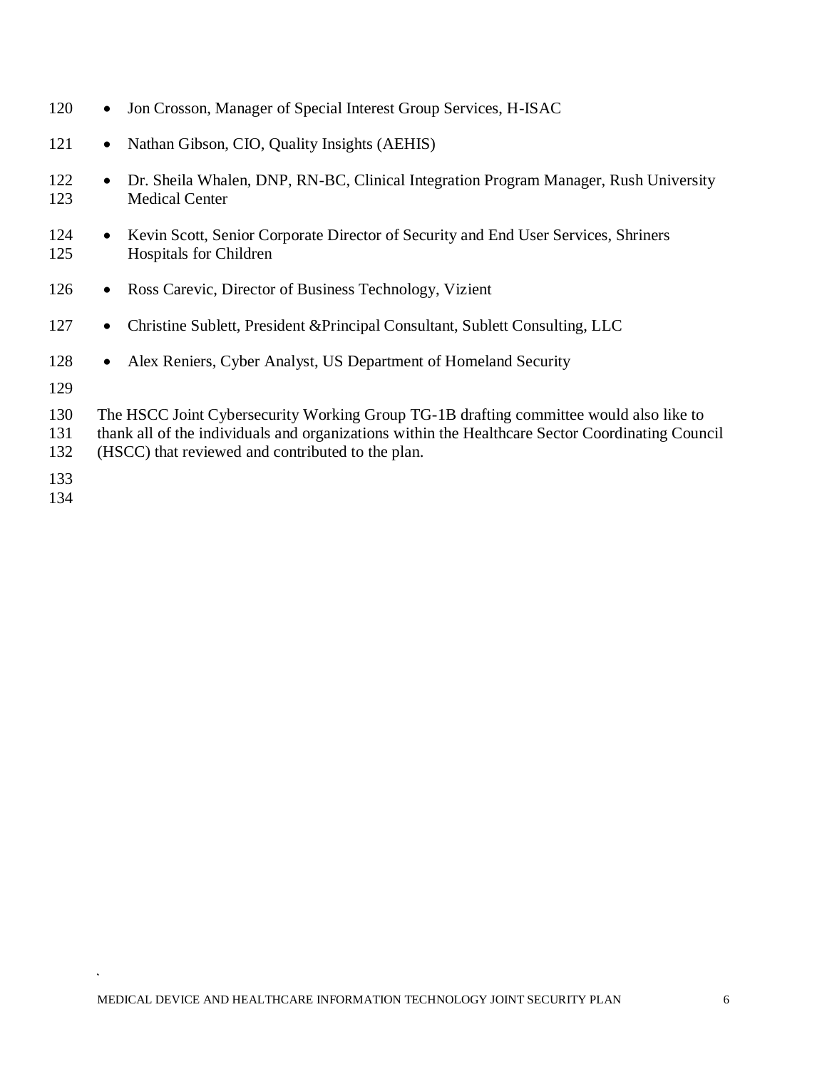- Jon Crosson, Manager of Special Interest Group Services, H-ISAC
- Nathan Gibson, CIO, Quality Insights (AEHIS)
- Dr. Sheila Whalen, DNP, RN-BC, Clinical Integration Program Manager, Rush University Medical Center
- Kevin Scott, Senior Corporate Director of Security and End User Services, Shriners Hospitals for Children
- Ross Carevic, Director of Business Technology, Vizient
- Christine Sublett, President &Principal Consultant, Sublett Consulting, LLC
- Alex Reniers, Cyber Analyst, US Department of Homeland Security

The HSCC Joint Cybersecurity Working Group TG-1B drafting committee would also like to thank all of the individuals and organizations within the Healthcare Sector Coordinating Council (HSCC) that reviewed and contributed to the plan.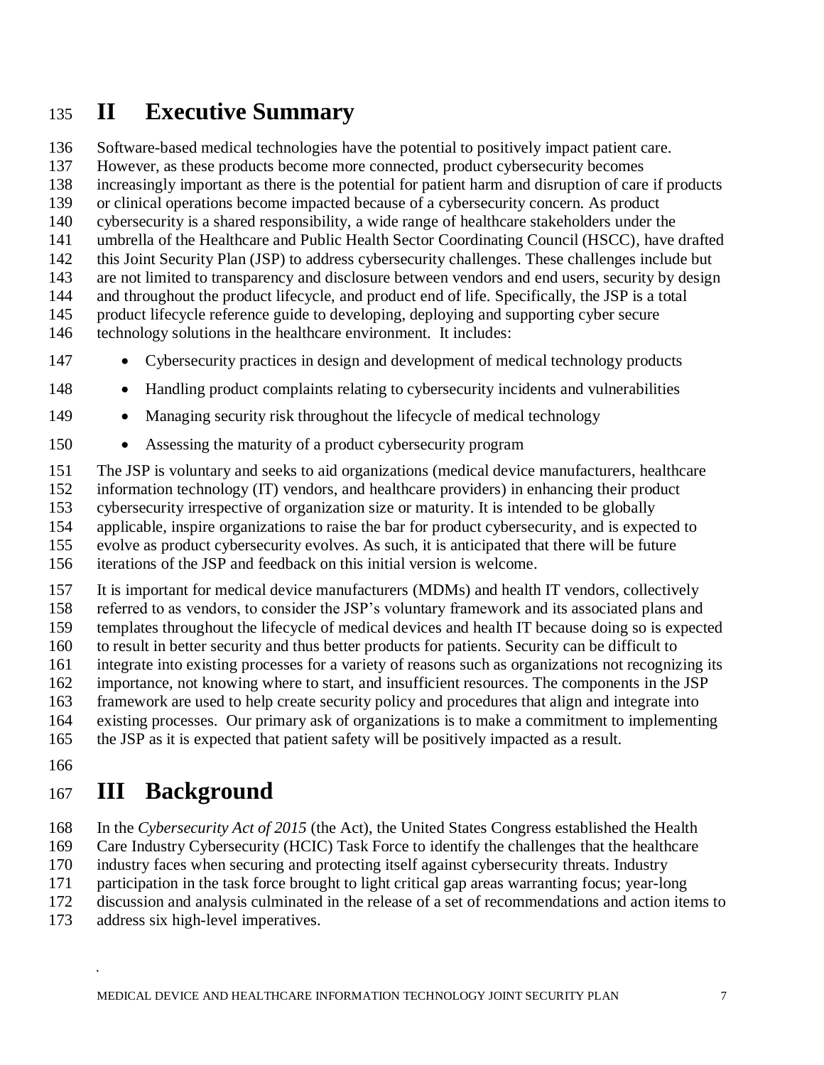# II Executive Summary

Software-based medical technologies have the potential to positively impact patient care. However, as these products become more connected, product cybersecurity becomes increasingly important as there is the potential for patient harm and disruption of care if products or clinical operations become impacted because of a cybersecurity concern. As product cybersecurity is a shared responsibility, a wide range of healthcare stakeholders under the umbrella of the Healthcare and Public Health Sector Coordinating Council (HSCC), have drafted this Joint Security Plan (JSP) to address cybersecurity challenges. These challenges include but are not limited to transparency and disclosure between vendors and end users, security by design and throughout the product lifecycle, and product end of life. Specifically, the JSP is a total product lifecycle reference guide to developing, deploying and supporting cyber secure technology solutions in the healthcare environment. It includes:

- Cybersecurity practices in design and development of medical technology products
- Handling product complaints relating to cybersecurity incidents and vulnerabilities
- Managing security risk throughout the lifecycle of medical technology
- Assessing the maturity of a product cybersecurity program

The JSP is voluntary and seeks to aid organizations (medical device manufacturers, healthcare information technology (IT) vendors, and healthcare providers) in enhancing their product cybersecurity irrespective of organization size or maturity. It is intended to be globally applicable, inspire organizations to raise the bar for product cybersecurity, and is expected to evolve as product cybersecurity evolves. As such, it is anticipated that there will be future iterations of the JSP and feedback on this initial version is welcome.

It is important for medical device manufacturers (MDMs) and health IT vendors, collectively referred to as vendors, to consider the JSP's voluntary framework and its associated plans and templates throughout the lifecycle of medical devices and health IT because doing so is expected to result in better security and thus better products for patients. Security can be difficult to integrate into existing processes for a variety of reasons such as organizations not recognizing its importance, not knowing where to start, and insufficient resources. The components in the JSP framework are used to help create security policy and procedures that align and integrate into existing processes. Our primary ask of organizations is to make a commitment to implementing the JSP as it is expected that patient safety will be positively impacted as a result.

# III Background

In the *Cybersecurity Act of 2015* (the Act), the United States Congress established the Health Care Industry Cybersecurity (HCIC) Task Force to identify the challenges that the healthcare industry faces when securing and protecting itself against cybersecurity threats. Industry participation in the task force brought to light critical gap areas warranting focus; year-long discussion and analysis culminated in the release of a set of recommendations and action items to address six high-level imperatives.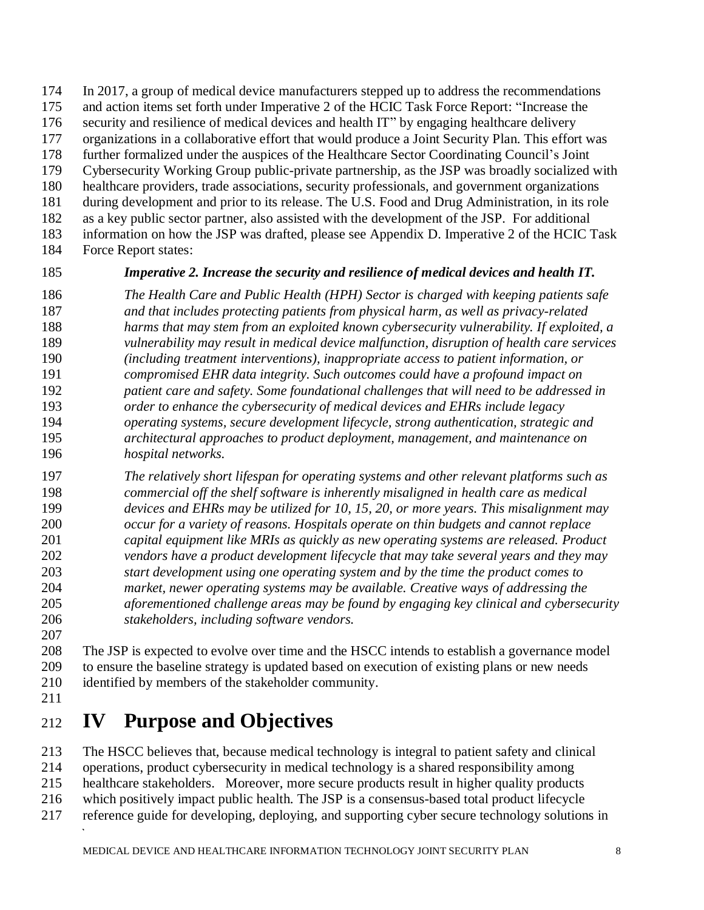In 2017, a group of medical device manufacturers stepped up to address the recommendations and action items set forth under Imperative 2 of the HCIC Task Force Report: "Increase the security and resilience of medical devices and health IT" by engaging healthcare delivery organizations in a collaborative effort that would produce a Joint Security Plan. This effort was further formalized under the auspices of the Healthcare Sector Coordinating Council's Joint Cybersecurity Working Group public-private partnership, as the JSP was broadly socialized with healthcare providers, trade associations, security professionals, and government organizations during development and prior to its release. The U.S. Food and Drug Administration, in its role as a key public sector partner, also assisted with the development of the JSP. For additional information on how the JSP was drafted, please see Appendix D. Imperative 2 of the HCIC Task Force Report states:

> ***Imperative 2. Increase the security and resilience of medical devices and health IT.***
>
> *The Health Care and Public Health (HPH) Sector is charged with keeping patients safe and that includes protecting patients from physical harm, as well as privacy-related harms that may stem from an exploited known cybersecurity vulnerability. If exploited, a vulnerability may result in medical device malfunction, disruption of health care services (including treatment interventions), inappropriate access to patient information, or compromised EHR data integrity. Such outcomes could have a profound impact on patient care and safety. Some foundational challenges that will need to be addressed in order to enhance the cybersecurity of medical devices and EHRs include legacy operating systems, secure development lifecycle, strong authentication, strategic and architectural approaches to product deployment, management, and maintenance on hospital networks.*
>
> *The relatively short lifespan for operating systems and other relevant platforms such as commercial off the shelf software is inherently misaligned in health care as medical devices and EHRs may be utilized for 10, 15, 20, or more years. This misalignment may occur for a variety of reasons. Hospitals operate on thin budgets and cannot replace capital equipment like MRIs as quickly as new operating systems are released. Product vendors have a product development lifecycle that may take several years and they may start development using one operating system and by the time the product comes to market, newer operating systems may be available. Creative ways of addressing the aforementioned challenge areas may be found by engaging key clinical and cybersecurity stakeholders, including software vendors.*

The JSP is expected to evolve over time and the HSCC intends to establish a governance model to ensure the baseline strategy is updated based on execution of existing plans or new needs identified by members of the stakeholder community.

# IV Purpose and Objectives

The HSCC believes that, because medical technology is integral to patient safety and clinical operations, product cybersecurity in medical technology is a shared responsibility among healthcare stakeholders. Moreover, more secure products result in higher quality products which positively impact public health. The JSP is a consensus-based total product lifecycle reference guide for developing, deploying, and supporting cyber secure technology solutions in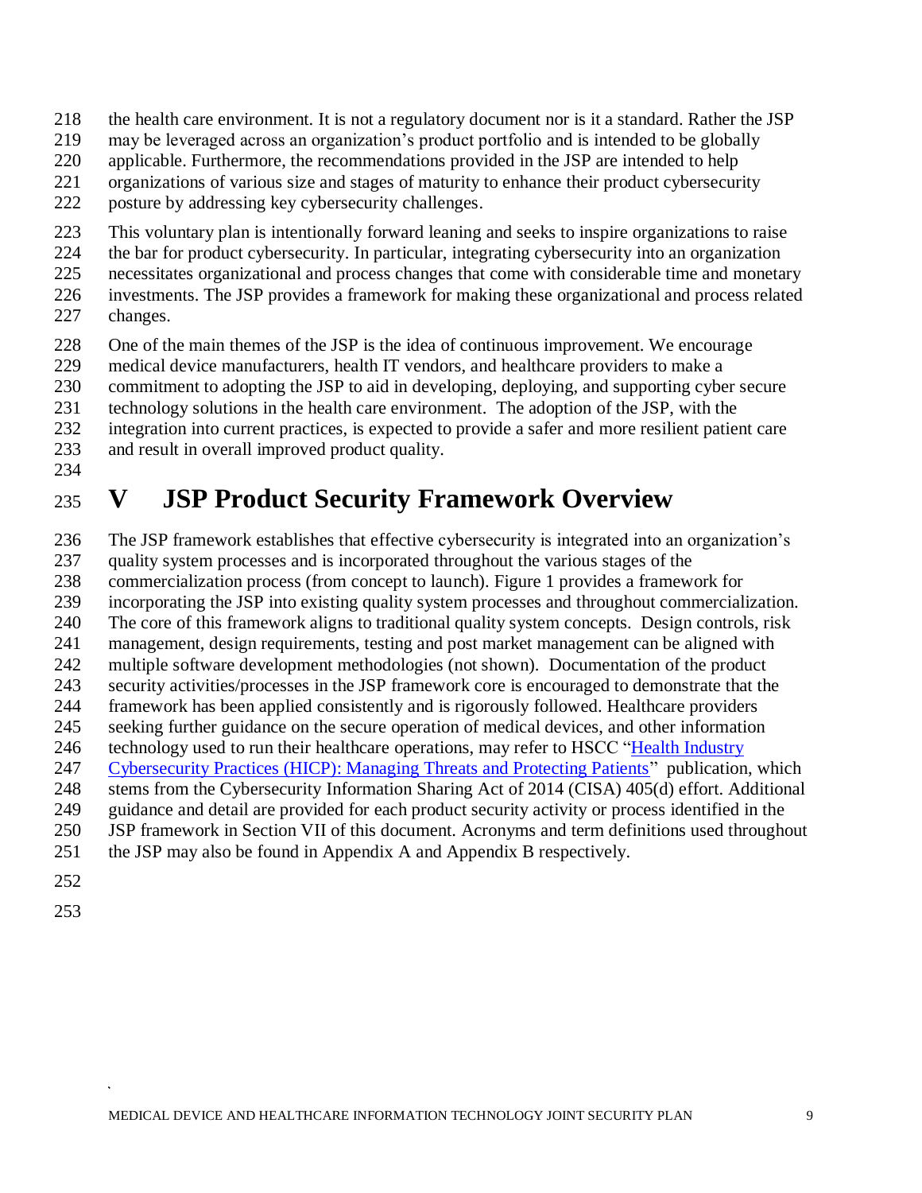the health care environment. It is not a regulatory document nor is it a standard. Rather the JSP may be leveraged across an organization's product portfolio and is intended to be globally applicable. Furthermore, the recommendations provided in the JSP are intended to help organizations of various size and stages of maturity to enhance their product cybersecurity posture by addressing key cybersecurity challenges.

This voluntary plan is intentionally forward leaning and seeks to inspire organizations to raise the bar for product cybersecurity. In particular, integrating cybersecurity into an organization necessitates organizational and process changes that come with considerable time and monetary investments. The JSP provides a framework for making these organizational and process related changes.

One of the main themes of the JSP is the idea of continuous improvement. We encourage medical device manufacturers, health IT vendors, and healthcare providers to make a commitment to adopting the JSP to aid in developing, deploying, and supporting cyber secure technology solutions in the health care environment. The adoption of the JSP, with the integration into current practices, is expected to provide a safer and more resilient patient care and result in overall improved product quality.

# V JSP Product Security Framework Overview

The JSP framework establishes that effective cybersecurity is integrated into an organization's quality system processes and is incorporated throughout the various stages of the commercialization process (from concept to launch). Figure 1 provides a framework for incorporating the JSP into existing quality system processes and throughout commercialization. The core of this framework aligns to traditional quality system concepts. Design controls, risk management, design requirements, testing and post market management can be aligned with multiple software development methodologies (not shown). Documentation of the product security activities/processes in the JSP framework core is encouraged to demonstrate that the framework has been applied consistently and is rigorously followed. Healthcare providers seeking further guidance on the secure operation of medical devices, and other information technology used to run their healthcare operations, may refer to HSCC "Health Industry Cybersecurity Practices (HICP): Managing Threats and Protecting Patients" publication, which stems from the Cybersecurity Information Sharing Act of 2014 (CISA) 405(d) effort. Additional guidance and detail are provided for each product security activity or process identified in the JSP framework in Section VII of this document. Acronyms and term definitions used throughout the JSP may also be found in Appendix A and Appendix B respectively.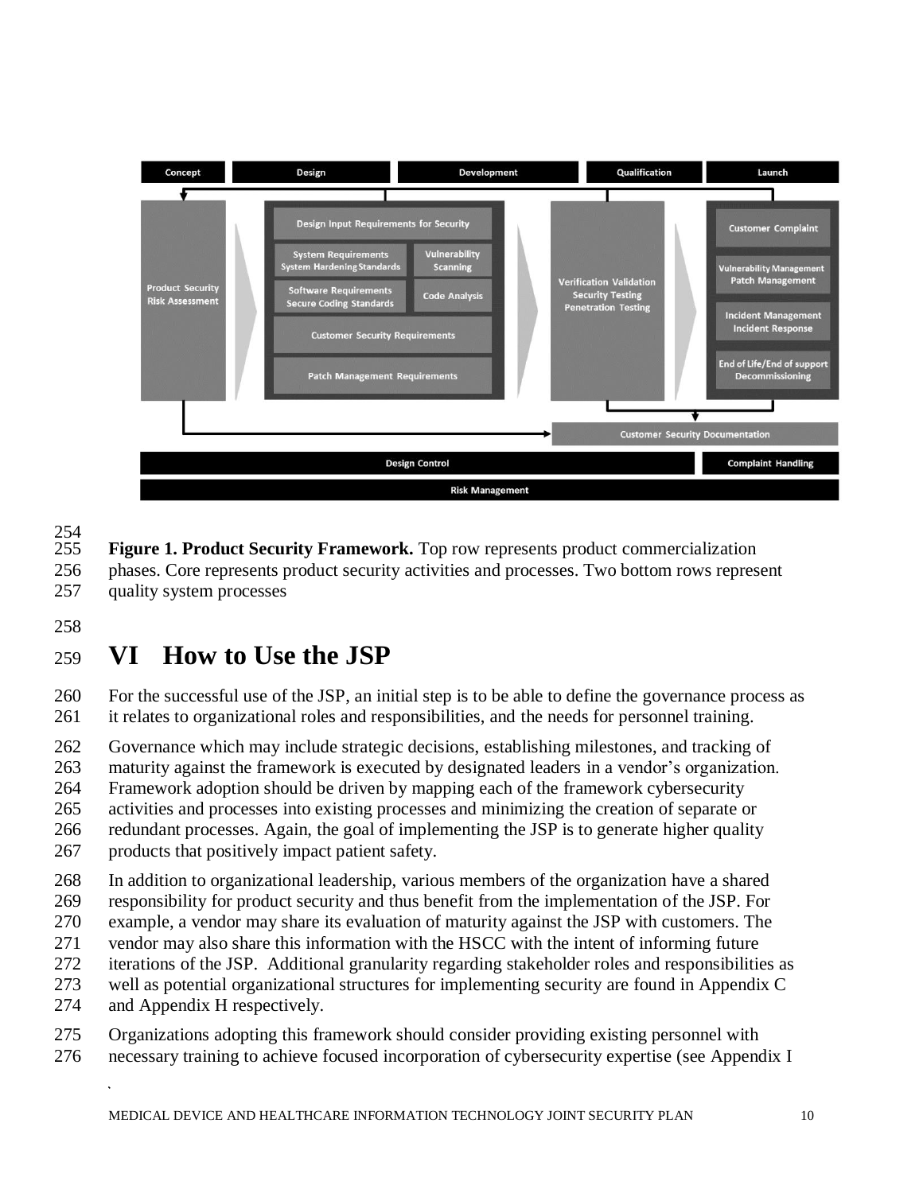Concept | Design | Development | Qualification | Launch

Product Security Risk Assessment

Design Input Requirements for Security
- System Requirements System Hardening Standards
- Vulnerability Scanning
- Software Requirements Secure Coding Standards
- Code Analysis
- Customer Security Requirements
- Patch Management Requirements

Verification Validation Security Testing Penetration Testing

- Customer Complaint
- Vulnerability Management Patch Management
- Incident Management Incident Response
- End of Life/End of support Decommissioning

Customer Security Documentation

Design Control | Complaint Handling

Risk Management

**Figure 1. Product Security Framework.** Top row represents product commercialization phases. Core represents product security activities and processes. Two bottom rows represent quality system processes

# VI How to Use the JSP

For the successful use of the JSP, an initial step is to be able to define the governance process as it relates to organizational roles and responsibilities, and the needs for personnel training.

Governance which may include strategic decisions, establishing milestones, and tracking of maturity against the framework is executed by designated leaders in a vendor's organization. Framework adoption should be driven by mapping each of the framework cybersecurity activities and processes into existing processes and minimizing the creation of separate or redundant processes. Again, the goal of implementing the JSP is to generate higher quality products that positively impact patient safety.

In addition to organizational leadership, various members of the organization have a shared responsibility for product security and thus benefit from the implementation of the JSP. For example, a vendor may share its evaluation of maturity against the JSP with customers. The vendor may also share this information with the HSCC with the intent of informing future iterations of the JSP. Additional granularity regarding stakeholder roles and responsibilities as well as potential organizational structures for implementing security are found in Appendix C and Appendix H respectively.

Organizations adopting this framework should consider providing existing personnel with necessary training to achieve focused incorporation of cybersecurity expertise (see Appendix I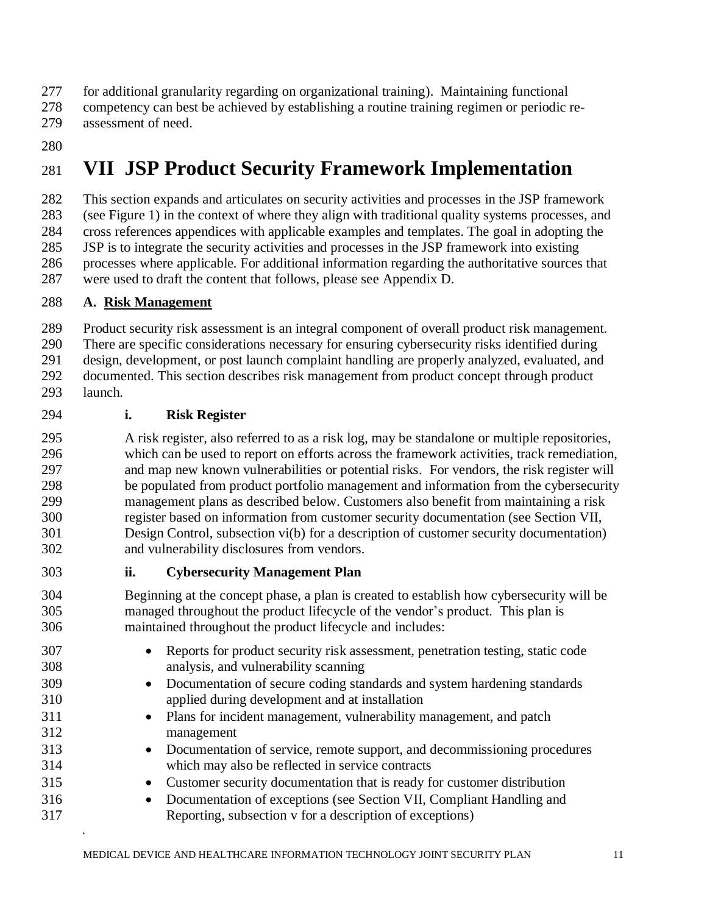for additional granularity regarding on organizational training). Maintaining functional competency can best be achieved by establishing a routine training regimen or periodic re-assessment of need.

# VII JSP Product Security Framework Implementation

This section expands and articulates on security activities and processes in the JSP framework (see Figure 1) in the context of where they align with traditional quality systems processes, and cross references appendices with applicable examples and templates. The goal in adopting the JSP is to integrate the security activities and processes in the JSP framework into existing processes where applicable. For additional information regarding the authoritative sources that were used to draft the content that follows, please see Appendix D.

## A. Risk Management

Product security risk assessment is an integral component of overall product risk management. There are specific considerations necessary for ensuring cybersecurity risks identified during design, development, or post launch complaint handling are properly analyzed, evaluated, and documented. This section describes risk management from product concept through product launch.

### i. Risk Register

A risk register, also referred to as a risk log, may be standalone or multiple repositories, which can be used to report on efforts across the framework activities, track remediation, and map new known vulnerabilities or potential risks. For vendors, the risk register will be populated from product portfolio management and information from the cybersecurity management plans as described below. Customers also benefit from maintaining a risk register based on information from customer security documentation (see Section VII, Design Control, subsection vi(b) for a description of customer security documentation) and vulnerability disclosures from vendors.

### ii. Cybersecurity Management Plan

Beginning at the concept phase, a plan is created to establish how cybersecurity will be managed throughout the product lifecycle of the vendor's product. This plan is maintained throughout the product lifecycle and includes:

- Reports for product security risk assessment, penetration testing, static code analysis, and vulnerability scanning
- Documentation of secure coding standards and system hardening standards applied during development and at installation
- Plans for incident management, vulnerability management, and patch management
- Documentation of service, remote support, and decommissioning procedures which may also be reflected in service contracts
- Customer security documentation that is ready for customer distribution
- Documentation of exceptions (see Section VII, Compliant Handling and Reporting, subsection v for a description of exceptions)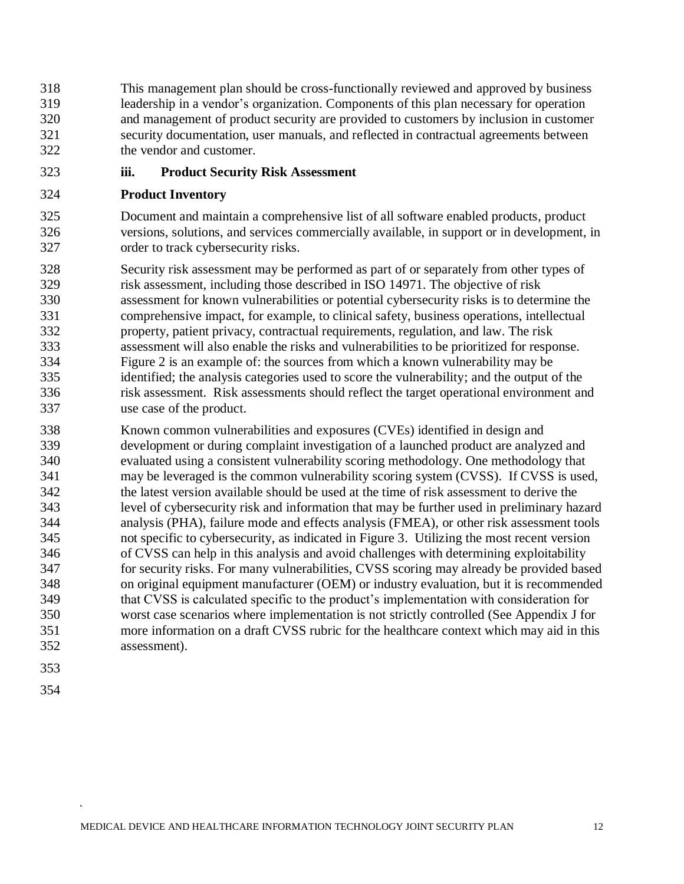This management plan should be cross-functionally reviewed and approved by business leadership in a vendor's organization. Components of this plan necessary for operation and management of product security are provided to customers by inclusion in customer security documentation, user manuals, and reflected in contractual agreements between the vendor and customer.

### iii. Product Security Risk Assessment

**Product Inventory**

Document and maintain a comprehensive list of all software enabled products, product versions, solutions, and services commercially available, in support or in development, in order to track cybersecurity risks.

Security risk assessment may be performed as part of or separately from other types of risk assessment, including those described in ISO 14971. The objective of risk assessment for known vulnerabilities or potential cybersecurity risks is to determine the comprehensive impact, for example, to clinical safety, business operations, intellectual property, patient privacy, contractual requirements, regulation, and law. The risk assessment will also enable the risks and vulnerabilities to be prioritized for response. Figure 2 is an example of: the sources from which a known vulnerability may be identified; the analysis categories used to score the vulnerability; and the output of the risk assessment. Risk assessments should reflect the target operational environment and use case of the product.

Known common vulnerabilities and exposures (CVEs) identified in design and development or during complaint investigation of a launched product are analyzed and evaluated using a consistent vulnerability scoring methodology. One methodology that may be leveraged is the common vulnerability scoring system (CVSS). If CVSS is used, the latest version available should be used at the time of risk assessment to derive the level of cybersecurity risk and information that may be further used in preliminary hazard analysis (PHA), failure mode and effects analysis (FMEA), or other risk assessment tools not specific to cybersecurity, as indicated in Figure 3. Utilizing the most recent version of CVSS can help in this analysis and avoid challenges with determining exploitability for security risks. For many vulnerabilities, CVSS scoring may already be provided based on original equipment manufacturer (OEM) or industry evaluation, but it is recommended that CVSS is calculated specific to the product's implementation with consideration for worst case scenarios where implementation is not strictly controlled (See Appendix J for more information on a draft CVSS rubric for the healthcare context which may aid in this assessment).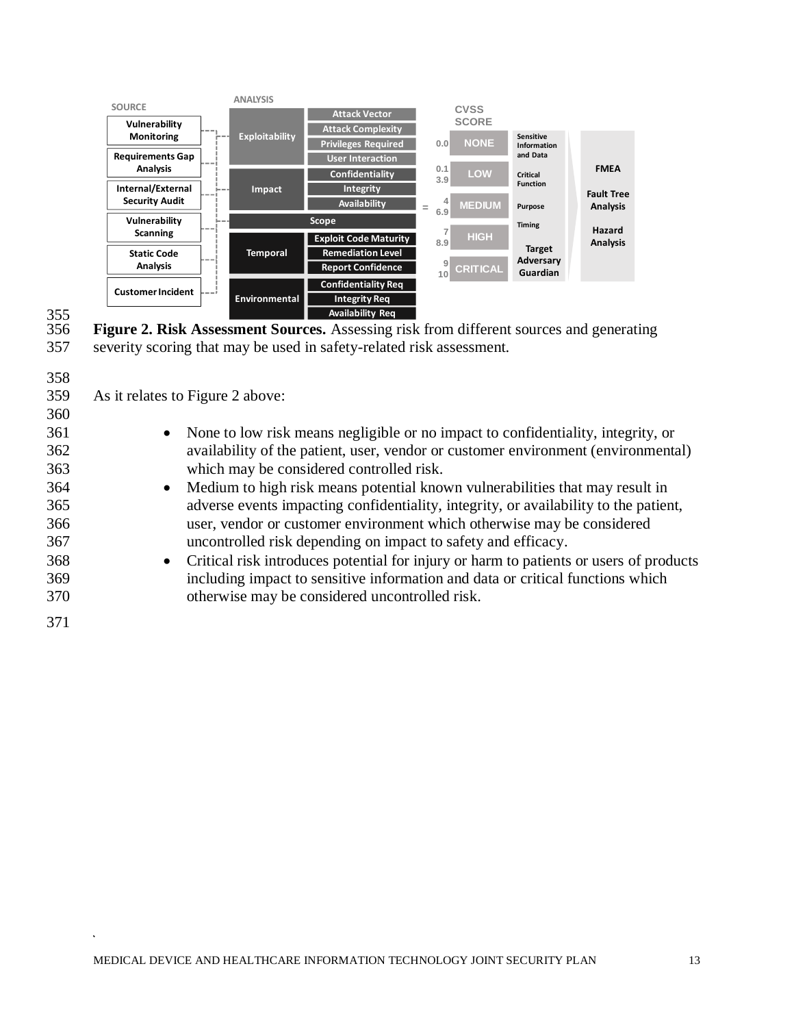**Figure 2. Risk Assessment Sources.** Assessing risk from different sources and generating severity scoring that may be used in safety-related risk assessment.

As it relates to Figure 2 above:

- None to low risk means negligible or no impact to confidentiality, integrity, or availability of the patient, user, vendor or customer environment (environmental) which may be considered controlled risk.
- Medium to high risk means potential known vulnerabilities that may result in adverse events impacting confidentiality, integrity, or availability to the patient, user, vendor or customer environment which otherwise may be considered uncontrolled risk depending on impact to safety and efficacy.
- Critical risk introduces potential for injury or harm to patients or users of products including impact to sensitive information and data or critical functions which otherwise may be considered uncontrolled risk.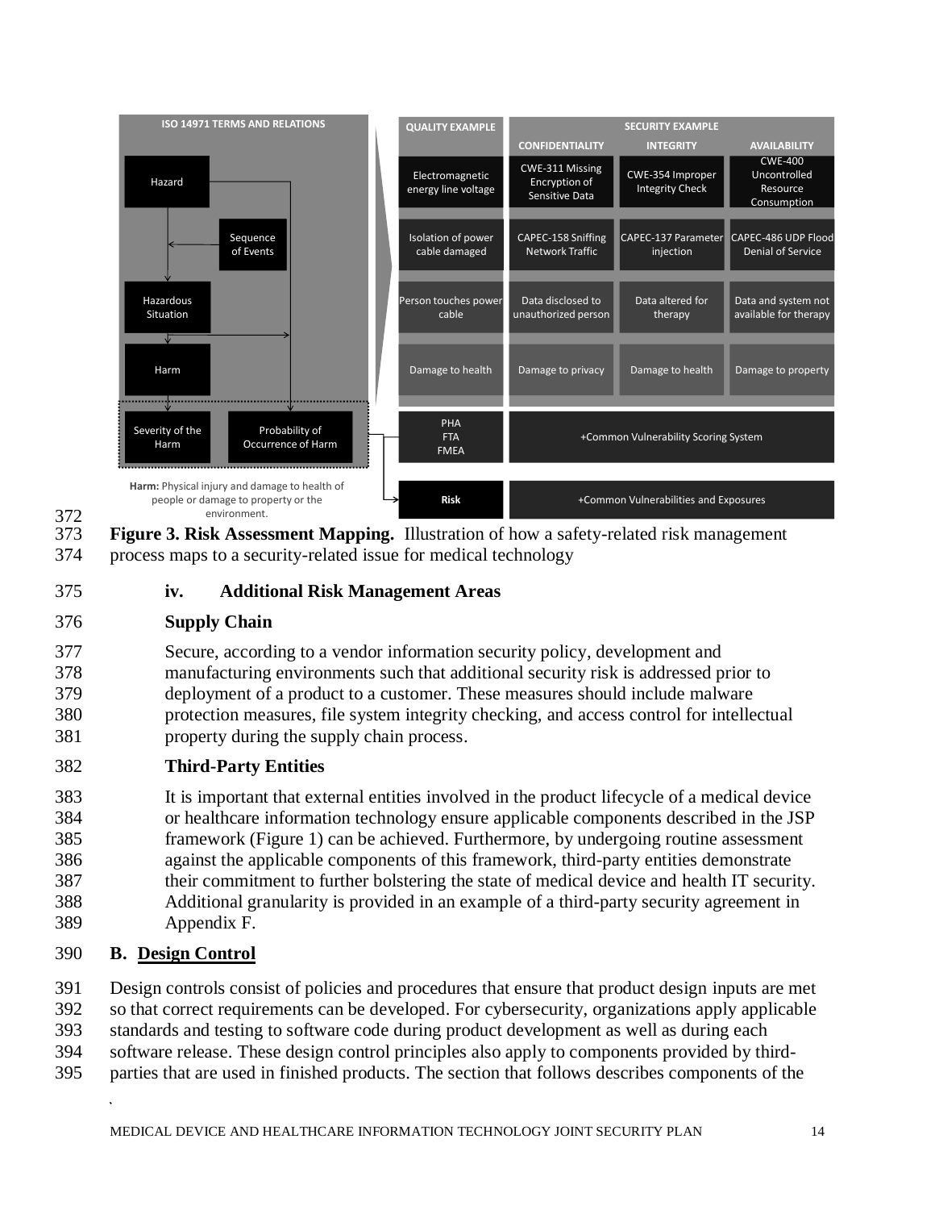| ISO 14971 TERMS AND RELATIONS | QUALITY EXAMPLE | SECURITY EXAMPLE | | |
|---|---|---|---|---|
| | | CONFIDENTIALITY | INTEGRITY | AVAILABILITY |
| Hazard | Electromagnetic energy line voltage | CWE-311 Missing Encryption of Sensitive Data | CWE-354 Improper Integrity Check | CWE-400 Uncontrolled Resource Consumption |
| Sequence of Events | Isolation of power cable damaged | CAPEC-158 Sniffing Network Traffic | CAPEC-137 Parameter injection | CAPEC-486 UDP Flood Denial of Service |
| Hazardous Situation | Person touches power cable | Data disclosed to unauthorized person | Data altered for therapy | Data and system not available for therapy |
| Harm | Damage to health | Damage to privacy | Damage to health | Damage to property |
| Severity of the Harm / Probability of Occurrence of Harm | PHA FTA FMEA | +Common Vulnerability Scoring System | | |
| Risk | Risk | +Common Vulnerabilities and Exposures | | |

**Harm:** Physical injury and damage to health of people or damage to property or the environment.

**Figure 3. Risk Assessment Mapping.** Illustration of how a safety-related risk management process maps to a security-related issue for medical technology

#### iv. Additional Risk Management Areas

**Supply Chain**

Secure, according to a vendor information security policy, development and manufacturing environments such that additional security risk is addressed prior to deployment of a product to a customer. These measures should include malware protection measures, file system integrity checking, and access control for intellectual property during the supply chain process.

**Third-Party Entities**

It is important that external entities involved in the product lifecycle of a medical device or healthcare information technology ensure applicable components described in the JSP framework (Figure 1) can be achieved. Furthermore, by undergoing routine assessment against the applicable components of this framework, third-party entities demonstrate their commitment to further bolstering the state of medical device and health IT security. Additional granularity is provided in an example of a third-party security agreement in Appendix F.

### B. Design Control

Design controls consist of policies and procedures that ensure that product design inputs are met so that correct requirements can be developed. For cybersecurity, organizations apply applicable standards and testing to software code during product development as well as during each software release. These design control principles also apply to components provided by third-parties that are used in finished products. The section that follows describes components of the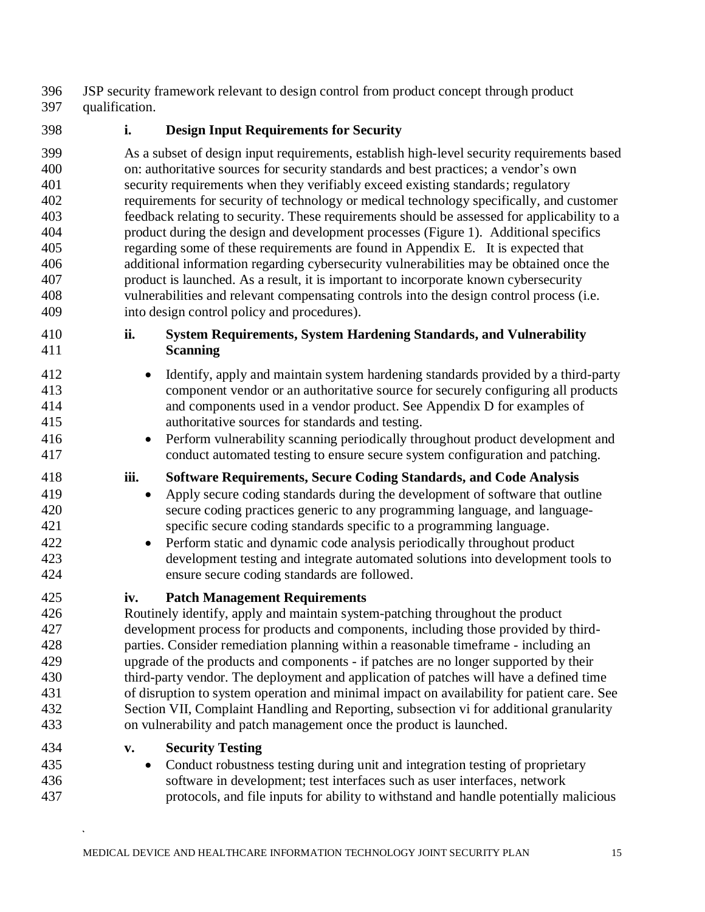JSP security framework relevant to design control from product concept through product qualification.

### i. Design Input Requirements for Security

As a subset of design input requirements, establish high-level security requirements based on: authoritative sources for security standards and best practices; a vendor's own security requirements when they verifiably exceed existing standards; regulatory requirements for security of technology or medical technology specifically, and customer feedback relating to security. These requirements should be assessed for applicability to a product during the design and development processes (Figure 1). Additional specifics regarding some of these requirements are found in Appendix E. It is expected that additional information regarding cybersecurity vulnerabilities may be obtained once the product is launched. As a result, it is important to incorporate known cybersecurity vulnerabilities and relevant compensating controls into the design control process (i.e. into design control policy and procedures).

### ii. System Requirements, System Hardening Standards, and Vulnerability Scanning

- Identify, apply and maintain system hardening standards provided by a third-party component vendor or an authoritative source for securely configuring all products and components used in a vendor product. See Appendix D for examples of authoritative sources for standards and testing.
- Perform vulnerability scanning periodically throughout product development and conduct automated testing to ensure secure system configuration and patching.

### iii. Software Requirements, Secure Coding Standards, and Code Analysis

- Apply secure coding standards during the development of software that outline secure coding practices generic to any programming language, and language-specific secure coding standards specific to a programming language.
- Perform static and dynamic code analysis periodically throughout product development testing and integrate automated solutions into development tools to ensure secure coding standards are followed.

### iv. Patch Management Requirements

Routinely identify, apply and maintain system-patching throughout the product development process for products and components, including those provided by third-parties. Consider remediation planning within a reasonable timeframe - including an upgrade of the products and components - if patches are no longer supported by their third-party vendor. The deployment and application of patches will have a defined time of disruption to system operation and minimal impact on availability for patient care. See Section VII, Complaint Handling and Reporting, subsection vi for additional granularity on vulnerability and patch management once the product is launched.

### v. Security Testing

- Conduct robustness testing during unit and integration testing of proprietary software in development; test interfaces such as user interfaces, network protocols, and file inputs for ability to withstand and handle potentially malicious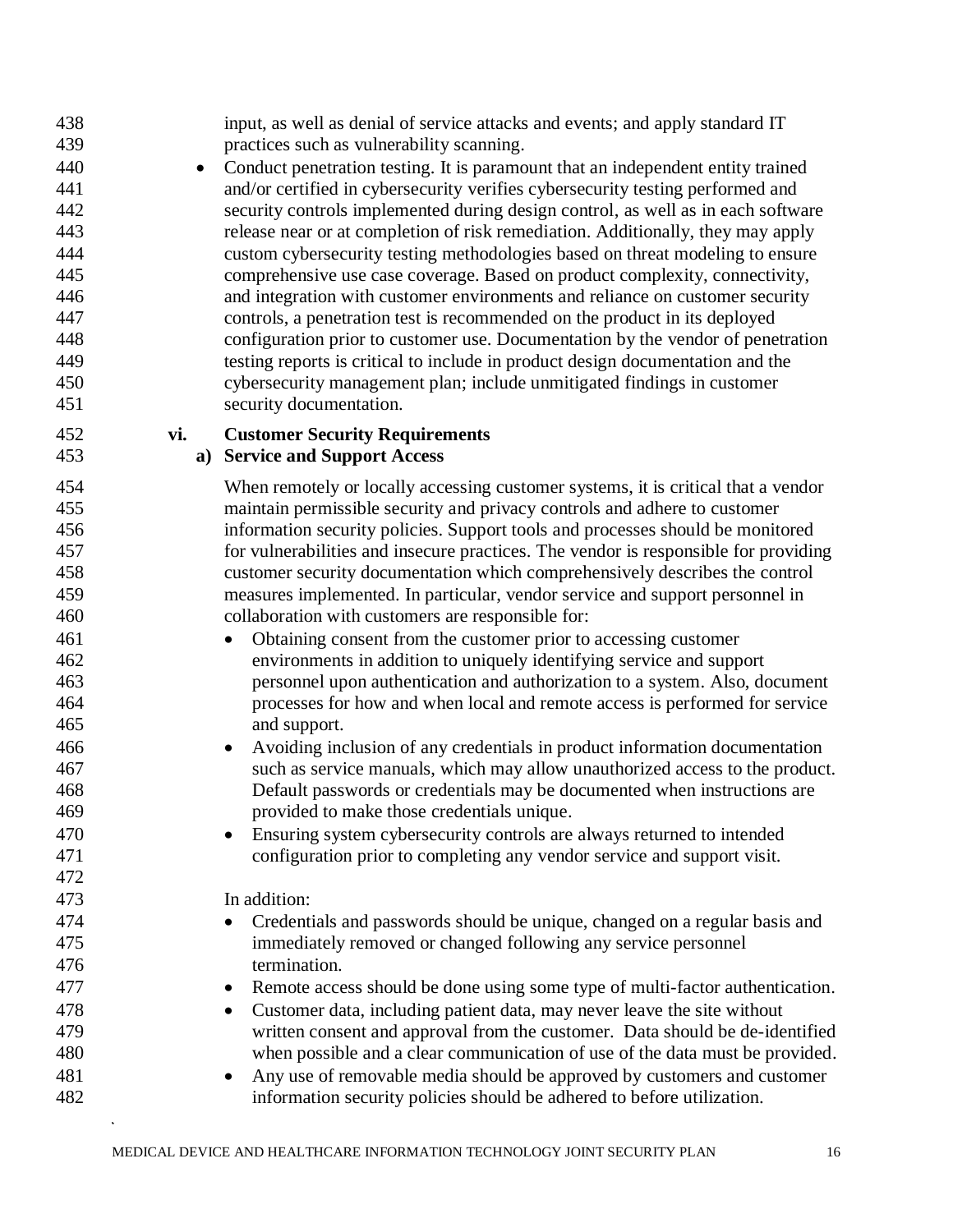input, as well as denial of service attacks and events; and apply standard IT practices such as vulnerability scanning.

- Conduct penetration testing. It is paramount that an independent entity trained and/or certified in cybersecurity verifies cybersecurity testing performed and security controls implemented during design control, as well as in each software release near or at completion of risk remediation. Additionally, they may apply custom cybersecurity testing methodologies based on threat modeling to ensure comprehensive use case coverage. Based on product complexity, connectivity, and integration with customer environments and reliance on customer security controls, a penetration test is recommended on the product in its deployed configuration prior to customer use. Documentation by the vendor of penetration testing reports is critical to include in product design documentation and the cybersecurity management plan; include unmitigated findings in customer security documentation.

### vi. Customer Security Requirements

#### a) Service and Support Access

When remotely or locally accessing customer systems, it is critical that a vendor maintain permissible security and privacy controls and adhere to customer information security policies. Support tools and processes should be monitored for vulnerabilities and insecure practices. The vendor is responsible for providing customer security documentation which comprehensively describes the control measures implemented. In particular, vendor service and support personnel in collaboration with customers are responsible for:

- Obtaining consent from the customer prior to accessing customer environments in addition to uniquely identifying service and support personnel upon authentication and authorization to a system. Also, document processes for how and when local and remote access is performed for service and support.
- Avoiding inclusion of any credentials in product information documentation such as service manuals, which may allow unauthorized access to the product. Default passwords or credentials may be documented when instructions are provided to make those credentials unique.
- Ensuring system cybersecurity controls are always returned to intended configuration prior to completing any vendor service and support visit.

In addition:

- Credentials and passwords should be unique, changed on a regular basis and immediately removed or changed following any service personnel termination.
- Remote access should be done using some type of multi-factor authentication.
- Customer data, including patient data, may never leave the site without written consent and approval from the customer. Data should be de-identified when possible and a clear communication of use of the data must be provided.
- Any use of removable media should be approved by customers and customer information security policies should be adhered to before utilization.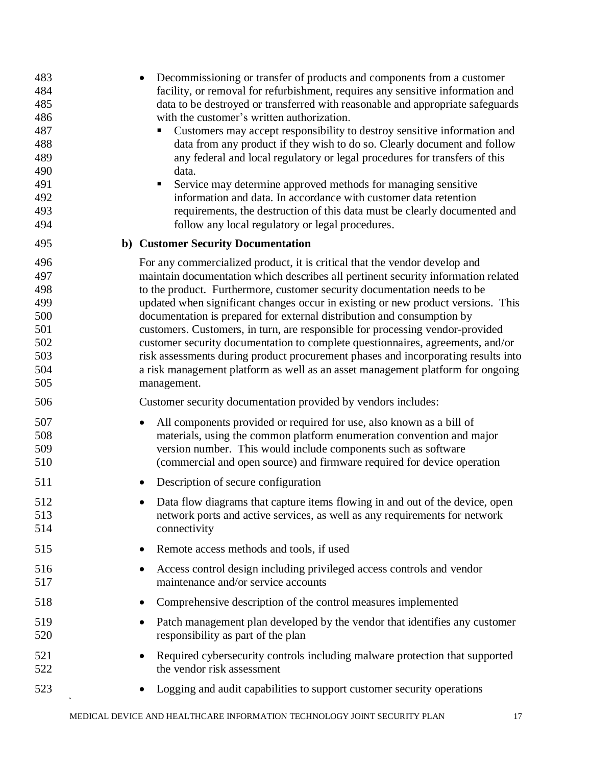- Decommissioning or transfer of products and components from a customer facility, or removal for refurbishment, requires any sensitive information and data to be destroyed or transferred with reasonable and appropriate safeguards with the customer's written authorization.
  - Customers may accept responsibility to destroy sensitive information and data from any product if they wish to do so. Clearly document and follow any federal and local regulatory or legal procedures for transfers of this data.
  - Service may determine approved methods for managing sensitive information and data. In accordance with customer data retention requirements, the destruction of this data must be clearly documented and follow any local regulatory or legal procedures.

**b) Customer Security Documentation**

For any commercialized product, it is critical that the vendor develop and maintain documentation which describes all pertinent security information related to the product. Furthermore, customer security documentation needs to be updated when significant changes occur in existing or new product versions. This documentation is prepared for external distribution and consumption by customers. Customers, in turn, are responsible for processing vendor-provided customer security documentation to complete questionnaires, agreements, and/or risk assessments during product procurement phases and incorporating results into a risk management platform as well as an asset management platform for ongoing management.

Customer security documentation provided by vendors includes:

- All components provided or required for use, also known as a bill of materials, using the common platform enumeration convention and major version number. This would include components such as software (commercial and open source) and firmware required for device operation
- Description of secure configuration
- Data flow diagrams that capture items flowing in and out of the device, open network ports and active services, as well as any requirements for network connectivity
- Remote access methods and tools, if used
- Access control design including privileged access controls and vendor maintenance and/or service accounts
- Comprehensive description of the control measures implemented
- Patch management plan developed by the vendor that identifies any customer responsibility as part of the plan
- Required cybersecurity controls including malware protection that supported the vendor risk assessment
- Logging and audit capabilities to support customer security operations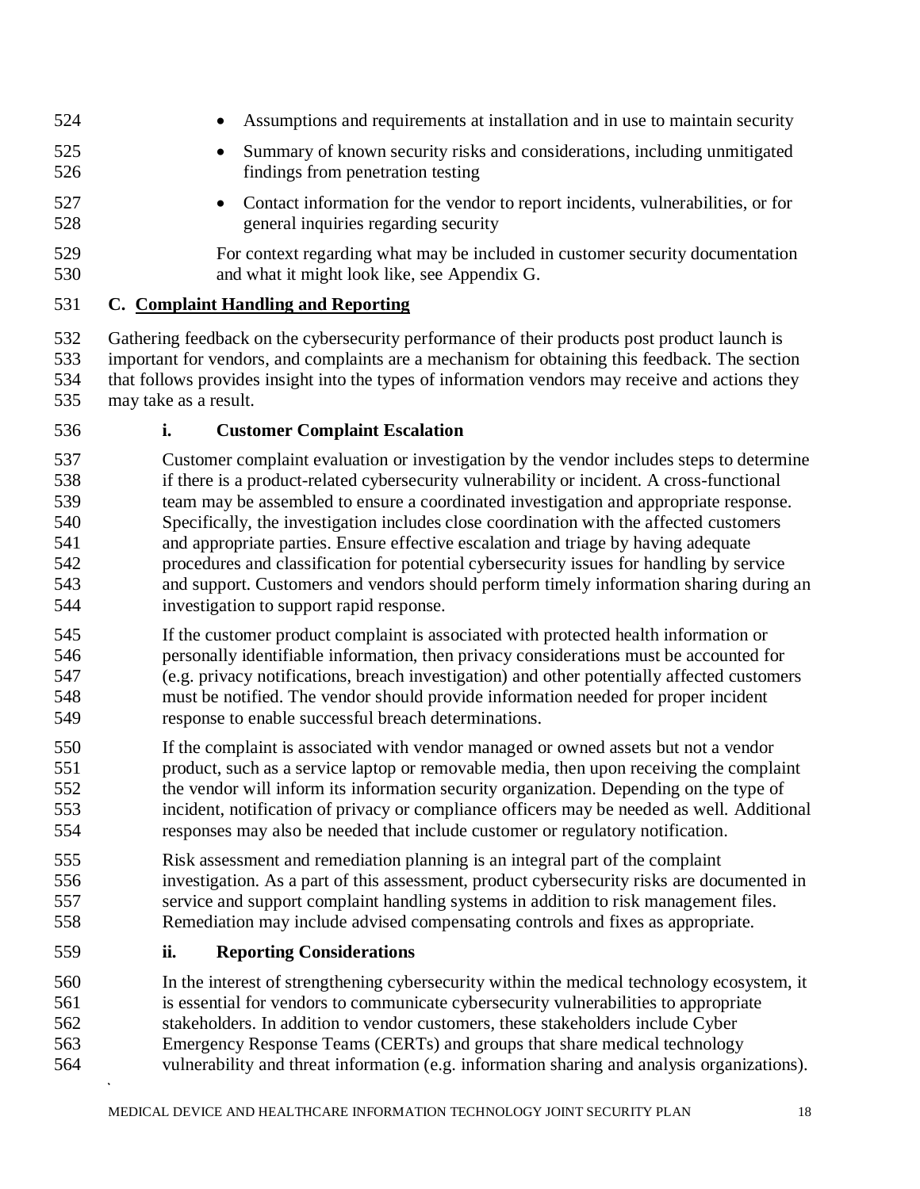- Assumptions and requirements at installation and in use to maintain security
- Summary of known security risks and considerations, including unmitigated findings from penetration testing
- Contact information for the vendor to report incidents, vulnerabilities, or for general inquiries regarding security

For context regarding what may be included in customer security documentation and what it might look like, see Appendix G.

## C. Complaint Handling and Reporting

Gathering feedback on the cybersecurity performance of their products post product launch is important for vendors, and complaints are a mechanism for obtaining this feedback. The section that follows provides insight into the types of information vendors may receive and actions they may take as a result.

### i. Customer Complaint Escalation

Customer complaint evaluation or investigation by the vendor includes steps to determine if there is a product-related cybersecurity vulnerability or incident. A cross-functional team may be assembled to ensure a coordinated investigation and appropriate response. Specifically, the investigation includes close coordination with the affected customers and appropriate parties. Ensure effective escalation and triage by having adequate procedures and classification for potential cybersecurity issues for handling by service and support. Customers and vendors should perform timely information sharing during an investigation to support rapid response.

If the customer product complaint is associated with protected health information or personally identifiable information, then privacy considerations must be accounted for (e.g. privacy notifications, breach investigation) and other potentially affected customers must be notified. The vendor should provide information needed for proper incident response to enable successful breach determinations.

If the complaint is associated with vendor managed or owned assets but not a vendor product, such as a service laptop or removable media, then upon receiving the complaint the vendor will inform its information security organization. Depending on the type of incident, notification of privacy or compliance officers may be needed as well. Additional responses may also be needed that include customer or regulatory notification.

Risk assessment and remediation planning is an integral part of the complaint investigation. As a part of this assessment, product cybersecurity risks are documented in service and support complaint handling systems in addition to risk management files. Remediation may include advised compensating controls and fixes as appropriate.

### ii. Reporting Considerations

In the interest of strengthening cybersecurity within the medical technology ecosystem, it is essential for vendors to communicate cybersecurity vulnerabilities to appropriate stakeholders. In addition to vendor customers, these stakeholders include Cyber Emergency Response Teams (CERTs) and groups that share medical technology vulnerability and threat information (e.g. information sharing and analysis organizations).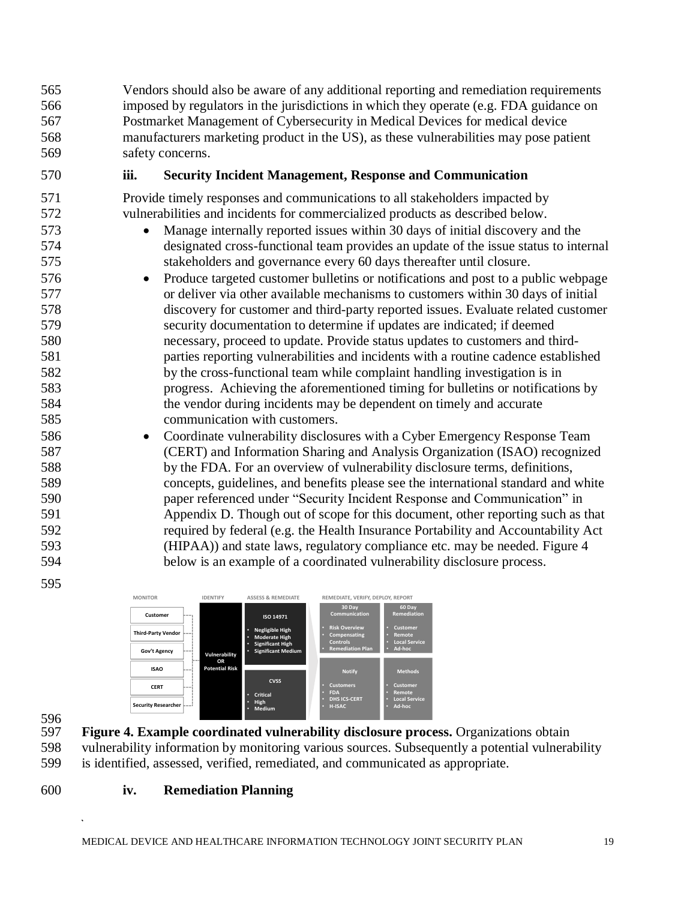Vendors should also be aware of any additional reporting and remediation requirements imposed by regulators in the jurisdictions in which they operate (e.g. FDA guidance on Postmarket Management of Cybersecurity in Medical Devices for medical device manufacturers marketing product in the US), as these vulnerabilities may pose patient safety concerns.

### iii. Security Incident Management, Response and Communication

Provide timely responses and communications to all stakeholders impacted by vulnerabilities and incidents for commercialized products as described below.

- Manage internally reported issues within 30 days of initial discovery and the designated cross-functional team provides an update of the issue status to internal stakeholders and governance every 60 days thereafter until closure.
- Produce targeted customer bulletins or notifications and post to a public webpage or deliver via other available mechanisms to customers within 30 days of initial discovery for customer and third-party reported issues. Evaluate related customer security documentation to determine if updates are indicated; if deemed necessary, proceed to update. Provide status updates to customers and third-parties reporting vulnerabilities and incidents with a routine cadence established by the cross-functional team while complaint handling investigation is in progress. Achieving the aforementioned timing for bulletins or notifications by the vendor during incidents may be dependent on timely and accurate communication with customers.
- Coordinate vulnerability disclosures with a Cyber Emergency Response Team (CERT) and Information Sharing and Analysis Organization (ISAO) recognized by the FDA. For an overview of vulnerability disclosure terms, definitions, concepts, guidelines, and benefits please see the international standard and white paper referenced under "Security Incident Response and Communication" in Appendix D. Though out of scope for this document, other reporting such as that required by federal (e.g. the Health Insurance Portability and Accountability Act (HIPAA)) and state laws, regulatory compliance etc. may be needed. Figure 4 below is an example of a coordinated vulnerability disclosure process.

| MONITOR | IDENTIFY | ASSESS & REMEDIATE | REMEDIATE, VERIFY, DEPLOY, REPORT | |
|---|---|---|---|---|
| Customer<br>Third-Party Vendor<br>Gov't Agency<br>ISAO<br>CERT<br>Security Researcher | Vulnerability OR Potential Risk | **ISO 14971**<br>• Negligible High<br>• Moderate High<br>• Significant High<br>• Significant Medium | **30 Day Communication**<br>• Risk Overview<br>• Compensating Controls<br>• Remediation Plan | **60 Day Remediation**<br>• Customer<br>• Remote<br>• Local Service<br>• Ad-hoc |
| | | **CVSS**<br>• Critical<br>• High<br>• Medium | **Notify**<br>• Customers<br>• FDA<br>• DHS ICS-CERT<br>• H-ISAC | **Methods**<br>• Customer<br>• Remote<br>• Local Service<br>• Ad-hoc |

**Figure 4. Example coordinated vulnerability disclosure process.** Organizations obtain vulnerability information by monitoring various sources. Subsequently a potential vulnerability is identified, assessed, verified, remediated, and communicated as appropriate.

### iv. Remediation Planning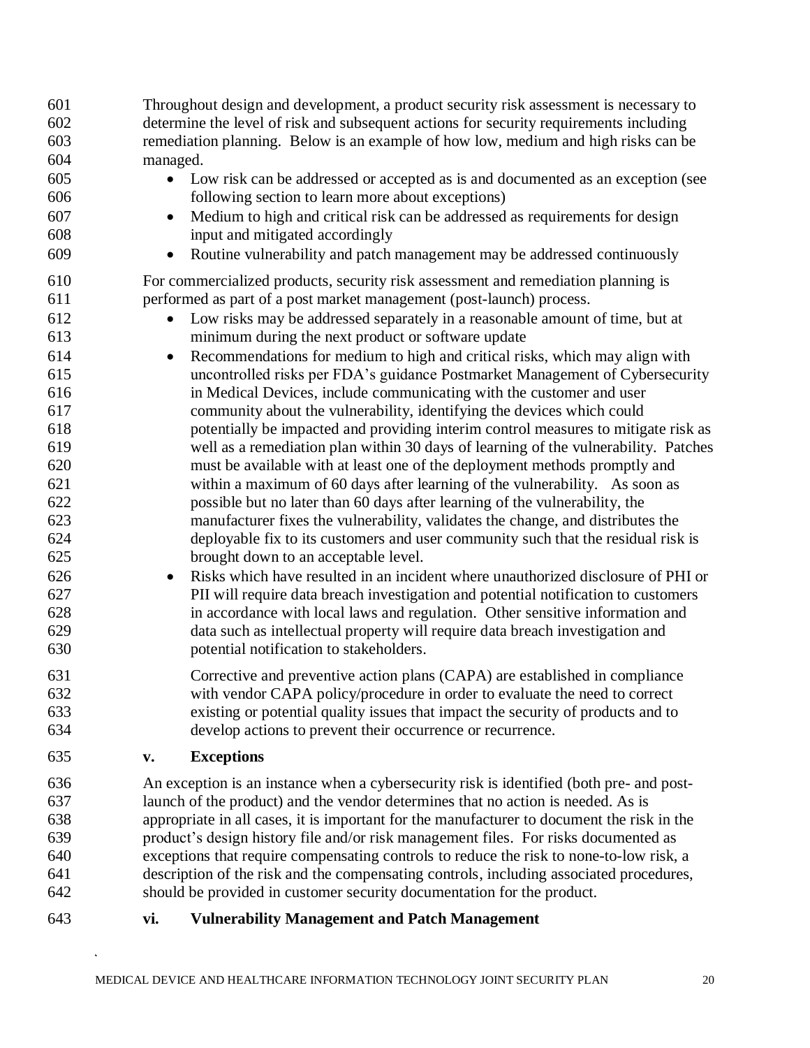Throughout design and development, a product security risk assessment is necessary to determine the level of risk and subsequent actions for security requirements including remediation planning. Below is an example of how low, medium and high risks can be managed.

- Low risk can be addressed or accepted as is and documented as an exception (see following section to learn more about exceptions)
- Medium to high and critical risk can be addressed as requirements for design input and mitigated accordingly
- Routine vulnerability and patch management may be addressed continuously

For commercialized products, security risk assessment and remediation planning is performed as part of a post market management (post-launch) process.

- Low risks may be addressed separately in a reasonable amount of time, but at minimum during the next product or software update
- Recommendations for medium to high and critical risks, which may align with uncontrolled risks per FDA's guidance Postmarket Management of Cybersecurity in Medical Devices, include communicating with the customer and user community about the vulnerability, identifying the devices which could potentially be impacted and providing interim control measures to mitigate risk as well as a remediation plan within 30 days of learning of the vulnerability. Patches must be available with at least one of the deployment methods promptly and within a maximum of 60 days after learning of the vulnerability. As soon as possible but no later than 60 days after learning of the vulnerability, the manufacturer fixes the vulnerability, validates the change, and distributes the deployable fix to its customers and user community such that the residual risk is brought down to an acceptable level.
- Risks which have resulted in an incident where unauthorized disclosure of PHI or PII will require data breach investigation and potential notification to customers in accordance with local laws and regulation. Other sensitive information and data such as intellectual property will require data breach investigation and potential notification to stakeholders.

  Corrective and preventive action plans (CAPA) are established in compliance with vendor CAPA policy/procedure in order to evaluate the need to correct existing or potential quality issues that impact the security of products and to develop actions to prevent their occurrence or recurrence.

### v. Exceptions

An exception is an instance when a cybersecurity risk is identified (both pre- and post-launch of the product) and the vendor determines that no action is needed. As is appropriate in all cases, it is important for the manufacturer to document the risk in the product's design history file and/or risk management files. For risks documented as exceptions that require compensating controls to reduce the risk to none-to-low risk, a description of the risk and the compensating controls, including associated procedures, should be provided in customer security documentation for the product.

### vi. Vulnerability Management and Patch Management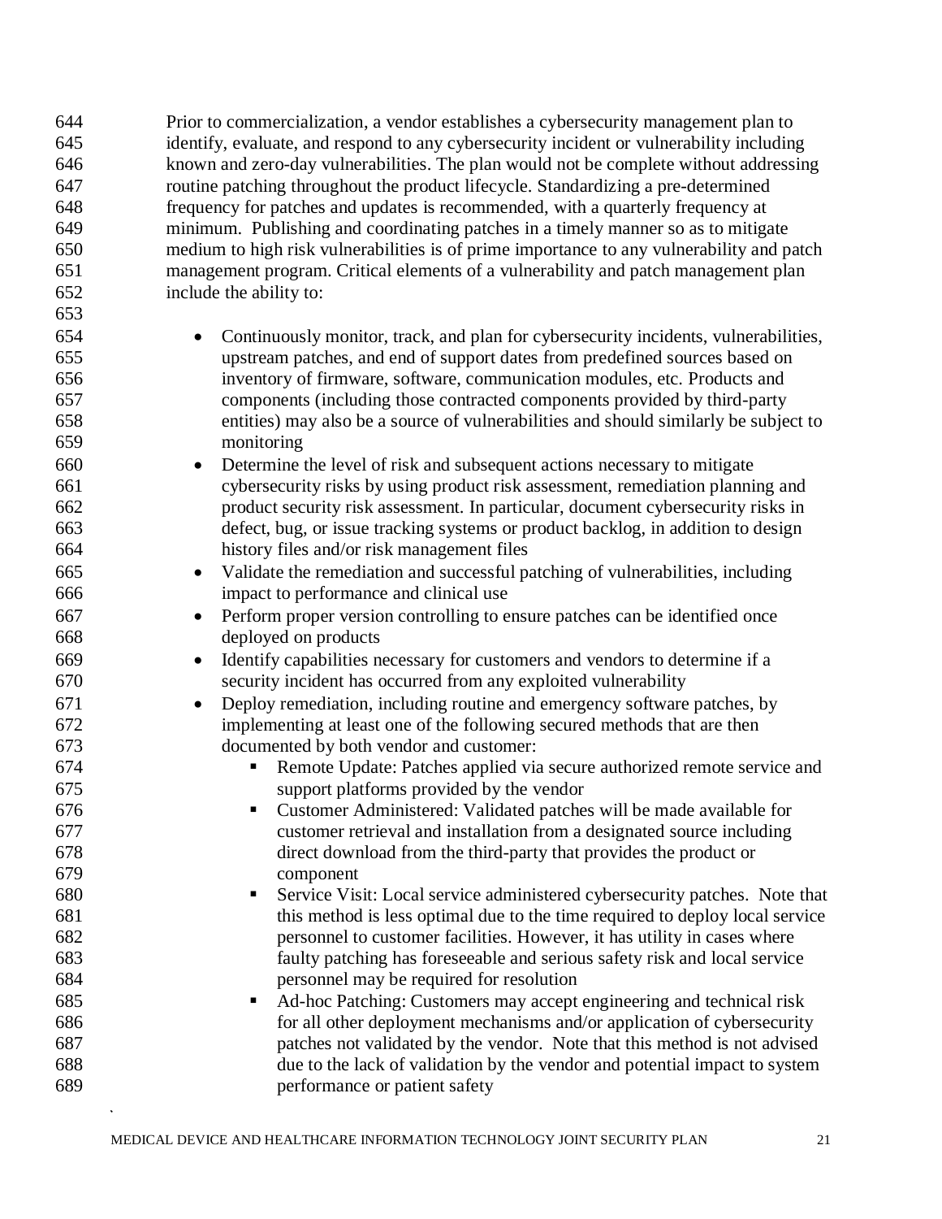Prior to commercialization, a vendor establishes a cybersecurity management plan to identify, evaluate, and respond to any cybersecurity incident or vulnerability including known and zero-day vulnerabilities. The plan would not be complete without addressing routine patching throughout the product lifecycle. Standardizing a pre-determined frequency for patches and updates is recommended, with a quarterly frequency at minimum. Publishing and coordinating patches in a timely manner so as to mitigate medium to high risk vulnerabilities is of prime importance to any vulnerability and patch management program. Critical elements of a vulnerability and patch management plan include the ability to:

- Continuously monitor, track, and plan for cybersecurity incidents, vulnerabilities, upstream patches, and end of support dates from predefined sources based on inventory of firmware, software, communication modules, etc. Products and components (including those contracted components provided by third-party entities) may also be a source of vulnerabilities and should similarly be subject to monitoring
- Determine the level of risk and subsequent actions necessary to mitigate cybersecurity risks by using product risk assessment, remediation planning and product security risk assessment. In particular, document cybersecurity risks in defect, bug, or issue tracking systems or product backlog, in addition to design history files and/or risk management files
- Validate the remediation and successful patching of vulnerabilities, including impact to performance and clinical use
- Perform proper version controlling to ensure patches can be identified once deployed on products
- Identify capabilities necessary for customers and vendors to determine if a security incident has occurred from any exploited vulnerability
- Deploy remediation, including routine and emergency software patches, by implementing at least one of the following secured methods that are then documented by both vendor and customer:
    - Remote Update: Patches applied via secure authorized remote service and support platforms provided by the vendor
    - Customer Administered: Validated patches will be made available for customer retrieval and installation from a designated source including direct download from the third-party that provides the product or component
    - Service Visit: Local service administered cybersecurity patches. Note that this method is less optimal due to the time required to deploy local service personnel to customer facilities. However, it has utility in cases where faulty patching has foreseeable and serious safety risk and local service personnel may be required for resolution
    - Ad-hoc Patching: Customers may accept engineering and technical risk for all other deployment mechanisms and/or application of cybersecurity patches not validated by the vendor. Note that this method is not advised due to the lack of validation by the vendor and potential impact to system performance or patient safety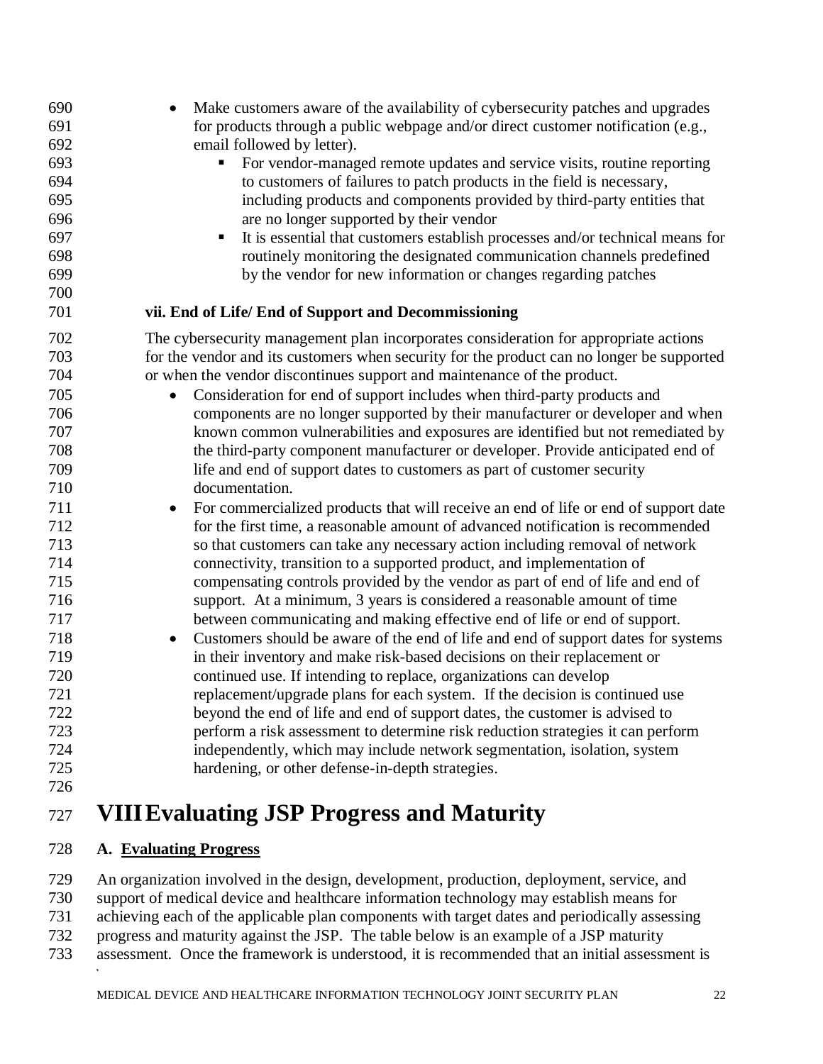- Make customers aware of the availability of cybersecurity patches and upgrades for products through a public webpage and/or direct customer notification (e.g., email followed by letter).
  - For vendor-managed remote updates and service visits, routine reporting to customers of failures to patch products in the field is necessary, including products and components provided by third-party entities that are no longer supported by their vendor
  - It is essential that customers establish processes and/or technical means for routinely monitoring the designated communication channels predefined by the vendor for new information or changes regarding patches

**vii. End of Life/ End of Support and Decommissioning**

The cybersecurity management plan incorporates consideration for appropriate actions for the vendor and its customers when security for the product can no longer be supported or when the vendor discontinues support and maintenance of the product.

- Consideration for end of support includes when third-party products and components are no longer supported by their manufacturer or developer and when known common vulnerabilities and exposures are identified but not remediated by the third-party component manufacturer or developer. Provide anticipated end of life and end of support dates to customers as part of customer security documentation.
- For commercialized products that will receive an end of life or end of support date for the first time, a reasonable amount of advanced notification is recommended so that customers can take any necessary action including removal of network connectivity, transition to a supported product, and implementation of compensating controls provided by the vendor as part of end of life and end of support. At a minimum, 3 years is considered a reasonable amount of time between communicating and making effective end of life or end of support.
- Customers should be aware of the end of life and end of support dates for systems in their inventory and make risk-based decisions on their replacement or continued use. If intending to replace, organizations can develop replacement/upgrade plans for each system. If the decision is continued use beyond the end of life and end of support dates, the customer is advised to perform a risk assessment to determine risk reduction strategies it can perform independently, which may include network segmentation, isolation, system hardening, or other defense-in-depth strategies.

# VIII Evaluating JSP Progress and Maturity

## A. Evaluating Progress

An organization involved in the design, development, production, deployment, service, and support of medical device and healthcare information technology may establish means for achieving each of the applicable plan components with target dates and periodically assessing progress and maturity against the JSP. The table below is an example of a JSP maturity assessment. Once the framework is understood, it is recommended that an initial assessment is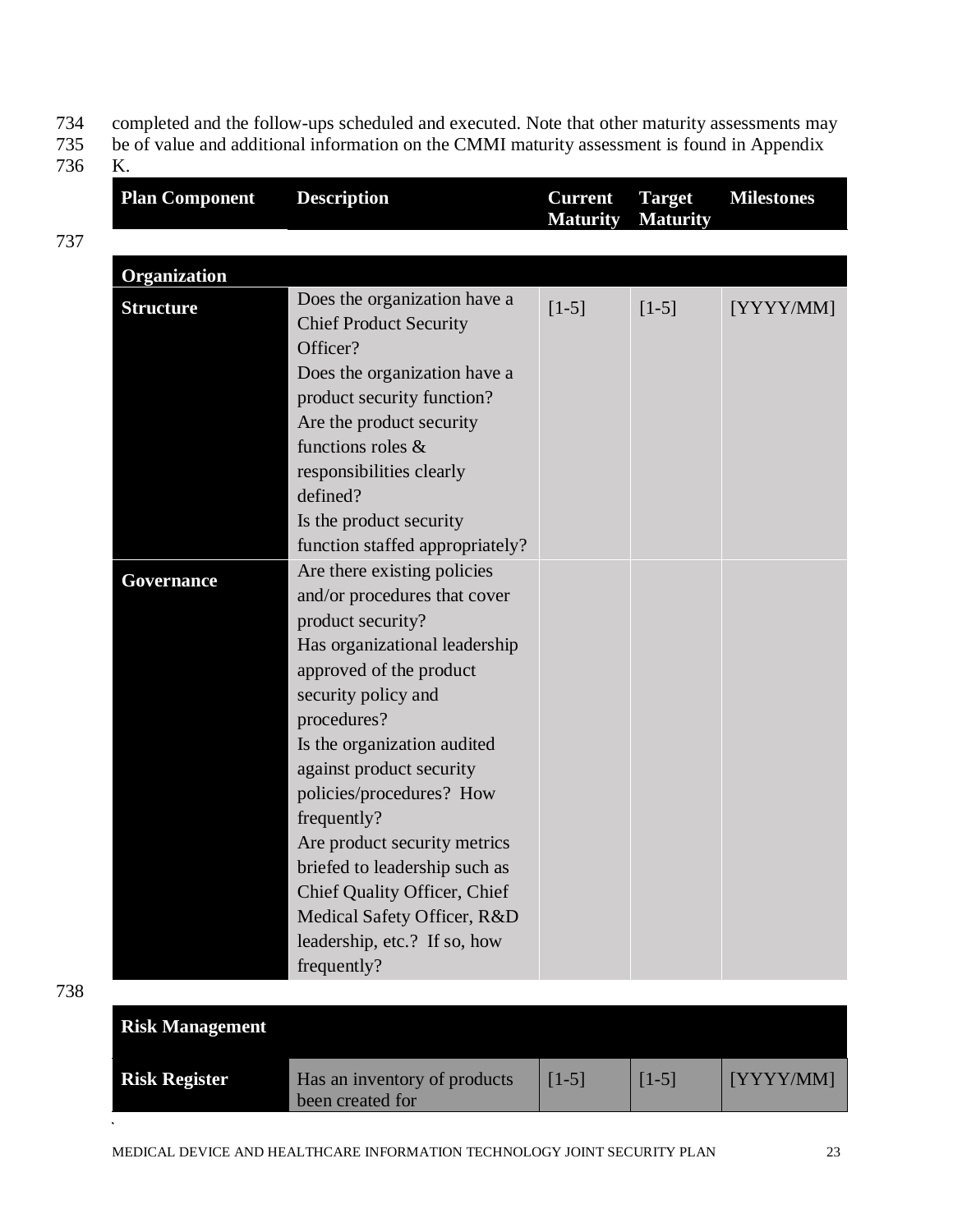completed and the follow-ups scheduled and executed. Note that other maturity assessments may be of value and additional information on the CMMI maturity assessment is found in Appendix K.

| Plan Component | Description | Current Maturity | Target Maturity | Milestones |
|---|---|---|---|---|
| **Organization** | | | | |
| **Structure** | Does the organization have a Chief Product Security Officer?<br>Does the organization have a product security function?<br>Are the product security functions roles & responsibilities clearly defined?<br>Is the product security function staffed appropriately? | [1-5] | [1-5] | [YYYY/MM] |
| **Governance** | Are there existing policies and/or procedures that cover product security?<br>Has organizational leadership approved of the product security policy and procedures?<br>Is the organization audited against product security policies/procedures? How frequently?<br>Are product security metrics briefed to leadership such as Chief Quality Officer, Chief Medical Safety Officer, R&D leadership, etc.? If so, how frequently? | | | |
| **Risk Management** | | | | |
| **Risk Register** | Has an inventory of products been created for | [1-5] | [1-5] | [YYYY/MM] |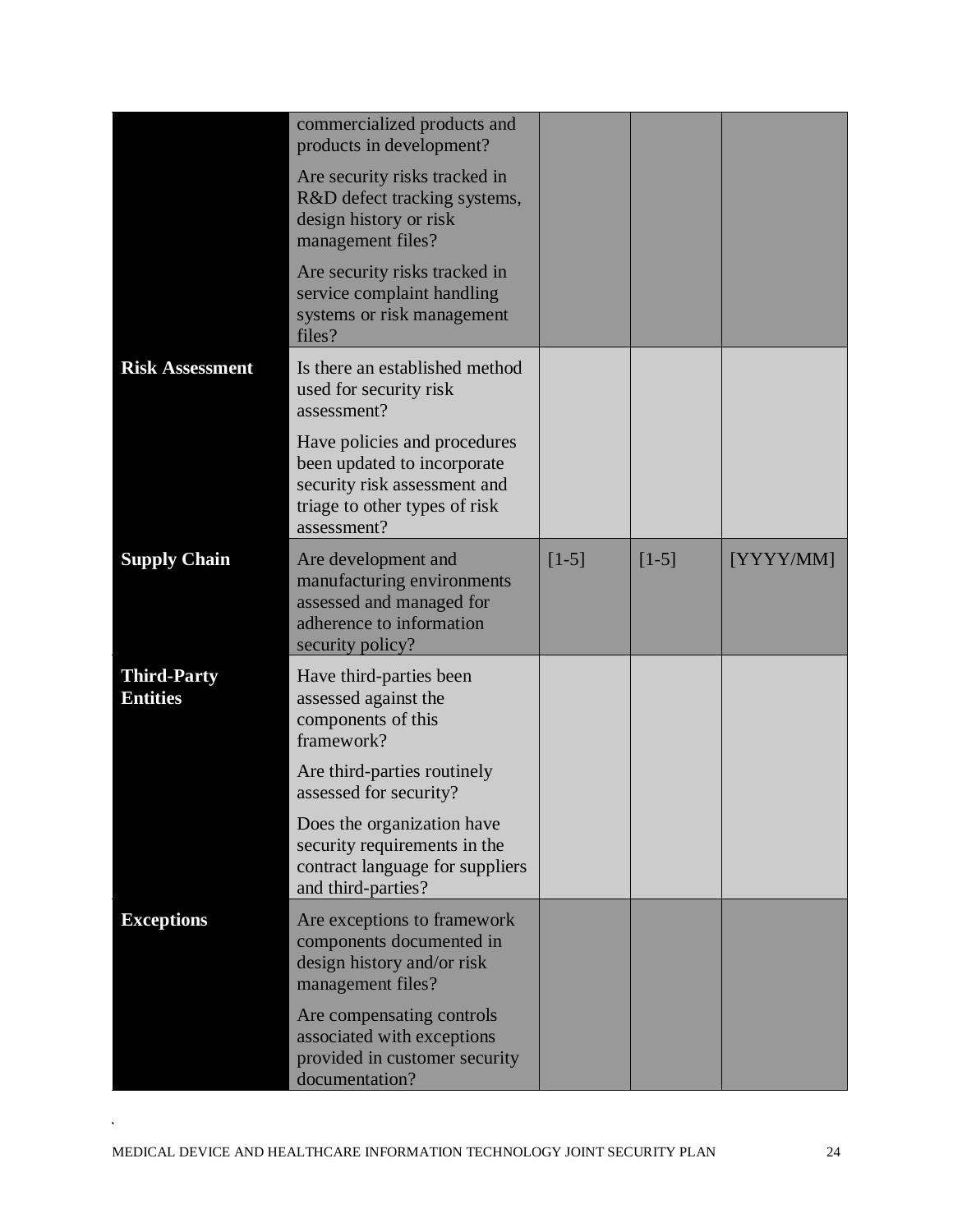| | | | | |
|---|---|---|---|---|
| | commercialized products and products in development? | | | |
| | Are security risks tracked in R&D defect tracking systems, design history or risk management files? | | | |
| | Are security risks tracked in service complaint handling systems or risk management files? | | | |
| **Risk Assessment** | Is there an established method used for security risk assessment? | | | |
| | Have policies and procedures been updated to incorporate security risk assessment and triage to other types of risk assessment? | | | |
| **Supply Chain** | Are development and manufacturing environments assessed and managed for adherence to information security policy? | [1-5] | [1-5] | [YYYY/MM] |
| **Third-Party Entities** | Have third-parties been assessed against the components of this framework? | | | |
| | Are third-parties routinely assessed for security? | | | |
| | Does the organization have security requirements in the contract language for suppliers and third-parties? | | | |
| **Exceptions** | Are exceptions to framework components documented in design history and/or risk management files? | | | |
| | Are compensating controls associated with exceptions provided in customer security documentation? | | | |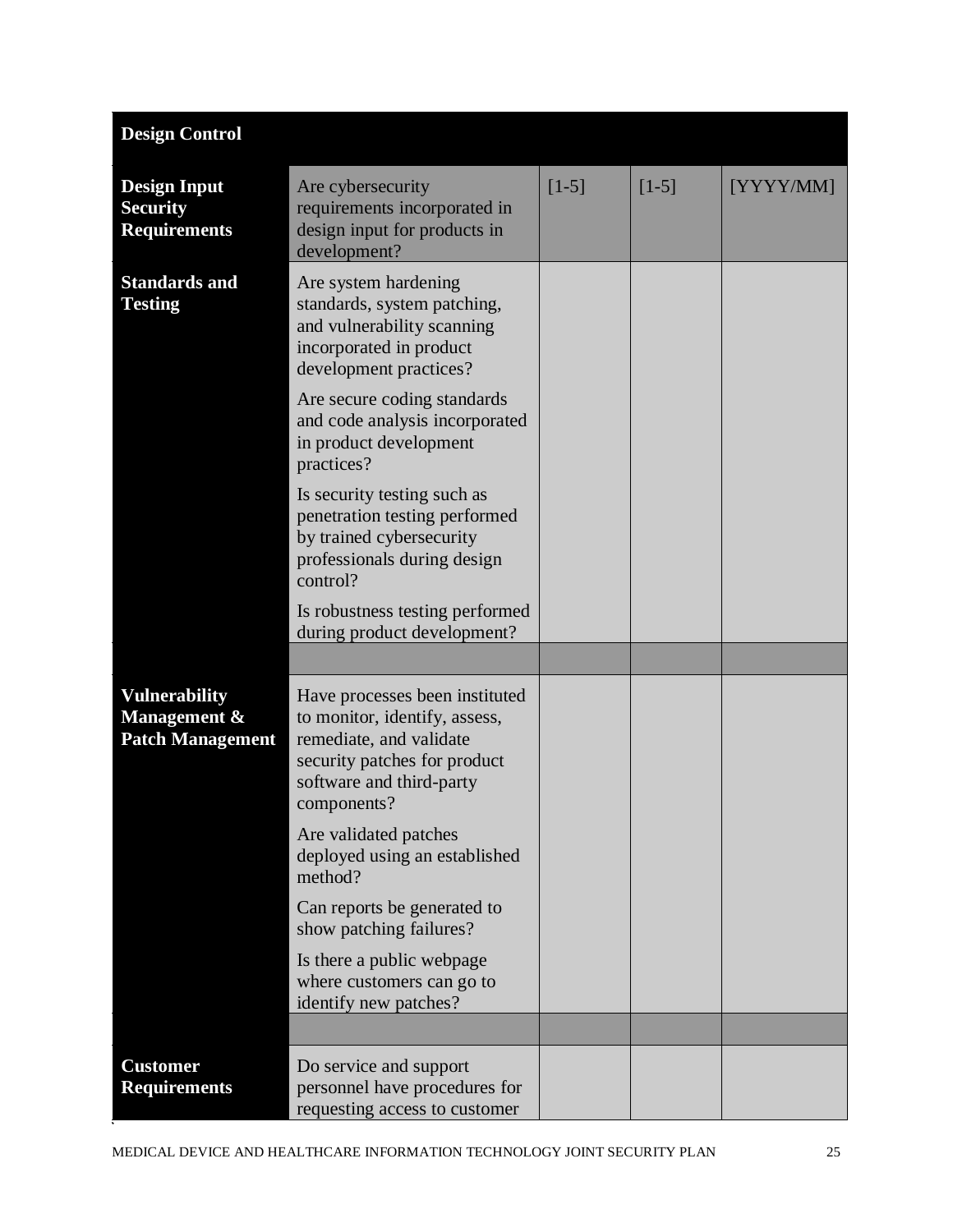| Design Control | | | | |
|---|---|---|---|---|
| **Design Input Security Requirements** | Are cybersecurity requirements incorporated in design input for products in development? | [1-5] | [1-5] | [YYYY/MM] |
| **Standards and Testing** | Are system hardening standards, system patching, and vulnerability scanning incorporated in product development practices? | | | |
| | Are secure coding standards and code analysis incorporated in product development practices? | | | |
| | Is security testing such as penetration testing performed by trained cybersecurity professionals during design control? | | | |
| | Is robustness testing performed during product development? | | | |
| | | | | |
| **Vulnerability Management & Patch Management** | Have processes been instituted to monitor, identify, assess, remediate, and validate security patches for product software and third-party components? | | | |
| | Are validated patches deployed using an established method? | | | |
| | Can reports be generated to show patching failures? | | | |
| | Is there a public webpage where customers can go to identify new patches? | | | |
| | | | | |
| **Customer Requirements** | Do service and support personnel have procedures for requesting access to customer | | | |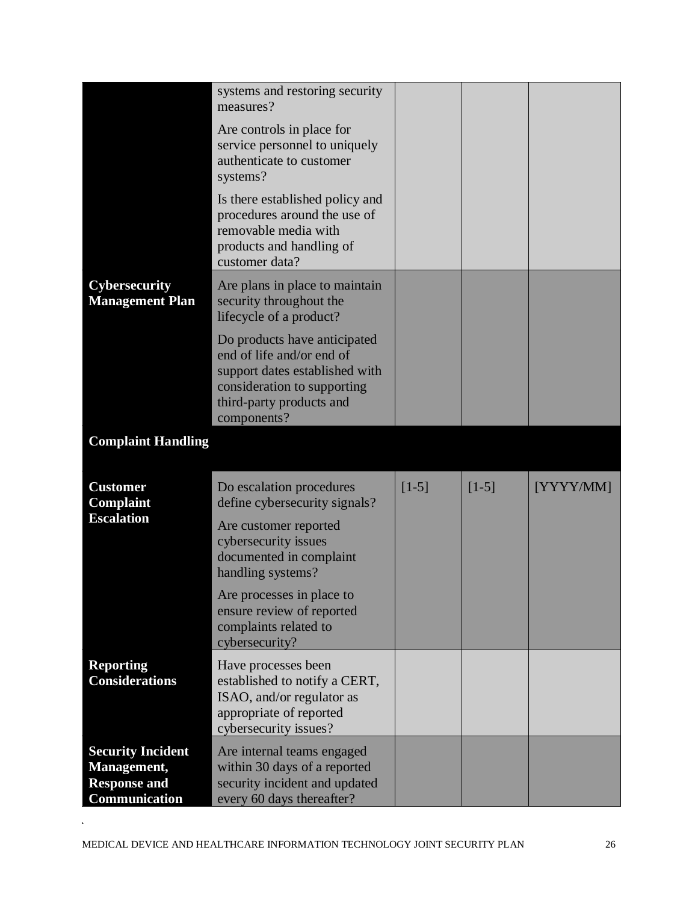| | | | | |
|---|---|---|---|---|
| | systems and restoring security measures?<br><br>Are controls in place for service personnel to uniquely authenticate to customer systems?<br><br>Is there established policy and procedures around the use of removable media with products and handling of customer data? | | | |
| **Cybersecurity Management Plan** | Are plans in place to maintain security throughout the lifecycle of a product?<br><br>Do products have anticipated end of life and/or end of support dates established with consideration to supporting third-party products and components? | | | |
| **Complaint Handling** | | | | |
| **Customer Complaint Escalation** | Do escalation procedures define cybersecurity signals?<br><br>Are customer reported cybersecurity issues documented in complaint handling systems?<br><br>Are processes in place to ensure review of reported complaints related to cybersecurity? | [1-5] | [1-5] | [YYYY/MM] |
| **Reporting Considerations** | Have processes been established to notify a CERT, ISAO, and/or regulator as appropriate of reported cybersecurity issues? | | | |
| **Security Incident Management, Response and Communication** | Are internal teams engaged within 30 days of a reported security incident and updated every 60 days thereafter? | | | |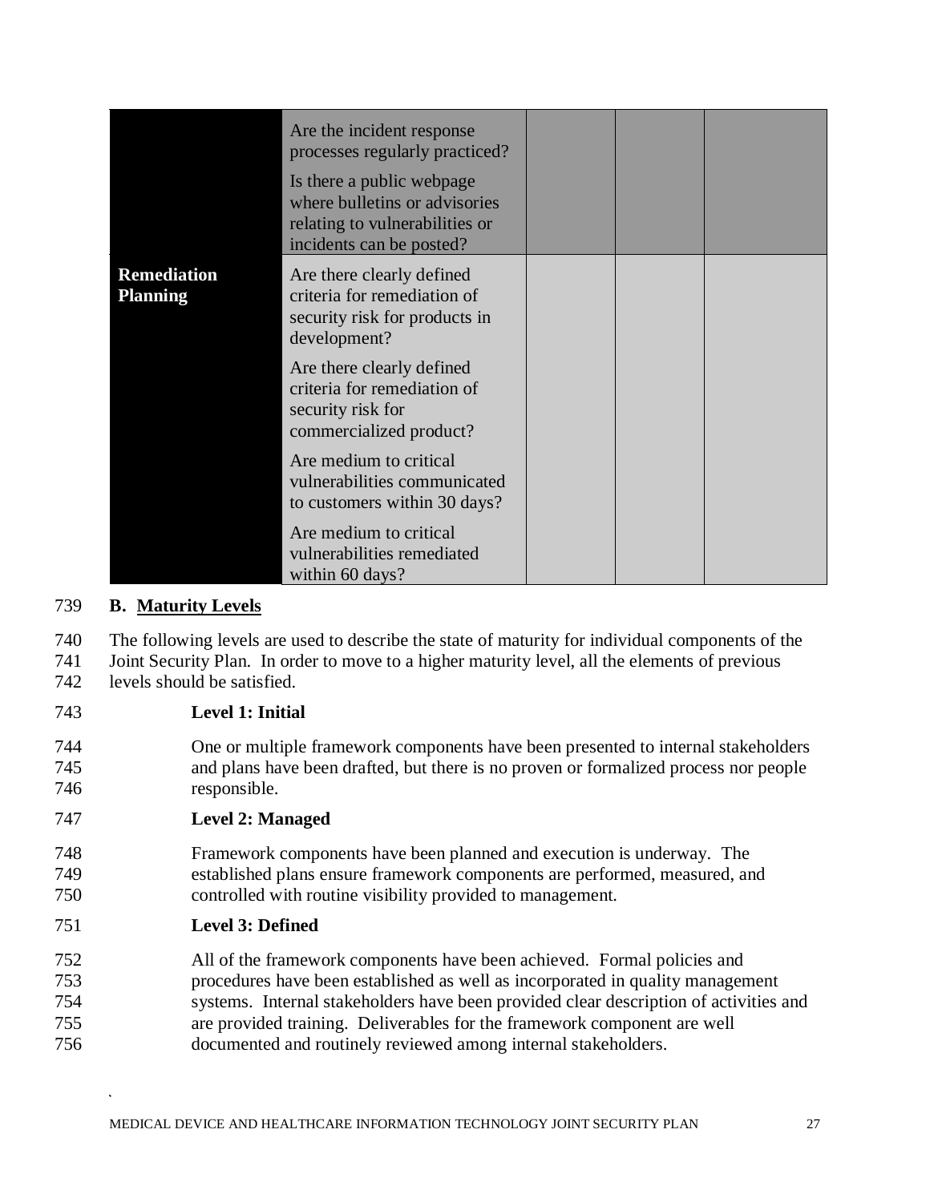| | | | | |
|---|---|---|---|---|
| | Are the incident response processes regularly practiced? | | | |
| | Is there a public webpage where bulletins or advisories relating to vulnerabilities or incidents can be posted? | | | |
| **Remediation Planning** | Are there clearly defined criteria for remediation of security risk for products in development? | | | |
| | Are there clearly defined criteria for remediation of security risk for commercialized product? | | | |
| | Are medium to critical vulnerabilities communicated to customers within 30 days? | | | |
| | Are medium to critical vulnerabilities remediated within 60 days? | | | |

739 **B. Maturity Levels**

740 The following levels are used to describe the state of maturity for individual components of the
741 Joint Security Plan. In order to move to a higher maturity level, all the elements of previous
742 levels should be satisfied.

743 **Level 1: Initial**

744 One or multiple framework components have been presented to internal stakeholders
745 and plans have been drafted, but there is no proven or formalized process nor people
746 responsible.

747 **Level 2: Managed**

748 Framework components have been planned and execution is underway. The
749 established plans ensure framework components are performed, measured, and
750 controlled with routine visibility provided to management.

751 **Level 3: Defined**

752 All of the framework components have been achieved. Formal policies and
753 procedures have been established as well as incorporated in quality management
754 systems. Internal stakeholders have been provided clear description of activities and
755 are provided training. Deliverables for the framework component are well
756 documented and routinely reviewed among internal stakeholders.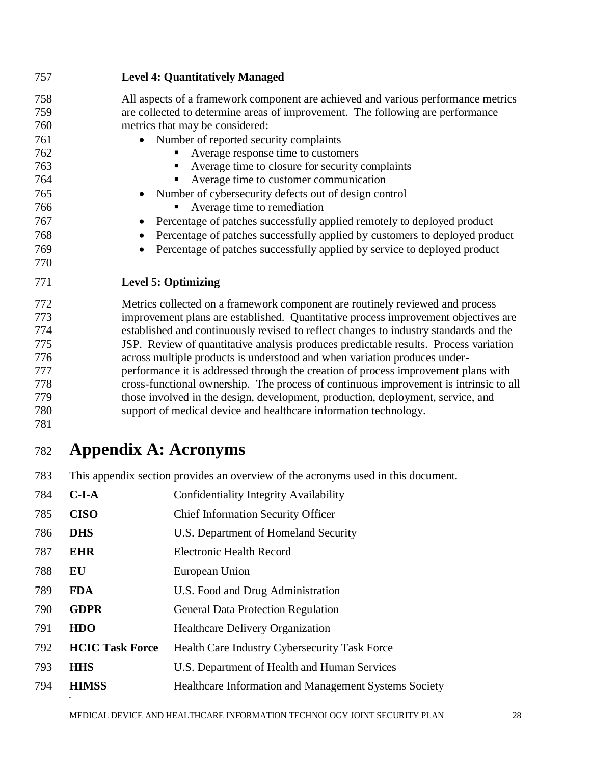**Level 4: Quantitatively Managed**

All aspects of a framework component are achieved and various performance metrics are collected to determine areas of improvement. The following are performance metrics that may be considered:

- Number of reported security complaints
  - Average response time to customers
  - Average time to closure for security complaints
  - Average time to customer communication
- Number of cybersecurity defects out of design control
  - Average time to remediation
- Percentage of patches successfully applied remotely to deployed product
- Percentage of patches successfully applied by customers to deployed product
- Percentage of patches successfully applied by service to deployed product

**Level 5: Optimizing**

Metrics collected on a framework component are routinely reviewed and process improvement plans are established. Quantitative process improvement objectives are established and continuously revised to reflect changes to industry standards and the JSP. Review of quantitative analysis produces predictable results. Process variation across multiple products is understood and when variation produces under-performance it is addressed through the creation of process improvement plans with cross-functional ownership. The process of continuous improvement is intrinsic to all those involved in the design, development, production, deployment, service, and support of medical device and healthcare information technology.

# Appendix A: Acronyms

This appendix section provides an overview of the acronyms used in this document.

| | |
|---|---|
| **C-I-A** | Confidentiality Integrity Availability |
| **CISO** | Chief Information Security Officer |
| **DHS** | U.S. Department of Homeland Security |
| **EHR** | Electronic Health Record |
| **EU** | European Union |
| **FDA** | U.S. Food and Drug Administration |
| **GDPR** | General Data Protection Regulation |
| **HDO** | Healthcare Delivery Organization |
| **HCIC Task Force** | Health Care Industry Cybersecurity Task Force |
| **HHS** | U.S. Department of Health and Human Services |
| **HIMSS** | Healthcare Information and Management Systems Society |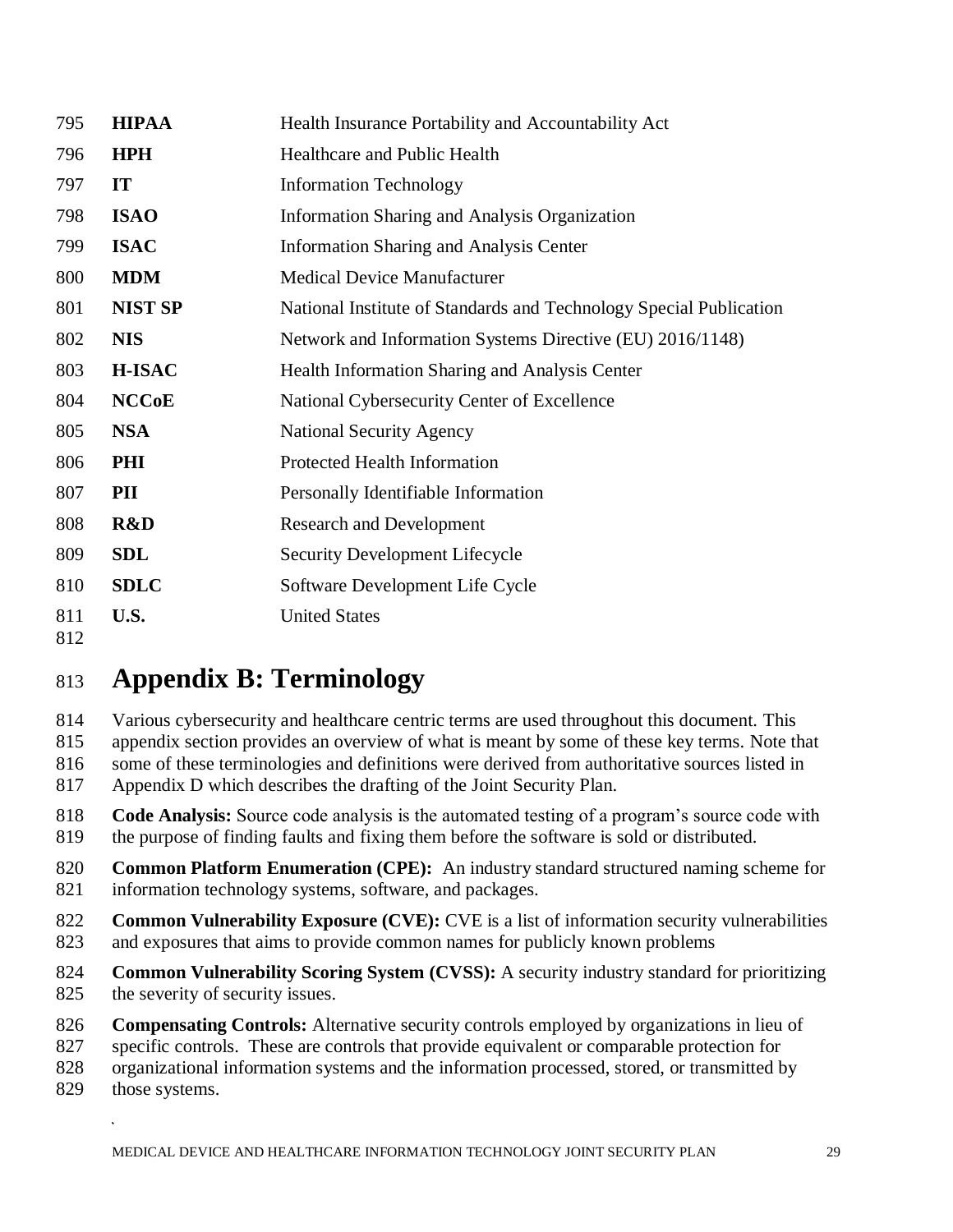| | |
|---|---|
| **HIPAA** | Health Insurance Portability and Accountability Act |
| **HPH** | Healthcare and Public Health |
| **IT** | Information Technology |
| **ISAO** | Information Sharing and Analysis Organization |
| **ISAC** | Information Sharing and Analysis Center |
| **MDM** | Medical Device Manufacturer |
| **NIST SP** | National Institute of Standards and Technology Special Publication |
| **NIS** | Network and Information Systems Directive (EU) 2016/1148) |
| **H-ISAC** | Health Information Sharing and Analysis Center |
| **NCCoE** | National Cybersecurity Center of Excellence |
| **NSA** | National Security Agency |
| **PHI** | Protected Health Information |
| **PII** | Personally Identifiable Information |
| **R&D** | Research and Development |
| **SDL** | Security Development Lifecycle |
| **SDLC** | Software Development Life Cycle |
| **U.S.** | United States |

# Appendix B: Terminology

Various cybersecurity and healthcare centric terms are used throughout this document. This appendix section provides an overview of what is meant by some of these key terms. Note that some of these terminologies and definitions were derived from authoritative sources listed in Appendix D which describes the drafting of the Joint Security Plan.

**Code Analysis:** Source code analysis is the automated testing of a program's source code with the purpose of finding faults and fixing them before the software is sold or distributed.

**Common Platform Enumeration (CPE):** An industry standard structured naming scheme for information technology systems, software, and packages.

**Common Vulnerability Exposure (CVE):** CVE is a list of information security vulnerabilities and exposures that aims to provide common names for publicly known problems

**Common Vulnerability Scoring System (CVSS):** A security industry standard for prioritizing the severity of security issues.

**Compensating Controls:** Alternative security controls employed by organizations in lieu of specific controls. These are controls that provide equivalent or comparable protection for organizational information systems and the information processed, stored, or transmitted by those systems.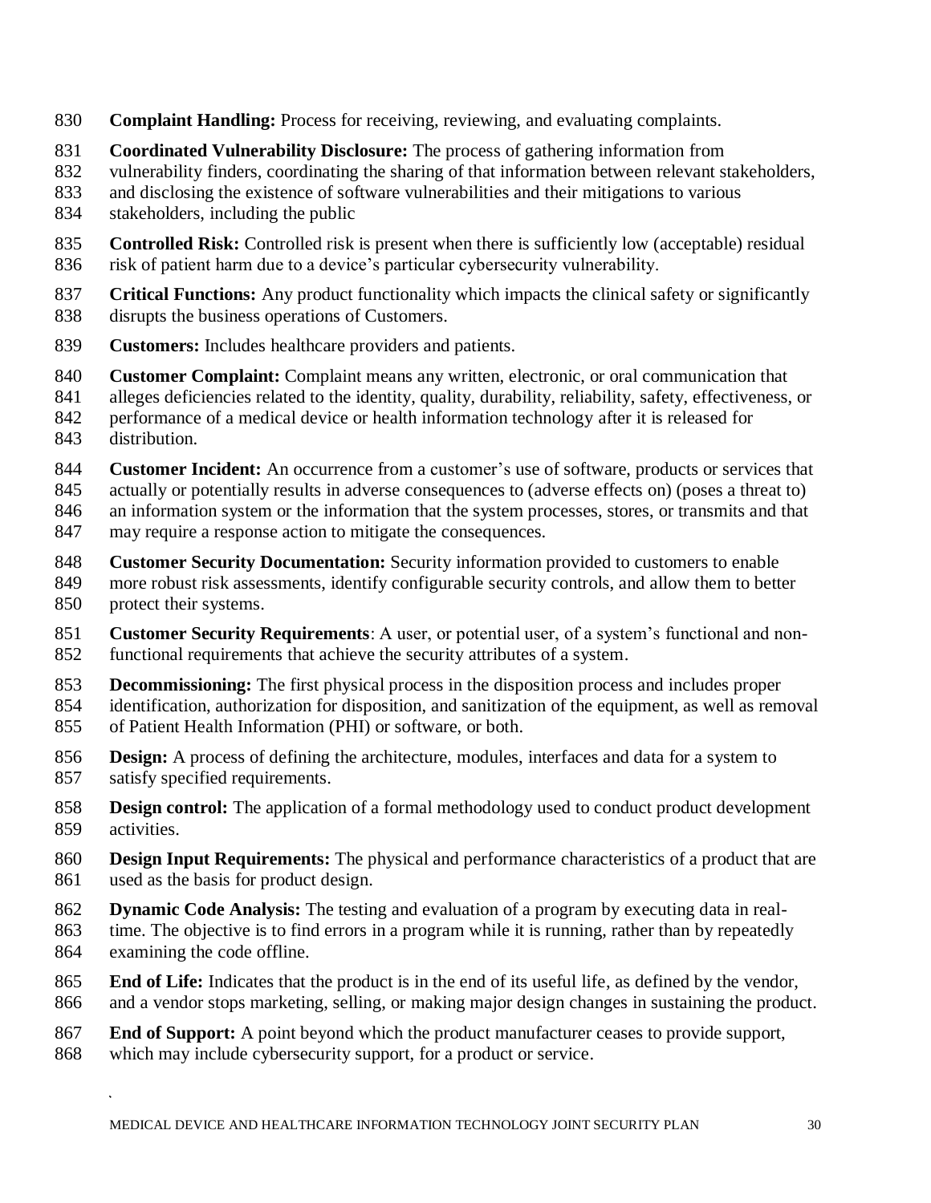**Complaint Handling:** Process for receiving, reviewing, and evaluating complaints.

**Coordinated Vulnerability Disclosure:** The process of gathering information from vulnerability finders, coordinating the sharing of that information between relevant stakeholders, and disclosing the existence of software vulnerabilities and their mitigations to various stakeholders, including the public

**Controlled Risk:** Controlled risk is present when there is sufficiently low (acceptable) residual risk of patient harm due to a device's particular cybersecurity vulnerability.

**Critical Functions:** Any product functionality which impacts the clinical safety or significantly disrupts the business operations of Customers.

**Customers:** Includes healthcare providers and patients.

**Customer Complaint:** Complaint means any written, electronic, or oral communication that alleges deficiencies related to the identity, quality, durability, reliability, safety, effectiveness, or performance of a medical device or health information technology after it is released for distribution.

**Customer Incident:** An occurrence from a customer's use of software, products or services that actually or potentially results in adverse consequences to (adverse effects on) (poses a threat to) an information system or the information that the system processes, stores, or transmits and that may require a response action to mitigate the consequences.

**Customer Security Documentation:** Security information provided to customers to enable more robust risk assessments, identify configurable security controls, and allow them to better protect their systems.

**Customer Security Requirements**: A user, or potential user, of a system's functional and non-functional requirements that achieve the security attributes of a system.

**Decommissioning:** The first physical process in the disposition process and includes proper identification, authorization for disposition, and sanitization of the equipment, as well as removal of Patient Health Information (PHI) or software, or both.

**Design:** A process of defining the architecture, modules, interfaces and data for a system to satisfy specified requirements.

**Design control:** The application of a formal methodology used to conduct product development activities.

**Design Input Requirements:** The physical and performance characteristics of a product that are used as the basis for product design.

**Dynamic Code Analysis:** The testing and evaluation of a program by executing data in real-time. The objective is to find errors in a program while it is running, rather than by repeatedly examining the code offline.

**End of Life:** Indicates that the product is in the end of its useful life, as defined by the vendor, and a vendor stops marketing, selling, or making major design changes in sustaining the product.

**End of Support:** A point beyond which the product manufacturer ceases to provide support, which may include cybersecurity support, for a product or service.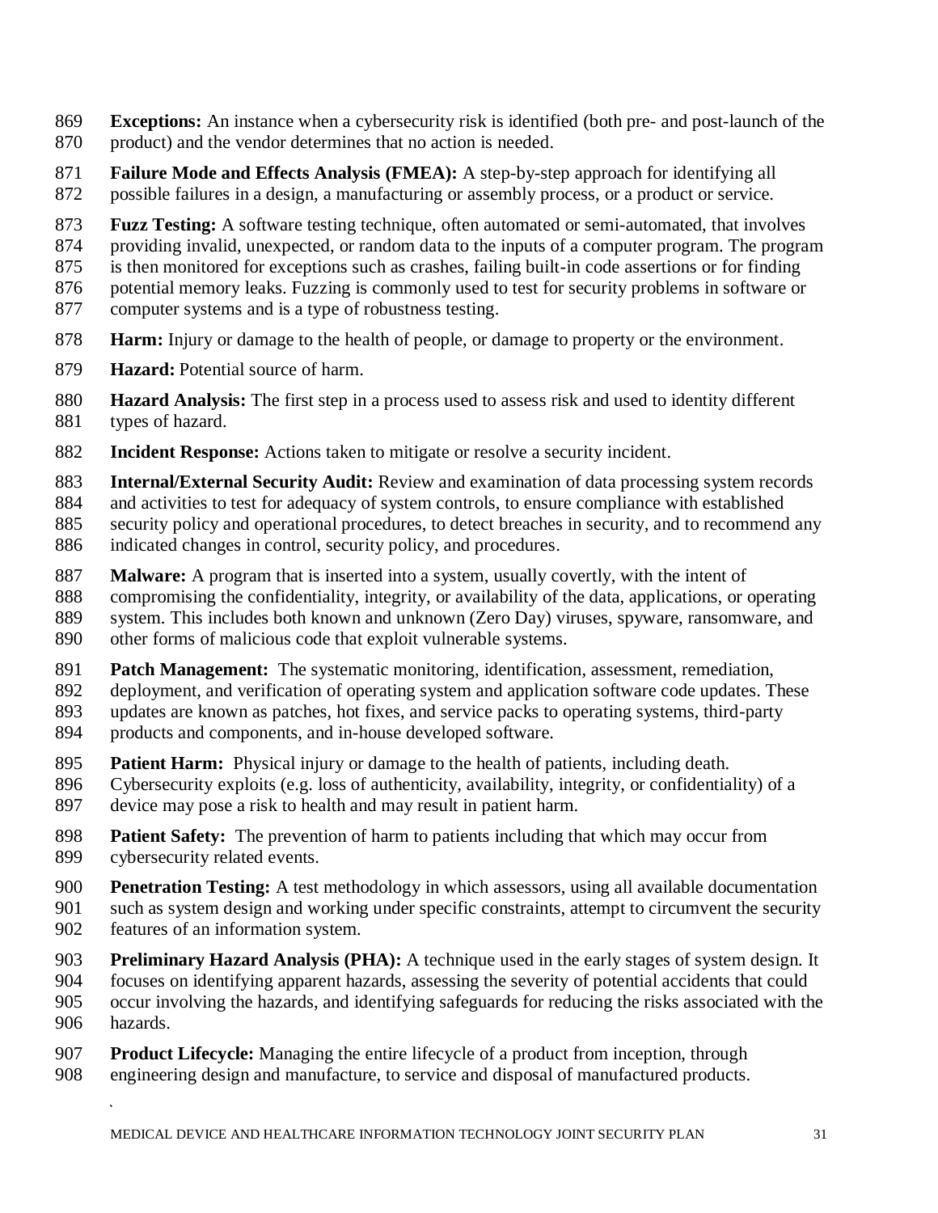**Exceptions:** An instance when a cybersecurity risk is identified (both pre- and post-launch of the product) and the vendor determines that no action is needed.

**Failure Mode and Effects Analysis (FMEA):** A step-by-step approach for identifying all possible failures in a design, a manufacturing or assembly process, or a product or service.

**Fuzz Testing:** A software testing technique, often automated or semi-automated, that involves providing invalid, unexpected, or random data to the inputs of a computer program. The program is then monitored for exceptions such as crashes, failing built-in code assertions or for finding potential memory leaks. Fuzzing is commonly used to test for security problems in software or computer systems and is a type of robustness testing.

**Harm:** Injury or damage to the health of people, or damage to property or the environment.

**Hazard:** Potential source of harm.

**Hazard Analysis:** The first step in a process used to assess risk and used to identity different types of hazard.

**Incident Response:** Actions taken to mitigate or resolve a security incident.

**Internal/External Security Audit:** Review and examination of data processing system records and activities to test for adequacy of system controls, to ensure compliance with established security policy and operational procedures, to detect breaches in security, and to recommend any indicated changes in control, security policy, and procedures.

**Malware:** A program that is inserted into a system, usually covertly, with the intent of compromising the confidentiality, integrity, or availability of the data, applications, or operating system. This includes both known and unknown (Zero Day) viruses, spyware, ransomware, and other forms of malicious code that exploit vulnerable systems.

**Patch Management:** The systematic monitoring, identification, assessment, remediation, deployment, and verification of operating system and application software code updates. These updates are known as patches, hot fixes, and service packs to operating systems, third-party products and components, and in-house developed software.

**Patient Harm:** Physical injury or damage to the health of patients, including death. Cybersecurity exploits (e.g. loss of authenticity, availability, integrity, or confidentiality) of a device may pose a risk to health and may result in patient harm.

**Patient Safety:** The prevention of harm to patients including that which may occur from cybersecurity related events.

**Penetration Testing:** A test methodology in which assessors, using all available documentation such as system design and working under specific constraints, attempt to circumvent the security features of an information system.

**Preliminary Hazard Analysis (PHA):** A technique used in the early stages of system design. It focuses on identifying apparent hazards, assessing the severity of potential accidents that could occur involving the hazards, and identifying safeguards for reducing the risks associated with the hazards.

**Product Lifecycle:** Managing the entire lifecycle of a product from inception, through engineering design and manufacture, to service and disposal of manufactured products.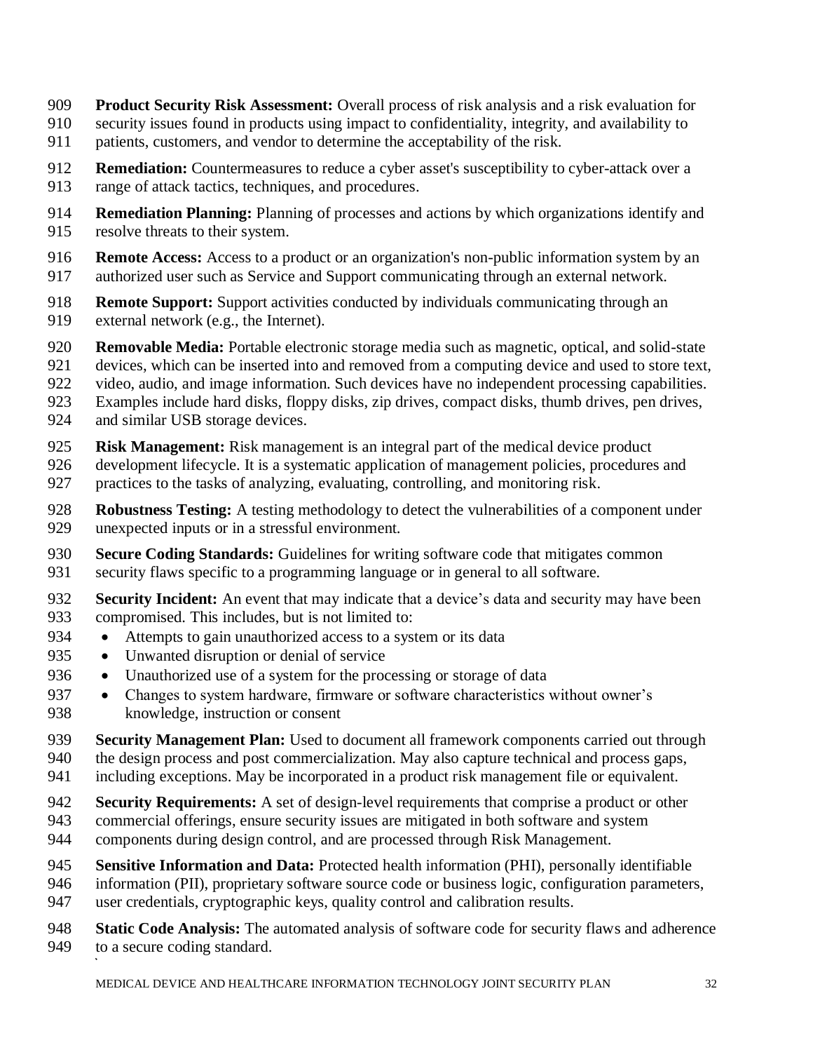**Product Security Risk Assessment:** Overall process of risk analysis and a risk evaluation for security issues found in products using impact to confidentiality, integrity, and availability to patients, customers, and vendor to determine the acceptability of the risk.

**Remediation:** Countermeasures to reduce a cyber asset's susceptibility to cyber-attack over a range of attack tactics, techniques, and procedures.

**Remediation Planning:** Planning of processes and actions by which organizations identify and resolve threats to their system.

**Remote Access:** Access to a product or an organization's non-public information system by an authorized user such as Service and Support communicating through an external network.

**Remote Support:** Support activities conducted by individuals communicating through an external network (e.g., the Internet).

**Removable Media:** Portable electronic storage media such as magnetic, optical, and solid-state devices, which can be inserted into and removed from a computing device and used to store text, video, audio, and image information. Such devices have no independent processing capabilities. Examples include hard disks, floppy disks, zip drives, compact disks, thumb drives, pen drives, and similar USB storage devices.

**Risk Management:** Risk management is an integral part of the medical device product development lifecycle. It is a systematic application of management policies, procedures and practices to the tasks of analyzing, evaluating, controlling, and monitoring risk.

**Robustness Testing:** A testing methodology to detect the vulnerabilities of a component under unexpected inputs or in a stressful environment.

**Secure Coding Standards:** Guidelines for writing software code that mitigates common security flaws specific to a programming language or in general to all software.

**Security Incident:** An event that may indicate that a device's data and security may have been compromised. This includes, but is not limited to:

- Attempts to gain unauthorized access to a system or its data
- Unwanted disruption or denial of service
- Unauthorized use of a system for the processing or storage of data
- Changes to system hardware, firmware or software characteristics without owner's knowledge, instruction or consent

**Security Management Plan:** Used to document all framework components carried out through the design process and post commercialization. May also capture technical and process gaps, including exceptions. May be incorporated in a product risk management file or equivalent.

**Security Requirements:** A set of design-level requirements that comprise a product or other commercial offerings, ensure security issues are mitigated in both software and system components during design control, and are processed through Risk Management.

**Sensitive Information and Data:** Protected health information (PHI), personally identifiable information (PII), proprietary software source code or business logic, configuration parameters, user credentials, cryptographic keys, quality control and calibration results.

**Static Code Analysis:** The automated analysis of software code for security flaws and adherence to a secure coding standard.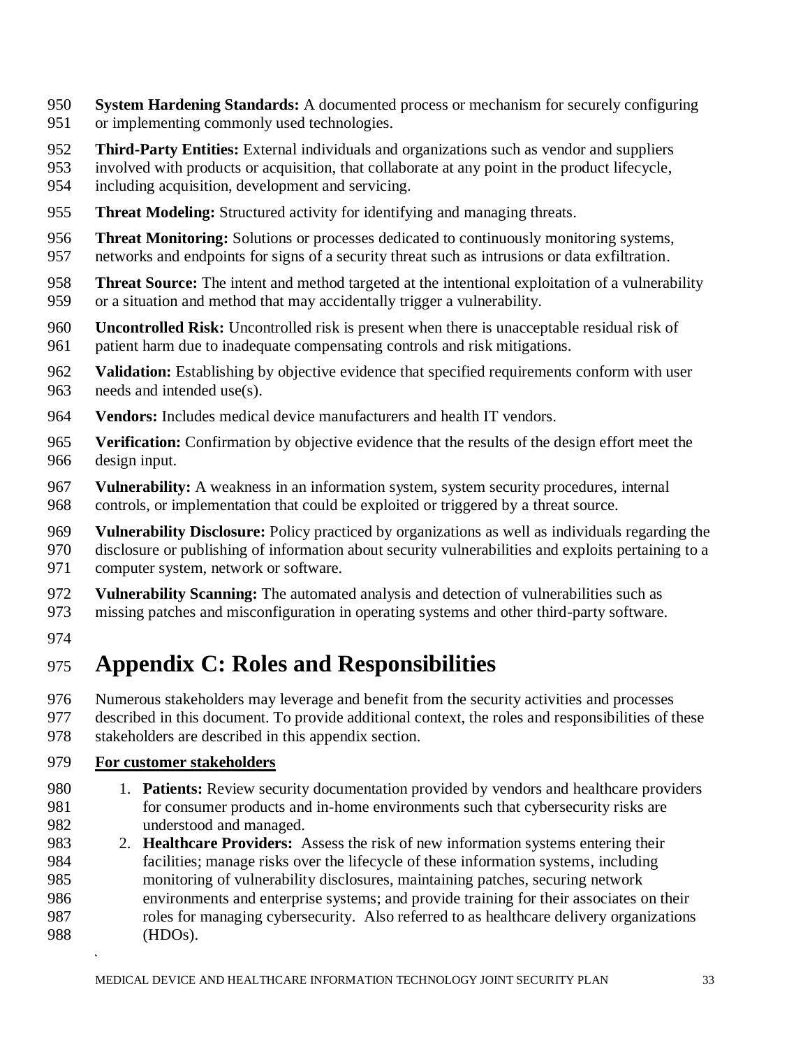**System Hardening Standards:** A documented process or mechanism for securely configuring or implementing commonly used technologies.

**Third-Party Entities:** External individuals and organizations such as vendor and suppliers involved with products or acquisition, that collaborate at any point in the product lifecycle, including acquisition, development and servicing.

**Threat Modeling:** Structured activity for identifying and managing threats.

**Threat Monitoring:** Solutions or processes dedicated to continuously monitoring systems, networks and endpoints for signs of a security threat such as intrusions or data exfiltration.

**Threat Source:** The intent and method targeted at the intentional exploitation of a vulnerability or a situation and method that may accidentally trigger a vulnerability.

**Uncontrolled Risk:** Uncontrolled risk is present when there is unacceptable residual risk of patient harm due to inadequate compensating controls and risk mitigations.

**Validation:** Establishing by objective evidence that specified requirements conform with user needs and intended use(s).

**Vendors:** Includes medical device manufacturers and health IT vendors.

**Verification:** Confirmation by objective evidence that the results of the design effort meet the design input.

**Vulnerability:** A weakness in an information system, system security procedures, internal controls, or implementation that could be exploited or triggered by a threat source.

**Vulnerability Disclosure:** Policy practiced by organizations as well as individuals regarding the disclosure or publishing of information about security vulnerabilities and exploits pertaining to a computer system, network or software.

**Vulnerability Scanning:** The automated analysis and detection of vulnerabilities such as missing patches and misconfiguration in operating systems and other third-party software.

# Appendix C: Roles and Responsibilities

Numerous stakeholders may leverage and benefit from the security activities and processes described in this document. To provide additional context, the roles and responsibilities of these stakeholders are described in this appendix section.

**For customer stakeholders**

1. **Patients:** Review security documentation provided by vendors and healthcare providers for consumer products and in-home environments such that cybersecurity risks are understood and managed.
2. **Healthcare Providers:** Assess the risk of new information systems entering their facilities; manage risks over the lifecycle of these information systems, including monitoring of vulnerability disclosures, maintaining patches, securing network environments and enterprise systems; and provide training for their associates on their roles for managing cybersecurity. Also referred to as healthcare delivery organizations (HDOs).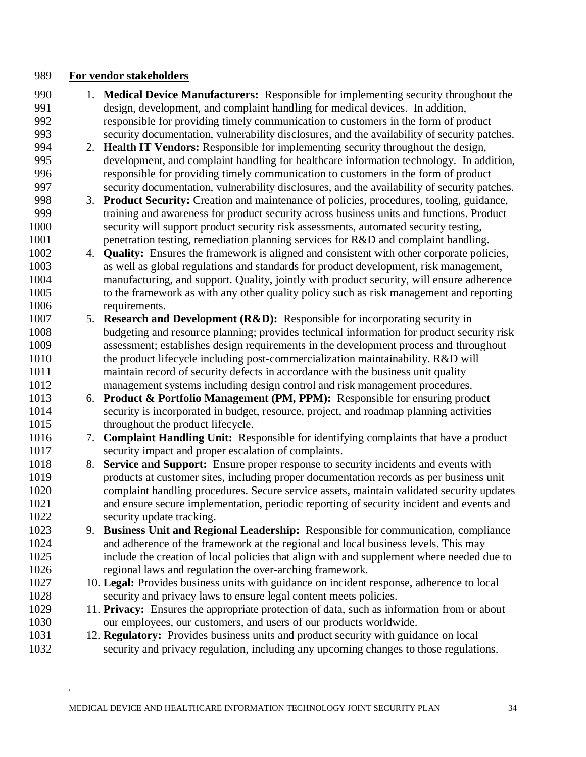**For vendor stakeholders**

1. **Medical Device Manufacturers:** Responsible for implementing security throughout the design, development, and complaint handling for medical devices. In addition, responsible for providing timely communication to customers in the form of product security documentation, vulnerability disclosures, and the availability of security patches.
2. **Health IT Vendors:** Responsible for implementing security throughout the design, development, and complaint handling for healthcare information technology. In addition, responsible for providing timely communication to customers in the form of product security documentation, vulnerability disclosures, and the availability of security patches.
3. **Product Security:** Creation and maintenance of policies, procedures, tooling, guidance, training and awareness for product security across business units and functions. Product security will support product security risk assessments, automated security testing, penetration testing, remediation planning services for R&D and complaint handling.
4. **Quality:** Ensures the framework is aligned and consistent with other corporate policies, as well as global regulations and standards for product development, risk management, manufacturing, and support. Quality, jointly with product security, will ensure adherence to the framework as with any other quality policy such as risk management and reporting requirements.
5. **Research and Development (R&D):** Responsible for incorporating security in budgeting and resource planning; provides technical information for product security risk assessment; establishes design requirements in the development process and throughout the product lifecycle including post-commercialization maintainability. R&D will maintain record of security defects in accordance with the business unit quality management systems including design control and risk management procedures.
6. **Product & Portfolio Management (PM, PPM):** Responsible for ensuring product security is incorporated in budget, resource, project, and roadmap planning activities throughout the product lifecycle.
7. **Complaint Handling Unit:** Responsible for identifying complaints that have a product security impact and proper escalation of complaints.
8. **Service and Support:** Ensure proper response to security incidents and events with products at customer sites, including proper documentation records as per business unit complaint handling procedures. Secure service assets, maintain validated security updates and ensure secure implementation, periodic reporting of security incident and events and security update tracking.
9. **Business Unit and Regional Leadership:** Responsible for communication, compliance and adherence of the framework at the regional and local business levels. This may include the creation of local policies that align with and supplement where needed due to regional laws and regulation the over-arching framework.
10. **Legal:** Provides business units with guidance on incident response, adherence to local security and privacy laws to ensure legal content meets policies.
11. **Privacy:** Ensures the appropriate protection of data, such as information from or about our employees, our customers, and users of our products worldwide.
12. **Regulatory:** Provides business units and product security with guidance on local security and privacy regulation, including any upcoming changes to those regulations.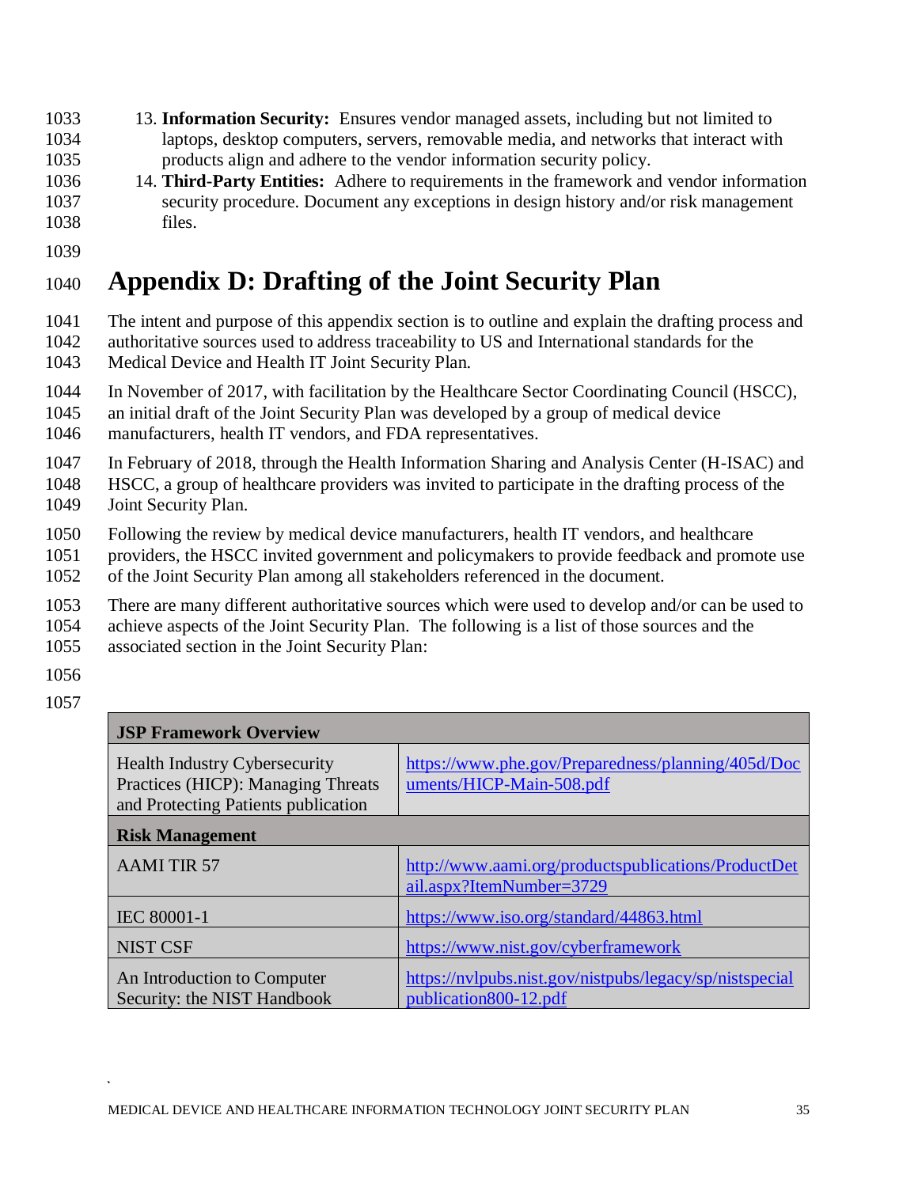13. **Information Security:** Ensures vendor managed assets, including but not limited to laptops, desktop computers, servers, removable media, and networks that interact with products align and adhere to the vendor information security policy.
14. **Third-Party Entities:** Adhere to requirements in the framework and vendor information security procedure. Document any exceptions in design history and/or risk management files.

# Appendix D: Drafting of the Joint Security Plan

The intent and purpose of this appendix section is to outline and explain the drafting process and authoritative sources used to address traceability to US and International standards for the Medical Device and Health IT Joint Security Plan.

In November of 2017, with facilitation by the Healthcare Sector Coordinating Council (HSCC), an initial draft of the Joint Security Plan was developed by a group of medical device manufacturers, health IT vendors, and FDA representatives.

In February of 2018, through the Health Information Sharing and Analysis Center (H-ISAC) and HSCC, a group of healthcare providers was invited to participate in the drafting process of the Joint Security Plan.

Following the review by medical device manufacturers, health IT vendors, and healthcare providers, the HSCC invited government and policymakers to provide feedback and promote use of the Joint Security Plan among all stakeholders referenced in the document.

There are many different authoritative sources which were used to develop and/or can be used to achieve aspects of the Joint Security Plan. The following is a list of those sources and the associated section in the Joint Security Plan:

| **JSP Framework Overview** | |
|---|---|
| Health Industry Cybersecurity Practices (HICP): Managing Threats and Protecting Patients publication | https://www.phe.gov/Preparedness/planning/405d/Documents/HICP-Main-508.pdf |
| **Risk Management** | |
| AAMI TIR 57 | http://www.aami.org/productspublications/ProductDetail.aspx?ItemNumber=3729 |
| IEC 80001-1 | https://www.iso.org/standard/44863.html |
| NIST CSF | https://www.nist.gov/cyberframework |
| An Introduction to Computer Security: the NIST Handbook | https://nvlpubs.nist.gov/nistpubs/legacy/sp/nistspecialpublication800-12.pdf |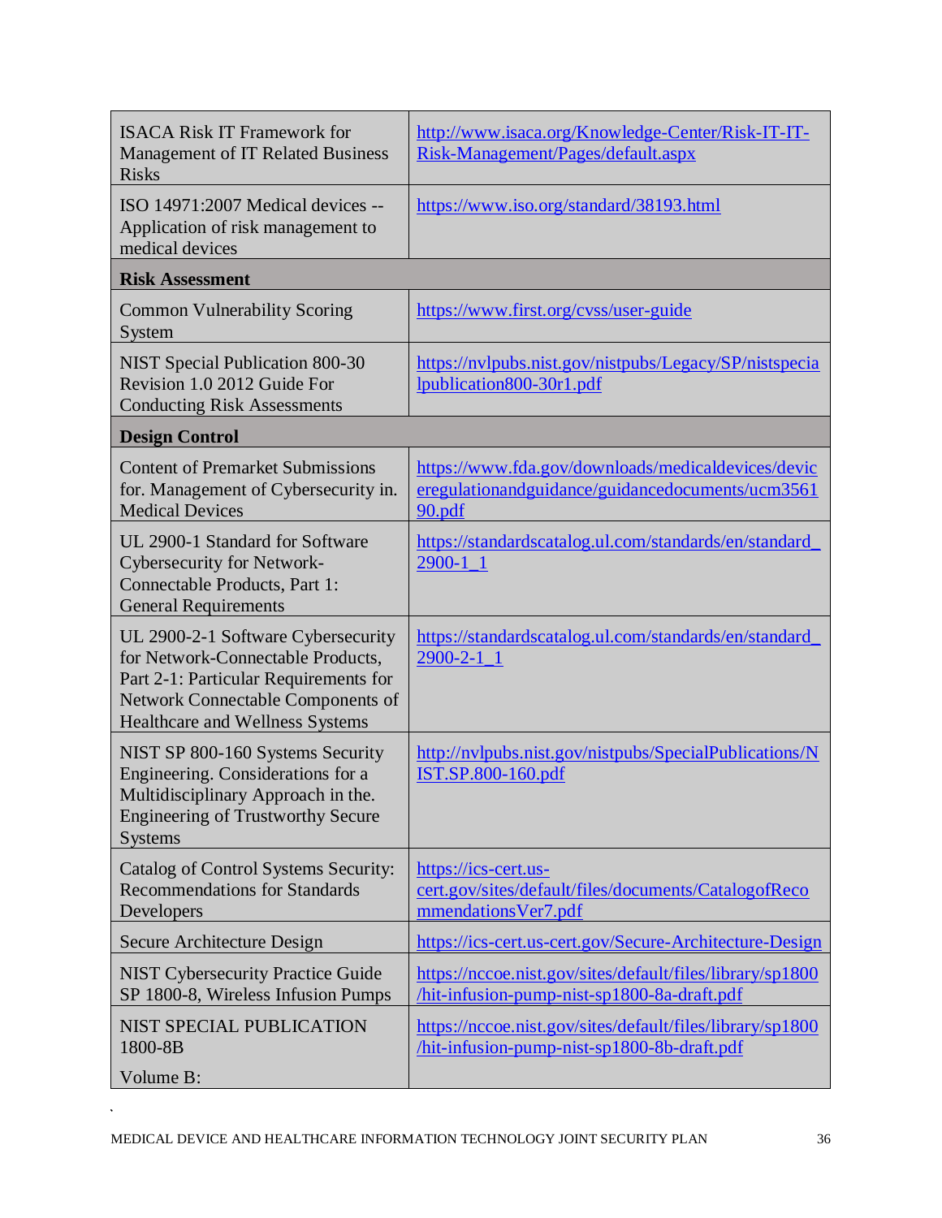| | |
|---|---|
| ISACA Risk IT Framework for Management of IT Related Business Risks | http://www.isaca.org/Knowledge-Center/Risk-IT-IT-Risk-Management/Pages/default.aspx |
| ISO 14971:2007 Medical devices -- Application of risk management to medical devices | https://www.iso.org/standard/38193.html |
| **Risk Assessment** | |
| Common Vulnerability Scoring System | https://www.first.org/cvss/user-guide |
| NIST Special Publication 800-30 Revision 1.0 2012 Guide For Conducting Risk Assessments | https://nvlpubs.nist.gov/nistpubs/Legacy/SP/nistspecialpublication800-30r1.pdf |
| **Design Control** | |
| Content of Premarket Submissions for. Management of Cybersecurity in. Medical Devices | https://www.fda.gov/downloads/medicaldevices/deviceregulationandguidance/guidancedocuments/ucm356190.pdf |
| UL 2900-1 Standard for Software Cybersecurity for Network-Connectable Products, Part 1: General Requirements | https://standardscatalog.ul.com/standards/en/standard_2900-1_1 |
| UL 2900-2-1 Software Cybersecurity for Network-Connectable Products, Part 2-1: Particular Requirements for Network Connectable Components of Healthcare and Wellness Systems | https://standardscatalog.ul.com/standards/en/standard_2900-2-1_1 |
| NIST SP 800-160 Systems Security Engineering. Considerations for a Multidisciplinary Approach in the. Engineering of Trustworthy Secure Systems | http://nvlpubs.nist.gov/nistpubs/SpecialPublications/NIST.SP.800-160.pdf |
| Catalog of Control Systems Security: Recommendations for Standards Developers | https://ics-cert.us-cert.gov/sites/default/files/documents/CatalogofRecommendationsVer7.pdf |
| Secure Architecture Design | https://ics-cert.us-cert.gov/Secure-Architecture-Design |
| NIST Cybersecurity Practice Guide SP 1800-8, Wireless Infusion Pumps | https://nccoe.nist.gov/sites/default/files/library/sp1800/hit-infusion-pump-nist-sp1800-8a-draft.pdf |
| NIST SPECIAL PUBLICATION 1800-8B Volume B: | https://nccoe.nist.gov/sites/default/files/library/sp1800/hit-infusion-pump-nist-sp1800-8b-draft.pdf |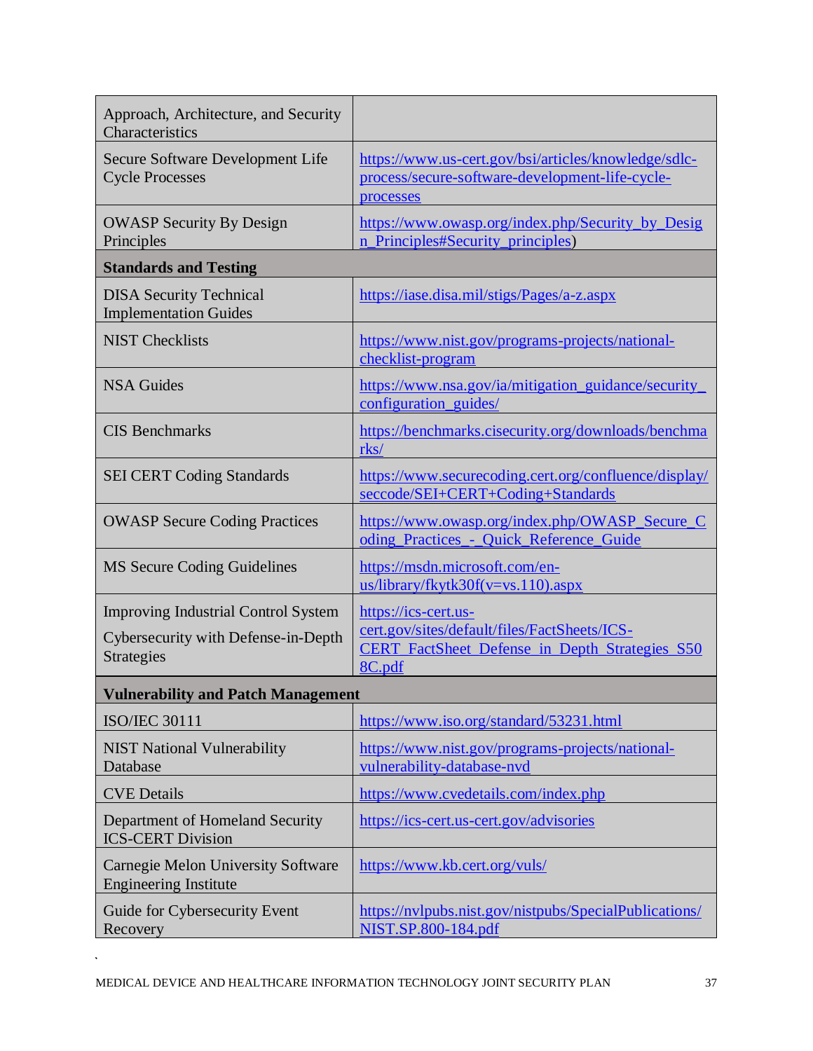| Approach, Architecture, and Security Characteristics | |
|---|---|
| Secure Software Development Life Cycle Processes | https://www.us-cert.gov/bsi/articles/knowledge/sdlc-process/secure-software-development-life-cycle-processes |
| OWASP Security By Design Principles | https://www.owasp.org/index.php/Security_by_Design_Principles#Security_principles) |
| **Standards and Testing** | |
| DISA Security Technical Implementation Guides | https://iase.disa.mil/stigs/Pages/a-z.aspx |
| NIST Checklists | https://www.nist.gov/programs-projects/national-checklist-program |
| NSA Guides | https://www.nsa.gov/ia/mitigation_guidance/security_configuration_guides/ |
| CIS Benchmarks | https://benchmarks.cisecurity.org/downloads/benchmarks/ |
| SEI CERT Coding Standards | https://www.securecoding.cert.org/confluence/display/seccode/SEI+CERT+Coding+Standards |
| OWASP Secure Coding Practices | https://www.owasp.org/index.php/OWASP_Secure_Coding_Practices_-_Quick_Reference_Guide |
| MS Secure Coding Guidelines | https://msdn.microsoft.com/en-us/library/fkytk30f(v=vs.110).aspx |
| Improving Industrial Control System Cybersecurity with Defense-in-Depth Strategies | https://ics-cert.us-cert.gov/sites/default/files/FactSheets/ICS-CERT_FactSheet_Defense_in_Depth_Strategies_S508C.pdf |
| **Vulnerability and Patch Management** | |
| ISO/IEC 30111 | https://www.iso.org/standard/53231.html |
| NIST National Vulnerability Database | https://www.nist.gov/programs-projects/national-vulnerability-database-nvd |
| CVE Details | https://www.cvedetails.com/index.php |
| Department of Homeland Security ICS-CERT Division | https://ics-cert.us-cert.gov/advisories |
| Carnegie Melon University Software Engineering Institute | https://www.kb.cert.org/vuls/ |
| Guide for Cybersecurity Event Recovery | https://nvlpubs.nist.gov/nistpubs/SpecialPublications/NIST.SP.800-184.pdf |

`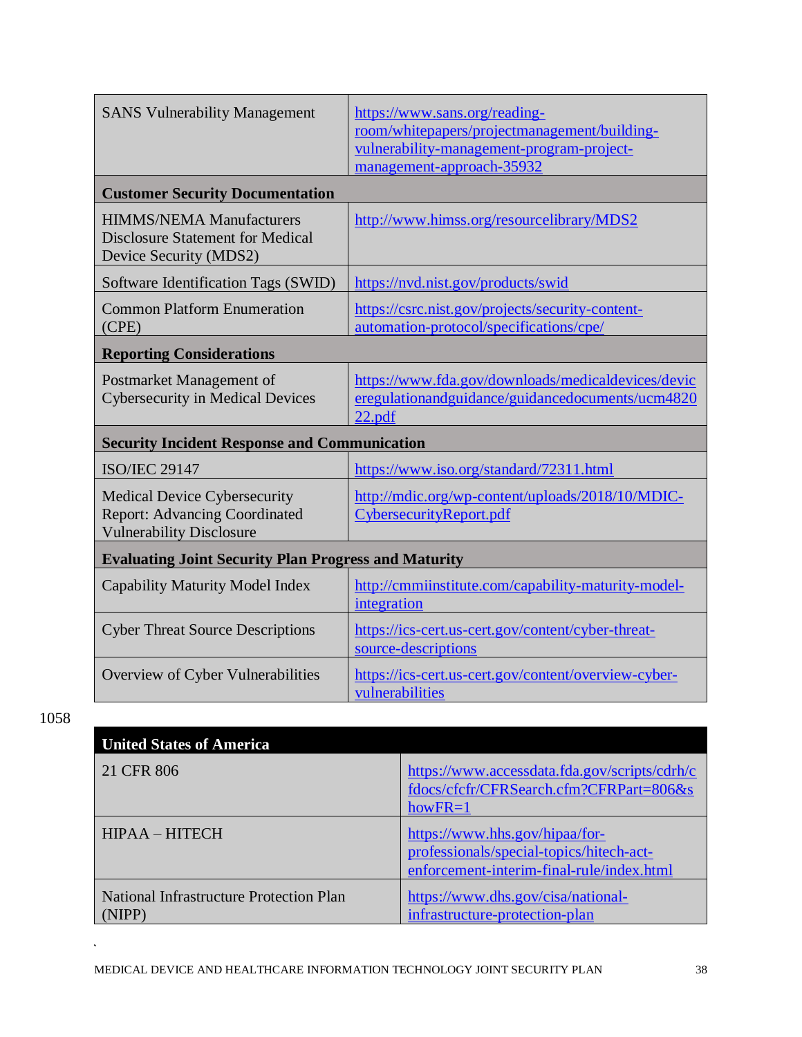| | |
|---|---|
| SANS Vulnerability Management | https://www.sans.org/reading-room/whitepapers/projectmanagement/building-vulnerability-management-program-project-management-approach-35932 |
| **Customer Security Documentation** | |
| HIMMS/NEMA Manufacturers Disclosure Statement for Medical Device Security (MDS2) | http://www.himss.org/resourcelibrary/MDS2 |
| Software Identification Tags (SWID) | https://nvd.nist.gov/products/swid |
| Common Platform Enumeration (CPE) | https://csrc.nist.gov/projects/security-content-automation-protocol/specifications/cpe/ |
| **Reporting Considerations** | |
| Postmarket Management of Cybersecurity in Medical Devices | https://www.fda.gov/downloads/medicaldevices/deviceregulationandguidance/guidancedocuments/ucm482022.pdf |
| **Security Incident Response and Communication** | |
| ISO/IEC 29147 | https://www.iso.org/standard/72311.html |
| Medical Device Cybersecurity Report: Advancing Coordinated Vulnerability Disclosure | http://mdic.org/wp-content/uploads/2018/10/MDIC-CybersecurityReport.pdf |
| **Evaluating Joint Security Plan Progress and Maturity** | |
| Capability Maturity Model Index | http://cmmiinstitute.com/capability-maturity-model-integration |
| Cyber Threat Source Descriptions | https://ics-cert.us-cert.gov/content/cyber-threat-source-descriptions |
| Overview of Cyber Vulnerabilities | https://ics-cert.us-cert.gov/content/overview-cyber-vulnerabilities |

1058

| **United States of America** | |
|---|---|
| 21 CFR 806 | https://www.accessdata.fda.gov/scripts/cdrh/cfdocs/cfcfr/CFRSearch.cfm?CFRPart=806&showFR=1 |
| HIPAA – HITECH | https://www.hhs.gov/hipaa/for-professionals/special-topics/hitech-act-enforcement-interim-final-rule/index.html |
| National Infrastructure Protection Plan (NIPP) | https://www.dhs.gov/cisa/national-infrastructure-protection-plan |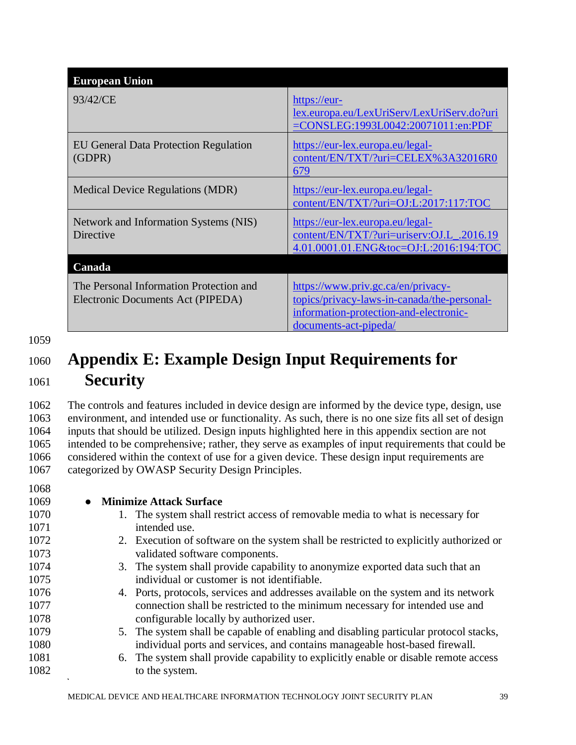| European Union | |
|---|---|
| 93/42/CE | https://eur-lex.europa.eu/LexUriServ/LexUriServ.do?uri=CONSLEG:1993L0042:20071011:en:PDF |
| EU General Data Protection Regulation (GDPR) | https://eur-lex.europa.eu/legal-content/EN/TXT/?uri=CELEX%3A32016R0679 |
| Medical Device Regulations (MDR) | https://eur-lex.europa.eu/legal-content/EN/TXT/?uri=OJ:L:2017:117:TOC |
| Network and Information Systems (NIS) Directive | https://eur-lex.europa.eu/legal-content/EN/TXT/?uri=uriserv:OJ.L_.2016.194.01.0001.01.ENG&toc=OJ:L:2016:194:TOC |
| **Canada** | |
| The Personal Information Protection and Electronic Documents Act (PIPEDA) | https://www.priv.gc.ca/en/privacy-topics/privacy-laws-in-canada/the-personal-information-protection-and-electronic-documents-act-pipeda/ |

# Appendix E: Example Design Input Requirements for Security

The controls and features included in device design are informed by the device type, design, use environment, and intended use or functionality. As such, there is no one size fits all set of design inputs that should be utilized. Design inputs highlighted here in this appendix section are not intended to be comprehensive; rather, they serve as examples of input requirements that could be considered within the context of use for a given device. These design input requirements are categorized by OWASP Security Design Principles.

- **Minimize Attack Surface**
  1. The system shall restrict access of removable media to what is necessary for intended use.
  2. Execution of software on the system shall be restricted to explicitly authorized or validated software components.
  3. The system shall provide capability to anonymize exported data such that an individual or customer is not identifiable.
  4. Ports, protocols, services and addresses available on the system and its network connection shall be restricted to the minimum necessary for intended use and configurable locally by authorized user.
  5. The system shall be capable of enabling and disabling particular protocol stacks, individual ports and services, and contains manageable host-based firewall.
  6. The system shall provide capability to explicitly enable or disable remote access to the system.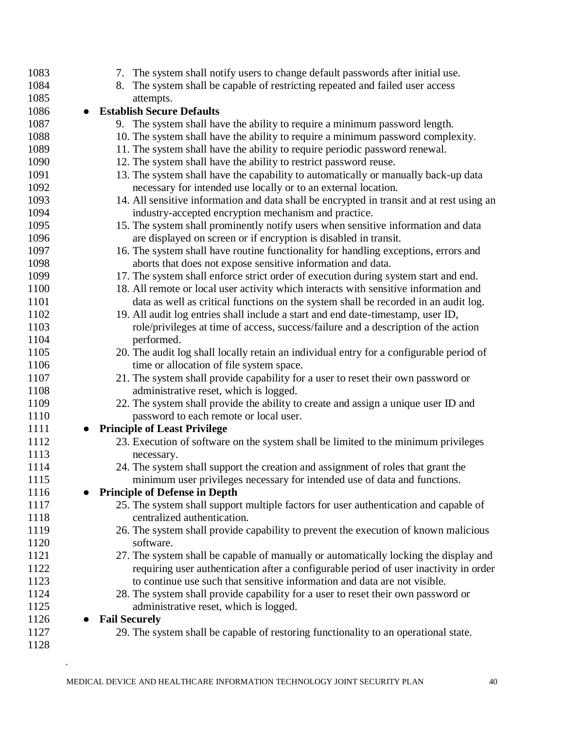7. The system shall notify users to change default passwords after initial use.
8. The system shall be capable of restricting repeated and failed user access attempts.

- **Establish Secure Defaults**

9. The system shall have the ability to require a minimum password length.
10. The system shall have the ability to require a minimum password complexity.
11. The system shall have the ability to require periodic password renewal.
12. The system shall have the ability to restrict password reuse.
13. The system shall have the capability to automatically or manually back-up data necessary for intended use locally or to an external location.
14. All sensitive information and data shall be encrypted in transit and at rest using an industry-accepted encryption mechanism and practice.
15. The system shall prominently notify users when sensitive information and data are displayed on screen or if encryption is disabled in transit.
16. The system shall have routine functionality for handling exceptions, errors and aborts that does not expose sensitive information and data.
17. The system shall enforce strict order of execution during system start and end.
18. All remote or local user activity which interacts with sensitive information and data as well as critical functions on the system shall be recorded in an audit log.
19. All audit log entries shall include a start and end date-timestamp, user ID, role/privileges at time of access, success/failure and a description of the action performed.
20. The audit log shall locally retain an individual entry for a configurable period of time or allocation of file system space.
21. The system shall provide capability for a user to reset their own password or administrative reset, which is logged.
22. The system shall provide the ability to create and assign a unique user ID and password to each remote or local user.

- **Principle of Least Privilege**

23. Execution of software on the system shall be limited to the minimum privileges necessary.
24. The system shall support the creation and assignment of roles that grant the minimum user privileges necessary for intended use of data and functions.

- **Principle of Defense in Depth**

25. The system shall support multiple factors for user authentication and capable of centralized authentication.
26. The system shall provide capability to prevent the execution of known malicious software.
27. The system shall be capable of manually or automatically locking the display and requiring user authentication after a configurable period of user inactivity in order to continue use such that sensitive information and data are not visible.
28. The system shall provide capability for a user to reset their own password or administrative reset, which is logged.

- **Fail Securely**

29. The system shall be capable of restoring functionality to an operational state.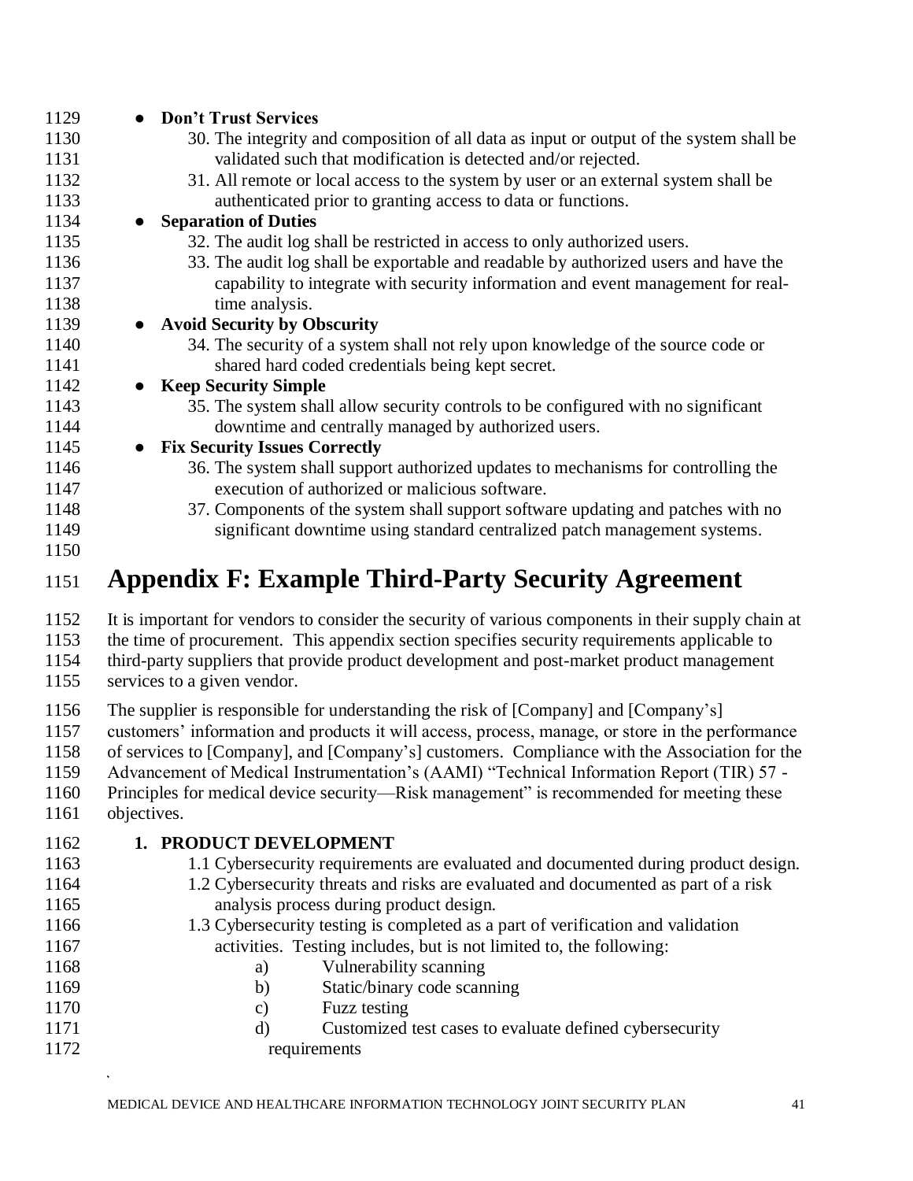- **Don't Trust Services**
  30. The integrity and composition of all data as input or output of the system shall be validated such that modification is detected and/or rejected.
  31. All remote or local access to the system by user or an external system shall be authenticated prior to granting access to data or functions.
- **Separation of Duties**
  32. The audit log shall be restricted in access to only authorized users.
  33. The audit log shall be exportable and readable by authorized users and have the capability to integrate with security information and event management for real-time analysis.
- **Avoid Security by Obscurity**
  34. The security of a system shall not rely upon knowledge of the source code or shared hard coded credentials being kept secret.
- **Keep Security Simple**
  35. The system shall allow security controls to be configured with no significant downtime and centrally managed by authorized users.
- **Fix Security Issues Correctly**
  36. The system shall support authorized updates to mechanisms for controlling the execution of authorized or malicious software.
  37. Components of the system shall support software updating and patches with no significant downtime using standard centralized patch management systems.

# Appendix F: Example Third-Party Security Agreement

It is important for vendors to consider the security of various components in their supply chain at the time of procurement. This appendix section specifies security requirements applicable to third-party suppliers that provide product development and post-market product management services to a given vendor.

The supplier is responsible for understanding the risk of [Company] and [Company's] customers' information and products it will access, process, manage, or store in the performance of services to [Company], and [Company's] customers. Compliance with the Association for the Advancement of Medical Instrumentation's (AAMI) "Technical Information Report (TIR) 57 - Principles for medical device security—Risk management" is recommended for meeting these objectives.

**1. PRODUCT DEVELOPMENT**

1.1 Cybersecurity requirements are evaluated and documented during product design.

1.2 Cybersecurity threats and risks are evaluated and documented as part of a risk analysis process during product design.

1.3 Cybersecurity testing is completed as a part of verification and validation activities. Testing includes, but is not limited to, the following:

a) Vulnerability scanning

b) Static/binary code scanning

c) Fuzz testing

d) Customized test cases to evaluate defined cybersecurity requirements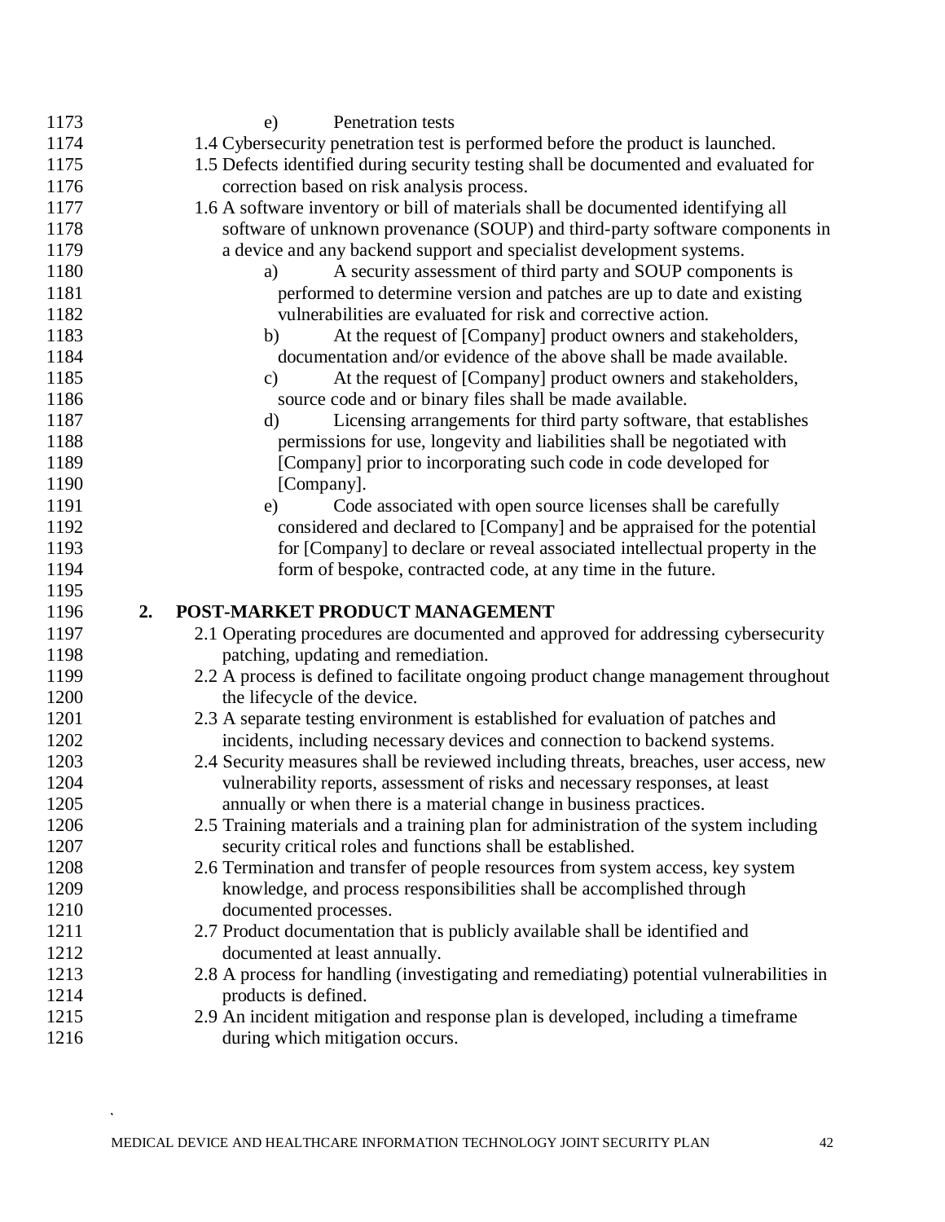e) Penetration tests

1.4 Cybersecurity penetration test is performed before the product is launched.

1.5 Defects identified during security testing shall be documented and evaluated for correction based on risk analysis process.

1.6 A software inventory or bill of materials shall be documented identifying all software of unknown provenance (SOUP) and third-party software components in a device and any backend support and specialist development systems.

   a) A security assessment of third party and SOUP components is performed to determine version and patches are up to date and existing vulnerabilities are evaluated for risk and corrective action.

   b) At the request of [Company] product owners and stakeholders, documentation and/or evidence of the above shall be made available.

   c) At the request of [Company] product owners and stakeholders, source code and or binary files shall be made available.

   d) Licensing arrangements for third party software, that establishes permissions for use, longevity and liabilities shall be negotiated with [Company] prior to incorporating such code in code developed for [Company].

   e) Code associated with open source licenses shall be carefully considered and declared to [Company] and be appraised for the potential for [Company] to declare or reveal associated intellectual property in the form of bespoke, contracted code, at any time in the future.

## 2. POST-MARKET PRODUCT MANAGEMENT

2.1 Operating procedures are documented and approved for addressing cybersecurity patching, updating and remediation.

2.2 A process is defined to facilitate ongoing product change management throughout the lifecycle of the device.

2.3 A separate testing environment is established for evaluation of patches and incidents, including necessary devices and connection to backend systems.

2.4 Security measures shall be reviewed including threats, breaches, user access, new vulnerability reports, assessment of risks and necessary responses, at least annually or when there is a material change in business practices.

2.5 Training materials and a training plan for administration of the system including security critical roles and functions shall be established.

2.6 Termination and transfer of people resources from system access, key system knowledge, and process responsibilities shall be accomplished through documented processes.

2.7 Product documentation that is publicly available shall be identified and documented at least annually.

2.8 A process for handling (investigating and remediating) potential vulnerabilities in products is defined.

2.9 An incident mitigation and response plan is developed, including a timeframe during which mitigation occurs.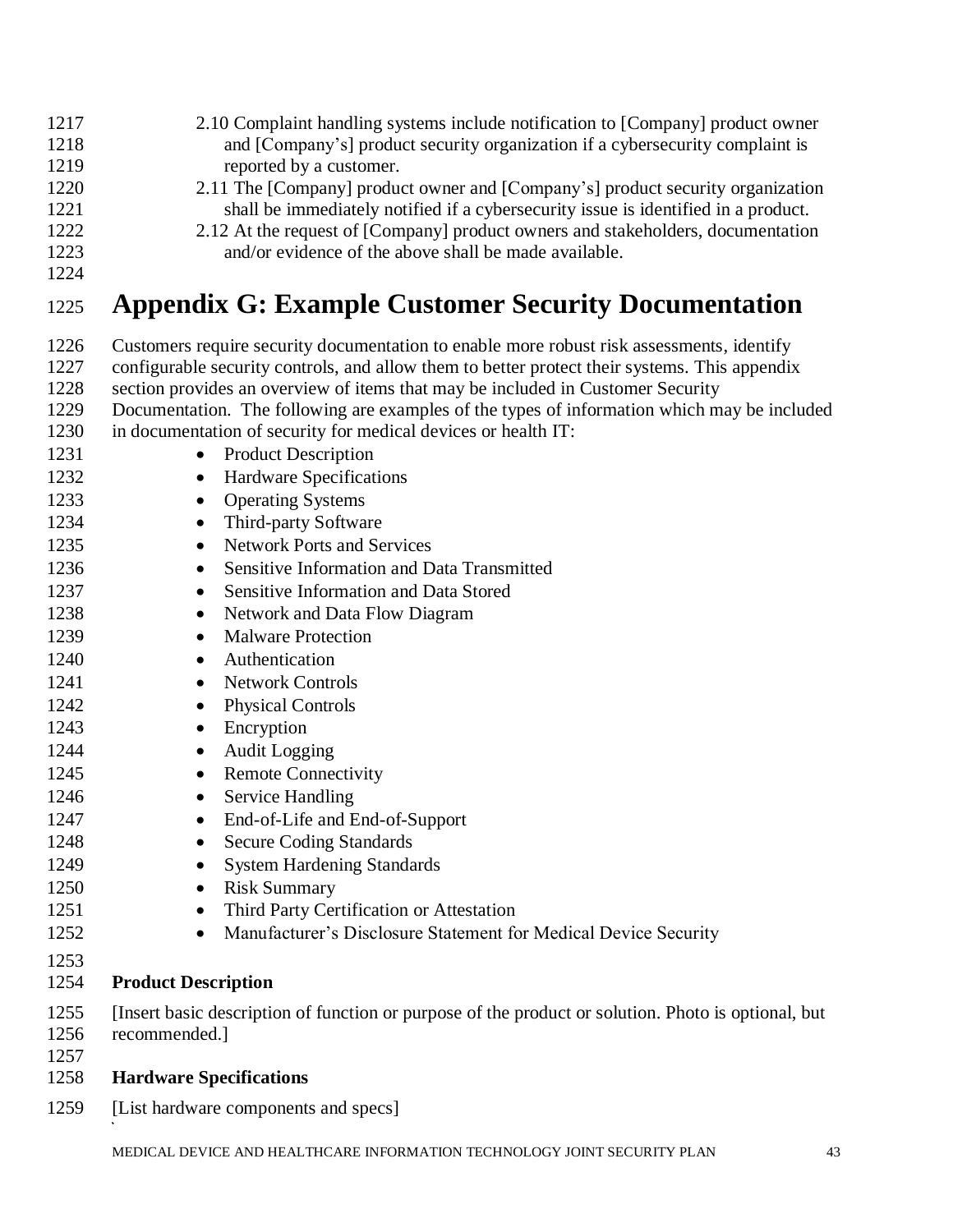2.10 Complaint handling systems include notification to [Company] product owner and [Company's] product security organization if a cybersecurity complaint is reported by a customer.

2.11 The [Company] product owner and [Company's] product security organization shall be immediately notified if a cybersecurity issue is identified in a product.

2.12 At the request of [Company] product owners and stakeholders, documentation and/or evidence of the above shall be made available.

# Appendix G: Example Customer Security Documentation

Customers require security documentation to enable more robust risk assessments, identify configurable security controls, and allow them to better protect their systems. This appendix section provides an overview of items that may be included in Customer Security Documentation. The following are examples of the types of information which may be included in documentation of security for medical devices or health IT:

- Product Description
- Hardware Specifications
- Operating Systems
- Third-party Software
- Network Ports and Services
- Sensitive Information and Data Transmitted
- Sensitive Information and Data Stored
- Network and Data Flow Diagram
- Malware Protection
- Authentication
- Network Controls
- Physical Controls
- Encryption
- Audit Logging
- Remote Connectivity
- Service Handling
- End-of-Life and End-of-Support
- Secure Coding Standards
- System Hardening Standards
- Risk Summary
- Third Party Certification or Attestation
- Manufacturer's Disclosure Statement for Medical Device Security

**Product Description**

[Insert basic description of function or purpose of the product or solution. Photo is optional, but recommended.]

**Hardware Specifications**

[List hardware components and specs]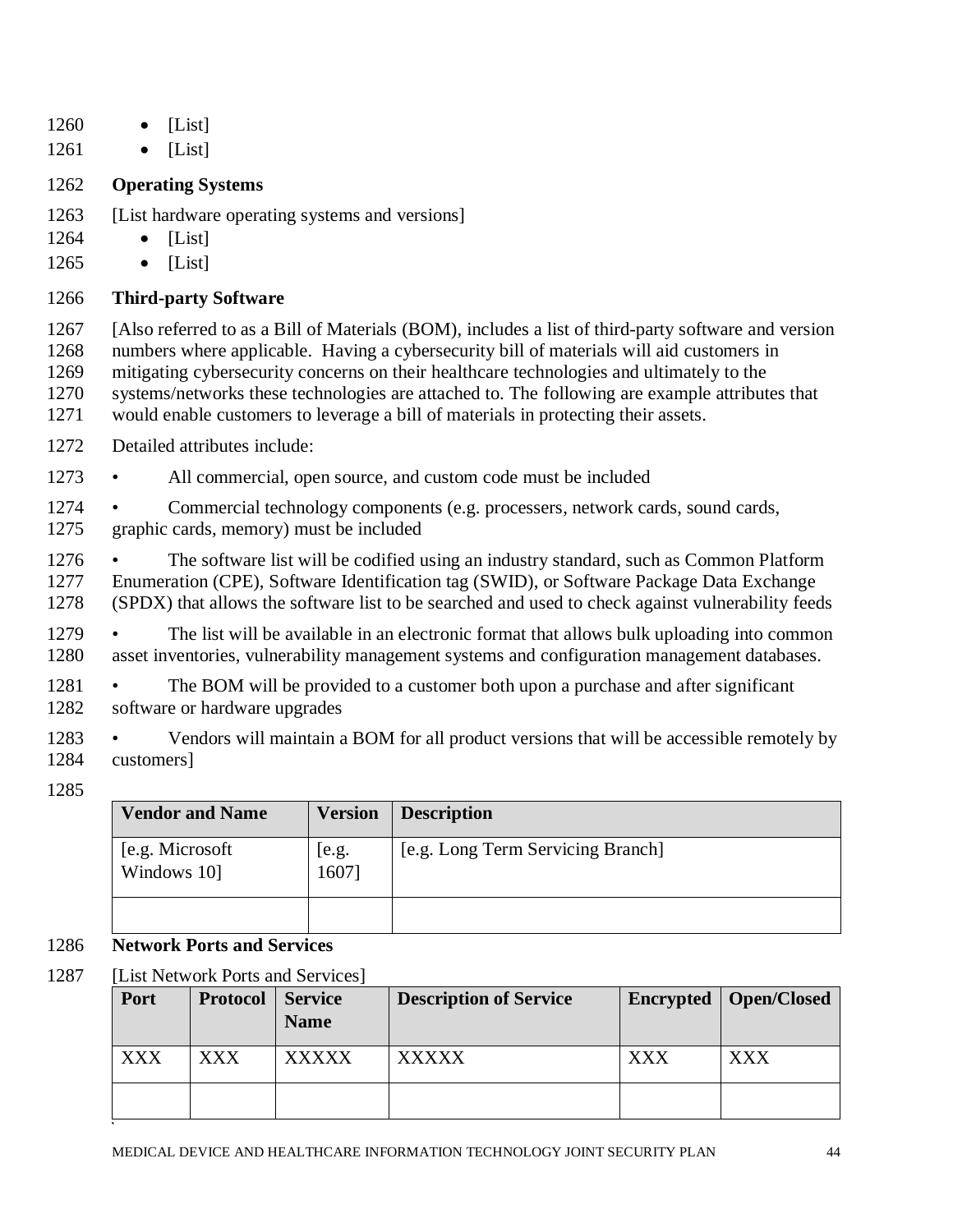- [List]
- [List]

**Operating Systems**

[List hardware operating systems and versions]

- [List]
- [List]

**Third-party Software**

[Also referred to as a Bill of Materials (BOM), includes a list of third-party software and version numbers where applicable. Having a cybersecurity bill of materials will aid customers in mitigating cybersecurity concerns on their healthcare technologies and ultimately to the systems/networks these technologies are attached to. The following are example attributes that would enable customers to leverage a bill of materials in protecting their assets.

Detailed attributes include:

- All commercial, open source, and custom code must be included
- Commercial technology components (e.g. processers, network cards, sound cards, graphic cards, memory) must be included
- The software list will be codified using an industry standard, such as Common Platform Enumeration (CPE), Software Identification tag (SWID), or Software Package Data Exchange (SPDX) that allows the software list to be searched and used to check against vulnerability feeds
- The list will be available in an electronic format that allows bulk uploading into common asset inventories, vulnerability management systems and configuration management databases.
- The BOM will be provided to a customer both upon a purchase and after significant software or hardware upgrades
- Vendors will maintain a BOM for all product versions that will be accessible remotely by customers]

| Vendor and Name | Version | Description |
|---|---|---|
| [e.g. Microsoft Windows 10] | [e.g. 1607] | [e.g. Long Term Servicing Branch] |
| | | |

**Network Ports and Services**

[List Network Ports and Services]

| Port | Protocol | Service Name | Description of Service | Encrypted | Open/Closed |
|---|---|---|---|---|---|
| XXX | XXX | XXXXX | XXXXX | XXX | XXX |
| | | | | | |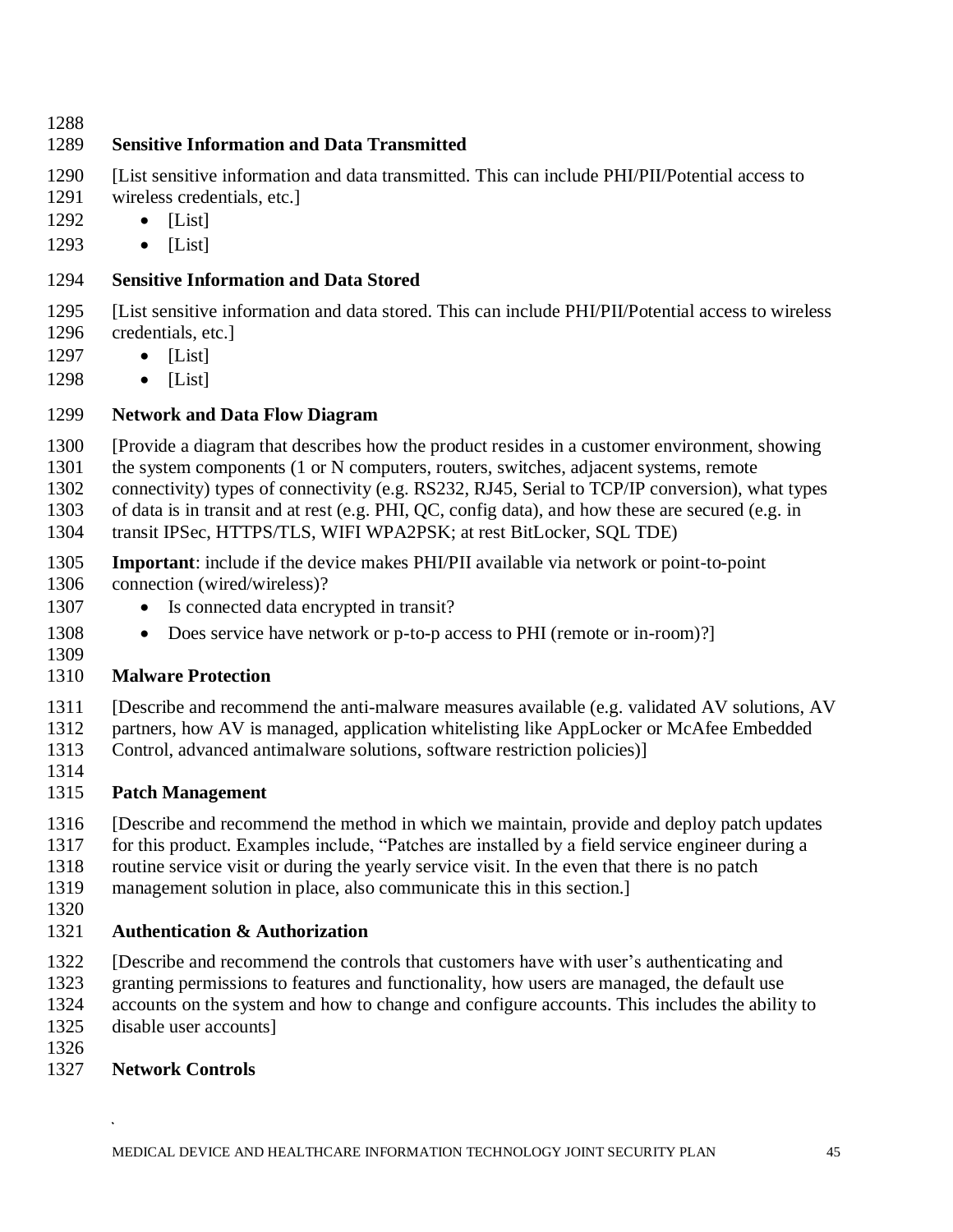**Sensitive Information and Data Transmitted**

[List sensitive information and data transmitted. This can include PHI/PII/Potential access to wireless credentials, etc.]

- [List]
- [List]

**Sensitive Information and Data Stored**

[List sensitive information and data stored. This can include PHI/PII/Potential access to wireless credentials, etc.]

- [List]
- [List]

**Network and Data Flow Diagram**

[Provide a diagram that describes how the product resides in a customer environment, showing the system components (1 or N computers, routers, switches, adjacent systems, remote connectivity) types of connectivity (e.g. RS232, RJ45, Serial to TCP/IP conversion), what types of data is in transit and at rest (e.g. PHI, QC, config data), and how these are secured (e.g. in transit IPSec, HTTPS/TLS, WIFI WPA2PSK; at rest BitLocker, SQL TDE)

**Important**: include if the device makes PHI/PII available via network or point-to-point connection (wired/wireless)?

- Is connected data encrypted in transit?
- Does service have network or p-to-p access to PHI (remote or in-room)?]

**Malware Protection**

[Describe and recommend the anti-malware measures available (e.g. validated AV solutions, AV partners, how AV is managed, application whitelisting like AppLocker or McAfee Embedded Control, advanced antimalware solutions, software restriction policies)]

**Patch Management**

[Describe and recommend the method in which we maintain, provide and deploy patch updates for this product. Examples include, "Patches are installed by a field service engineer during a routine service visit or during the yearly service visit. In the even that there is no patch management solution in place, also communicate this in this section.]

**Authentication & Authorization**

[Describe and recommend the controls that customers have with user's authenticating and granting permissions to features and functionality, how users are managed, the default use accounts on the system and how to change and configure accounts. This includes the ability to disable user accounts]

**Network Controls**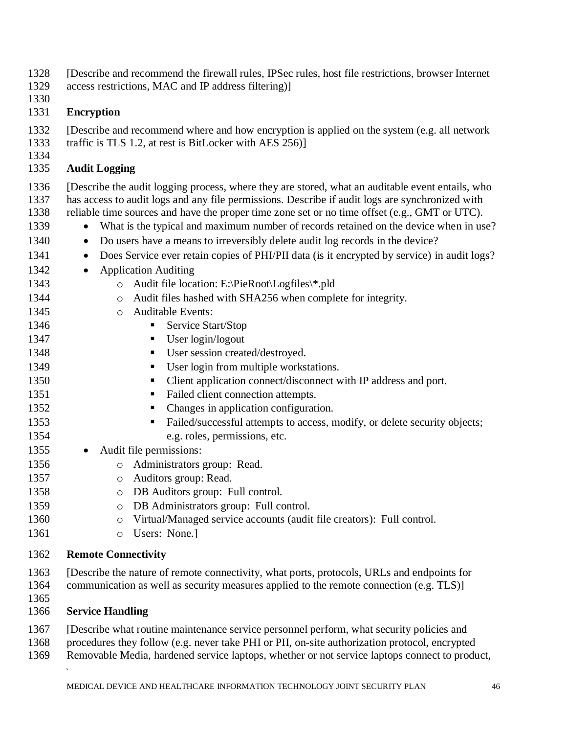[Describe and recommend the firewall rules, IPSec rules, host file restrictions, browser Internet access restrictions, MAC and IP address filtering)]

### Encryption

[Describe and recommend where and how encryption is applied on the system (e.g. all network traffic is TLS 1.2, at rest is BitLocker with AES 256)]

### Audit Logging

[Describe the audit logging process, where they are stored, what an auditable event entails, who has access to audit logs and any file permissions. Describe if audit logs are synchronized with reliable time sources and have the proper time zone set or no time offset (e.g., GMT or UTC).

- What is the typical and maximum number of records retained on the device when in use?
- Do users have a means to irreversibly delete audit log records in the device?
- Does Service ever retain copies of PHI/PII data (is it encrypted by service) in audit logs?
- Application Auditing
    - Audit file location: E:\PieRoot\Logfiles\*.pld
    - Audit files hashed with SHA256 when complete for integrity.
    - Auditable Events:
        - Service Start/Stop
        - User login/logout
        - User session created/destroyed.
        - User login from multiple workstations.
        - Client application connect/disconnect with IP address and port.
        - Failed client connection attempts.
        - Changes in application configuration.
        - Failed/successful attempts to access, modify, or delete security objects; e.g. roles, permissions, etc.
- Audit file permissions:
    - Administrators group: Read.
    - Auditors group: Read.
    - DB Auditors group: Full control.
    - DB Administrators group: Full control.
    - Virtual/Managed service accounts (audit file creators): Full control.
    - Users: None.]

### Remote Connectivity

[Describe the nature of remote connectivity, what ports, protocols, URLs and endpoints for communication as well as security measures applied to the remote connection (e.g. TLS)]

### Service Handling

[Describe what routine maintenance service personnel perform, what security policies and procedures they follow (e.g. never take PHI or PII, on-site authorization protocol, encrypted Removable Media, hardened service laptops, whether or not service laptops connect to product,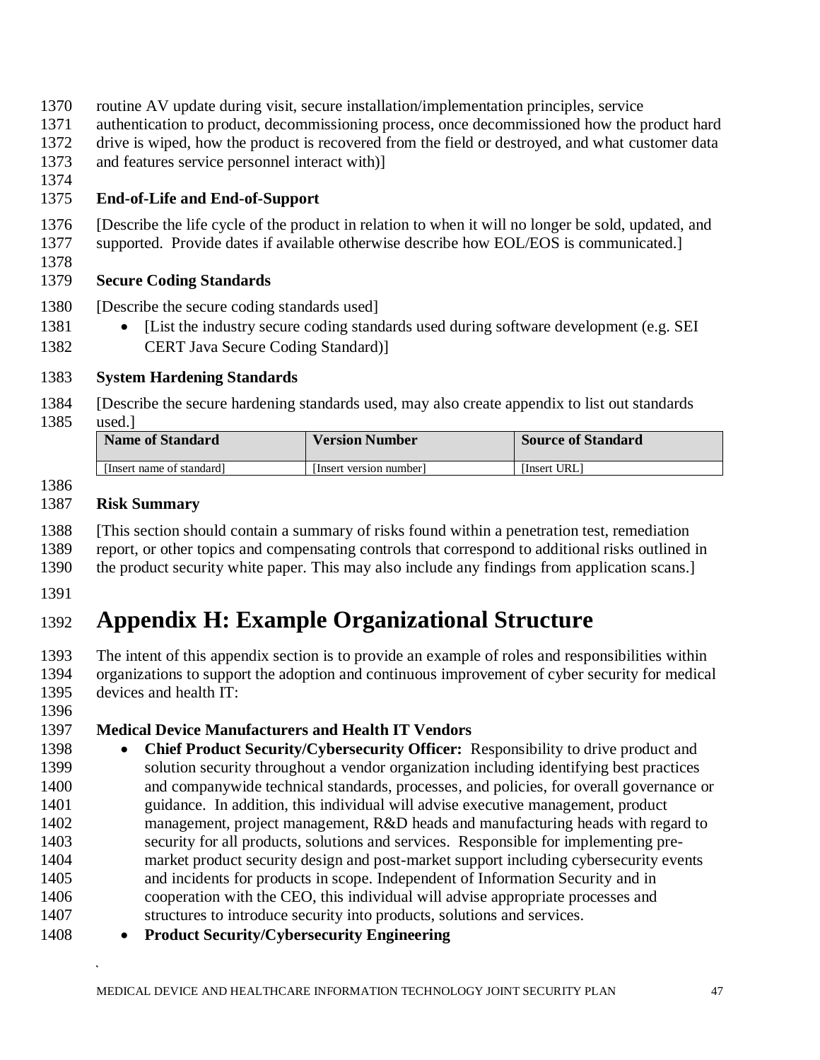routine AV update during visit, secure installation/implementation principles, service authentication to product, decommissioning process, once decommissioned how the product hard drive is wiped, how the product is recovered from the field or destroyed, and what customer data and features service personnel interact with)]

**End-of-Life and End-of-Support**

[Describe the life cycle of the product in relation to when it will no longer be sold, updated, and supported. Provide dates if available otherwise describe how EOL/EOS is communicated.]

**Secure Coding Standards**

[Describe the secure coding standards used]

- [List the industry secure coding standards used during software development (e.g. SEI CERT Java Secure Coding Standard)]

**System Hardening Standards**

[Describe the secure hardening standards used, may also create appendix to list out standards used.]

| Name of Standard | Version Number | Source of Standard |
| --- | --- | --- |
| [Insert name of standard] | [Insert version number] | [Insert URL] |

**Risk Summary**

[This section should contain a summary of risks found within a penetration test, remediation report, or other topics and compensating controls that correspond to additional risks outlined in the product security white paper. This may also include any findings from application scans.]

# Appendix H: Example Organizational Structure

The intent of this appendix section is to provide an example of roles and responsibilities within organizations to support the adoption and continuous improvement of cyber security for medical devices and health IT:

**Medical Device Manufacturers and Health IT Vendors**

- **Chief Product Security/Cybersecurity Officer:** Responsibility to drive product and solution security throughout a vendor organization including identifying best practices and companywide technical standards, processes, and policies, for overall governance or guidance. In addition, this individual will advise executive management, product management, project management, R&D heads and manufacturing heads with regard to security for all products, solutions and services. Responsible for implementing pre-market product security design and post-market support including cybersecurity events and incidents for products in scope. Independent of Information Security and in cooperation with the CEO, this individual will advise appropriate processes and structures to introduce security into products, solutions and services.
- **Product Security/Cybersecurity Engineering**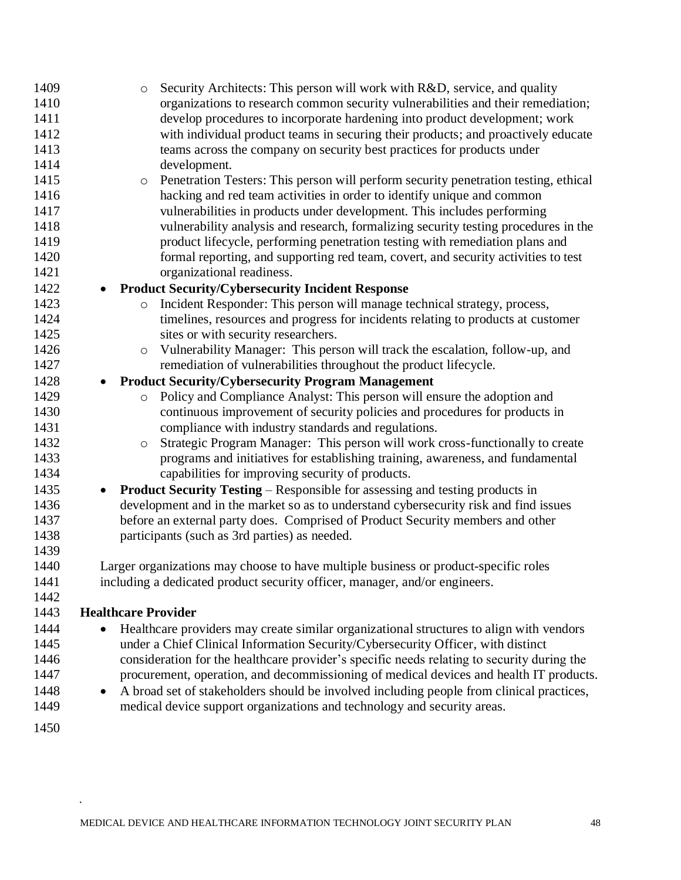- Security Architects: This person will work with R&D, service, and quality organizations to research common security vulnerabilities and their remediation; develop procedures to incorporate hardening into product development; work with individual product teams in securing their products; and proactively educate teams across the company on security best practices for products under development.
    - Penetration Testers: This person will perform security penetration testing, ethical hacking and red team activities in order to identify unique and common vulnerabilities in products under development. This includes performing vulnerability analysis and research, formalizing security testing procedures in the product lifecycle, performing penetration testing with remediation plans and formal reporting, and supporting red team, covert, and security activities to test organizational readiness.
- **Product Security/Cybersecurity Incident Response**
    - Incident Responder: This person will manage technical strategy, process, timelines, resources and progress for incidents relating to products at customer sites or with security researchers.
    - Vulnerability Manager: This person will track the escalation, follow-up, and remediation of vulnerabilities throughout the product lifecycle.
- **Product Security/Cybersecurity Program Management**
    - Policy and Compliance Analyst: This person will ensure the adoption and continuous improvement of security policies and procedures for products in compliance with industry standards and regulations.
    - Strategic Program Manager: This person will work cross-functionally to create programs and initiatives for establishing training, awareness, and fundamental capabilities for improving security of products.
- **Product Security Testing** – Responsible for assessing and testing products in development and in the market so as to understand cybersecurity risk and find issues before an external party does. Comprised of Product Security members and other participants (such as 3rd parties) as needed.

Larger organizations may choose to have multiple business or product-specific roles including a dedicated product security officer, manager, and/or engineers.

**Healthcare Provider**

- Healthcare providers may create similar organizational structures to align with vendors under a Chief Clinical Information Security/Cybersecurity Officer, with distinct consideration for the healthcare provider's specific needs relating to security during the procurement, operation, and decommissioning of medical devices and health IT products.
- A broad set of stakeholders should be involved including people from clinical practices, medical device support organizations and technology and security areas.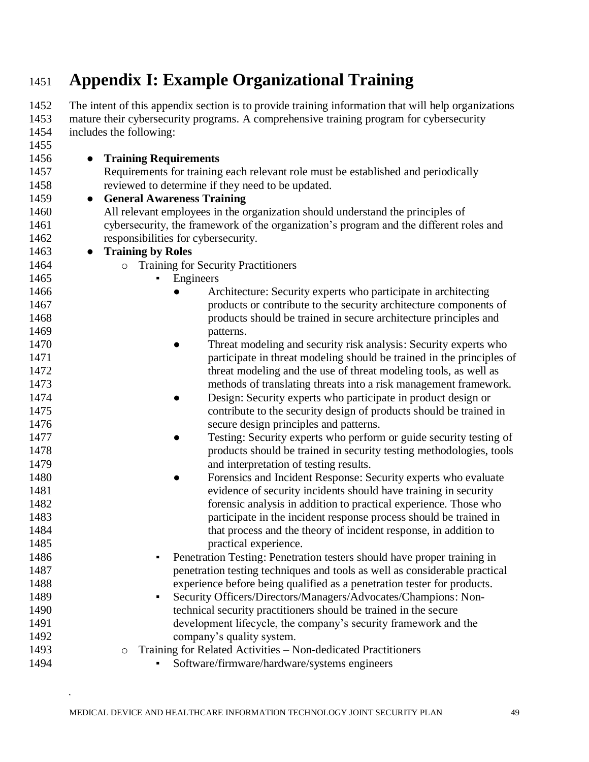# Appendix I: Example Organizational Training

The intent of this appendix section is to provide training information that will help organizations mature their cybersecurity programs. A comprehensive training program for cybersecurity includes the following:

- **Training Requirements**
  Requirements for training each relevant role must be established and periodically reviewed to determine if they need to be updated.
- **General Awareness Training**
  All relevant employees in the organization should understand the principles of cybersecurity, the framework of the organization's program and the different roles and responsibilities for cybersecurity.
- **Training by Roles**
  - Training for Security Practitioners
    - Engineers
      - Architecture: Security experts who participate in architecting products or contribute to the security architecture components of products should be trained in secure architecture principles and patterns.
      - Threat modeling and security risk analysis: Security experts who participate in threat modeling should be trained in the principles of threat modeling and the use of threat modeling tools, as well as methods of translating threats into a risk management framework.
      - Design: Security experts who participate in product design or contribute to the security design of products should be trained in secure design principles and patterns.
      - Testing: Security experts who perform or guide security testing of products should be trained in security testing methodologies, tools and interpretation of testing results.
      - Forensics and Incident Response: Security experts who evaluate evidence of security incidents should have training in security forensic analysis in addition to practical experience. Those who participate in the incident response process should be trained in that process and the theory of incident response, in addition to practical experience.
    - Penetration Testing: Penetration testers should have proper training in penetration testing techniques and tools as well as considerable practical experience before being qualified as a penetration tester for products.
    - Security Officers/Directors/Managers/Advocates/Champions: Non-technical security practitioners should be trained in the secure development lifecycle, the company's security framework and the company's quality system.
  - Training for Related Activities – Non-dedicated Practitioners
    - Software/firmware/hardware/systems engineers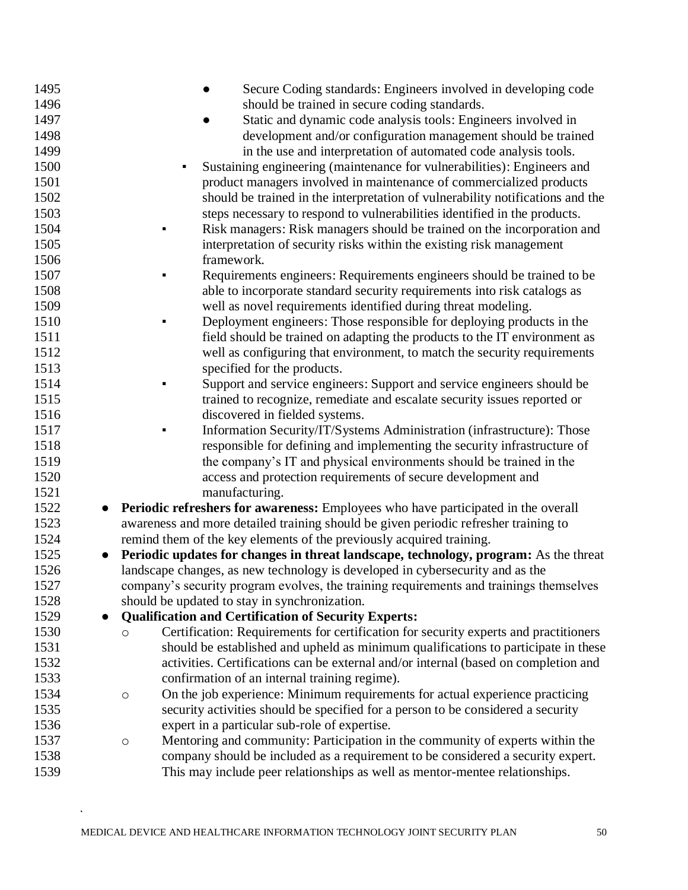- Secure Coding standards: Engineers involved in developing code should be trained in secure coding standards.
            - Static and dynamic code analysis tools: Engineers involved in development and/or configuration management should be trained in the use and interpretation of automated code analysis tools.
        - Sustaining engineering (maintenance for vulnerabilities): Engineers and product managers involved in maintenance of commercialized products should be trained in the interpretation of vulnerability notifications and the steps necessary to respond to vulnerabilities identified in the products.
        - Risk managers: Risk managers should be trained on the incorporation and interpretation of security risks within the existing risk management framework.
        - Requirements engineers: Requirements engineers should be trained to be able to incorporate standard security requirements into risk catalogs as well as novel requirements identified during threat modeling.
        - Deployment engineers: Those responsible for deploying products in the field should be trained on adapting the products to the IT environment as well as configuring that environment, to match the security requirements specified for the products.
        - Support and service engineers: Support and service engineers should be trained to recognize, remediate and escalate security issues reported or discovered in fielded systems.
        - Information Security/IT/Systems Administration (infrastructure): Those responsible for defining and implementing the security infrastructure of the company's IT and physical environments should be trained in the access and protection requirements of secure development and manufacturing.
- **Periodic refreshers for awareness:** Employees who have participated in the overall awareness and more detailed training should be given periodic refresher training to remind them of the key elements of the previously acquired training.
- **Periodic updates for changes in threat landscape, technology, program:** As the threat landscape changes, as new technology is developed in cybersecurity and as the company's security program evolves, the training requirements and trainings themselves should be updated to stay in synchronization.
- **Qualification and Certification of Security Experts:**
    - Certification: Requirements for certification for security experts and practitioners should be established and upheld as minimum qualifications to participate in these activities. Certifications can be external and/or internal (based on completion and confirmation of an internal training regime).
    - On the job experience: Minimum requirements for actual experience practicing security activities should be specified for a person to be considered a security expert in a particular sub-role of expertise.
    - Mentoring and community: Participation in the community of experts within the company should be included as a requirement to be considered a security expert. This may include peer relationships as well as mentor-mentee relationships.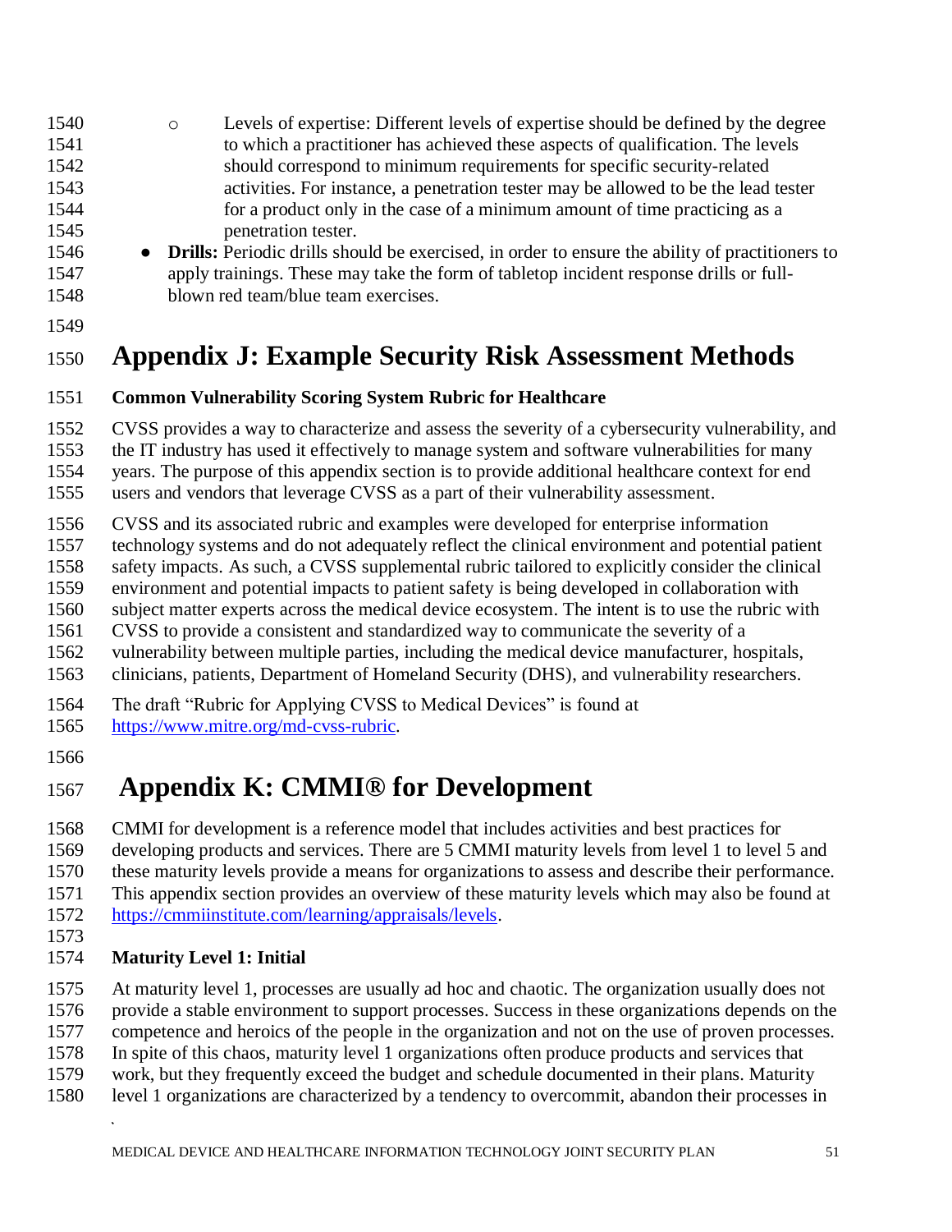- Levels of expertise: Different levels of expertise should be defined by the degree to which a practitioner has achieved these aspects of qualification. The levels should correspond to minimum requirements for specific security-related activities. For instance, a penetration tester may be allowed to be the lead tester for a product only in the case of a minimum amount of time practicing as a penetration tester.
- **Drills:** Periodic drills should be exercised, in order to ensure the ability of practitioners to apply trainings. These may take the form of tabletop incident response drills or full-blown red team/blue team exercises.

# Appendix J: Example Security Risk Assessment Methods

**Common Vulnerability Scoring System Rubric for Healthcare**

CVSS provides a way to characterize and assess the severity of a cybersecurity vulnerability, and the IT industry has used it effectively to manage system and software vulnerabilities for many years. The purpose of this appendix section is to provide additional healthcare context for end users and vendors that leverage CVSS as a part of their vulnerability assessment.

CVSS and its associated rubric and examples were developed for enterprise information technology systems and do not adequately reflect the clinical environment and potential patient safety impacts. As such, a CVSS supplemental rubric tailored to explicitly consider the clinical environment and potential impacts to patient safety is being developed in collaboration with subject matter experts across the medical device ecosystem. The intent is to use the rubric with CVSS to provide a consistent and standardized way to communicate the severity of a vulnerability between multiple parties, including the medical device manufacturer, hospitals, clinicians, patients, Department of Homeland Security (DHS), and vulnerability researchers.

The draft "Rubric for Applying CVSS to Medical Devices" is found at https://www.mitre.org/md-cvss-rubric.

# Appendix K: CMMI® for Development

CMMI for development is a reference model that includes activities and best practices for developing products and services. There are 5 CMMI maturity levels from level 1 to level 5 and these maturity levels provide a means for organizations to assess and describe their performance. This appendix section provides an overview of these maturity levels which may also be found at https://cmmiinstitute.com/learning/appraisals/levels.

**Maturity Level 1: Initial**

At maturity level 1, processes are usually ad hoc and chaotic. The organization usually does not provide a stable environment to support processes. Success in these organizations depends on the competence and heroics of the people in the organization and not on the use of proven processes. In spite of this chaos, maturity level 1 organizations often produce products and services that work, but they frequently exceed the budget and schedule documented in their plans. Maturity level 1 organizations are characterized by a tendency to overcommit, abandon their processes in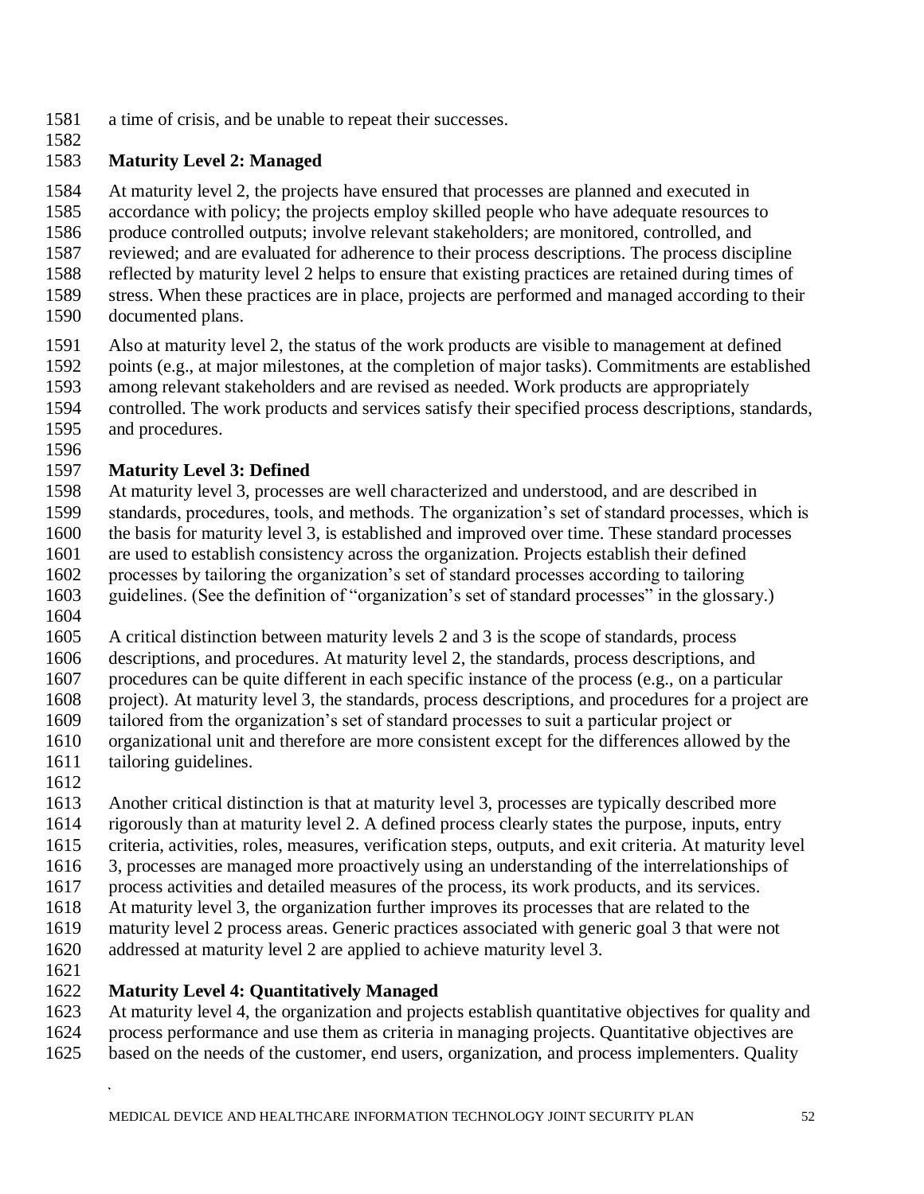a time of crisis, and be unable to repeat their successes.

**Maturity Level 2: Managed**

At maturity level 2, the projects have ensured that processes are planned and executed in accordance with policy; the projects employ skilled people who have adequate resources to produce controlled outputs; involve relevant stakeholders; are monitored, controlled, and reviewed; and are evaluated for adherence to their process descriptions. The process discipline reflected by maturity level 2 helps to ensure that existing practices are retained during times of stress. When these practices are in place, projects are performed and managed according to their documented plans.

Also at maturity level 2, the status of the work products are visible to management at defined points (e.g., at major milestones, at the completion of major tasks). Commitments are established among relevant stakeholders and are revised as needed. Work products are appropriately controlled. The work products and services satisfy their specified process descriptions, standards, and procedures.

**Maturity Level 3: Defined**

At maturity level 3, processes are well characterized and understood, and are described in standards, procedures, tools, and methods. The organization's set of standard processes, which is the basis for maturity level 3, is established and improved over time. These standard processes are used to establish consistency across the organization. Projects establish their defined processes by tailoring the organization's set of standard processes according to tailoring guidelines. (See the definition of "organization's set of standard processes" in the glossary.)

A critical distinction between maturity levels 2 and 3 is the scope of standards, process descriptions, and procedures. At maturity level 2, the standards, process descriptions, and procedures can be quite different in each specific instance of the process (e.g., on a particular project). At maturity level 3, the standards, process descriptions, and procedures for a project are tailored from the organization's set of standard processes to suit a particular project or organizational unit and therefore are more consistent except for the differences allowed by the tailoring guidelines.

Another critical distinction is that at maturity level 3, processes are typically described more rigorously than at maturity level 2. A defined process clearly states the purpose, inputs, entry criteria, activities, roles, measures, verification steps, outputs, and exit criteria. At maturity level 3, processes are managed more proactively using an understanding of the interrelationships of process activities and detailed measures of the process, its work products, and its services. At maturity level 3, the organization further improves its processes that are related to the maturity level 2 process areas. Generic practices associated with generic goal 3 that were not addressed at maturity level 2 are applied to achieve maturity level 3.

**Maturity Level 4: Quantitatively Managed**

At maturity level 4, the organization and projects establish quantitative objectives for quality and process performance and use them as criteria in managing projects. Quantitative objectives are based on the needs of the customer, end users, organization, and process implementers. Quality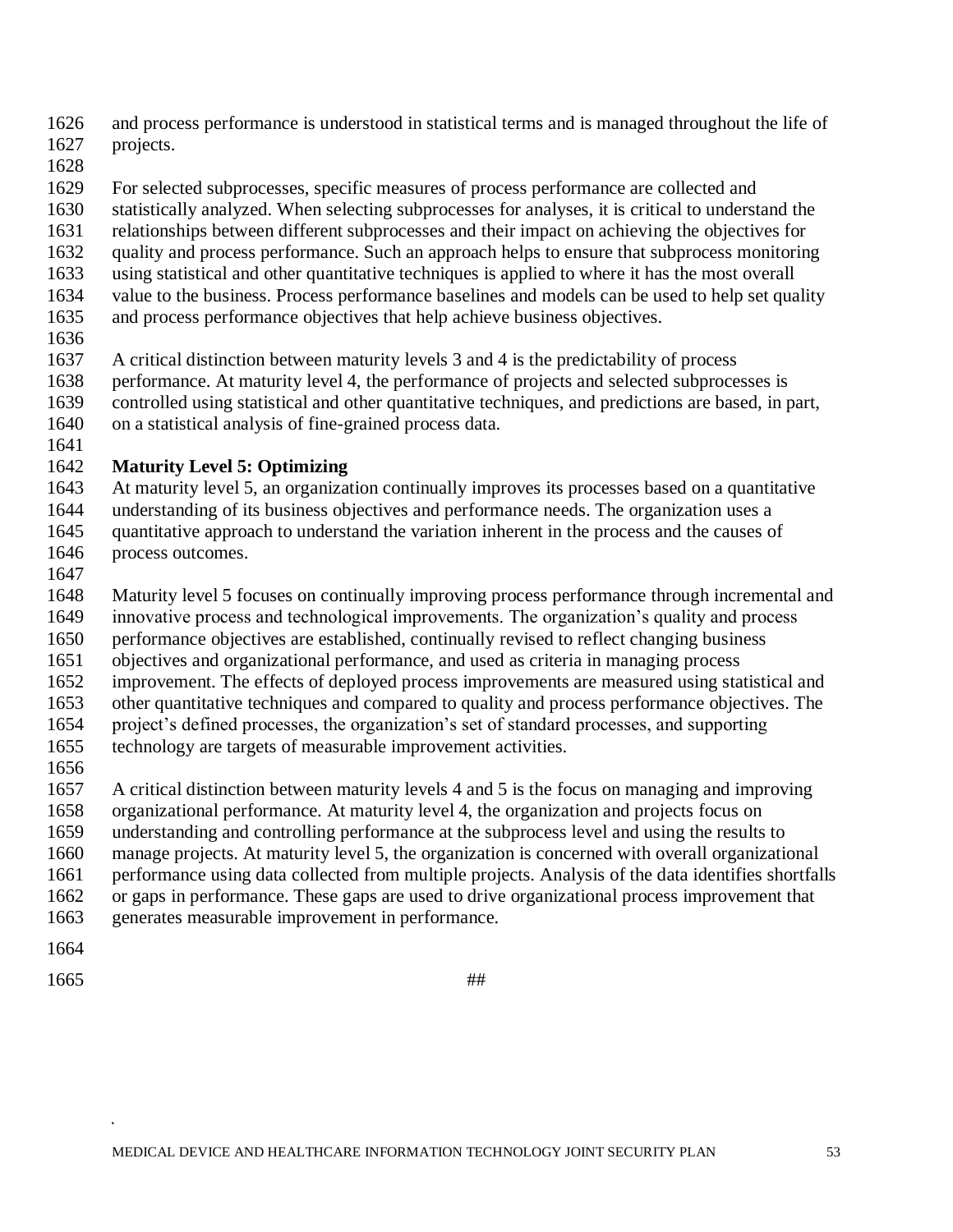and process performance is understood in statistical terms and is managed throughout the life of projects.

For selected subprocesses, specific measures of process performance are collected and statistically analyzed. When selecting subprocesses for analyses, it is critical to understand the relationships between different subprocesses and their impact on achieving the objectives for quality and process performance. Such an approach helps to ensure that subprocess monitoring using statistical and other quantitative techniques is applied to where it has the most overall value to the business. Process performance baselines and models can be used to help set quality and process performance objectives that help achieve business objectives.

A critical distinction between maturity levels 3 and 4 is the predictability of process performance. At maturity level 4, the performance of projects and selected subprocesses is controlled using statistical and other quantitative techniques, and predictions are based, in part, on a statistical analysis of fine-grained process data.

**Maturity Level 5: Optimizing**

At maturity level 5, an organization continually improves its processes based on a quantitative understanding of its business objectives and performance needs. The organization uses a quantitative approach to understand the variation inherent in the process and the causes of process outcomes.

Maturity level 5 focuses on continually improving process performance through incremental and innovative process and technological improvements. The organization's quality and process performance objectives are established, continually revised to reflect changing business objectives and organizational performance, and used as criteria in managing process improvement. The effects of deployed process improvements are measured using statistical and other quantitative techniques and compared to quality and process performance objectives. The project's defined processes, the organization's set of standard processes, and supporting technology are targets of measurable improvement activities.

A critical distinction between maturity levels 4 and 5 is the focus on managing and improving organizational performance. At maturity level 4, the organization and projects focus on understanding and controlling performance at the subprocess level and using the results to manage projects. At maturity level 5, the organization is concerned with overall organizational performance using data collected from multiple projects. Analysis of the data identifies shortfalls or gaps in performance. These gaps are used to drive organizational process improvement that generates measurable improvement in performance.

##